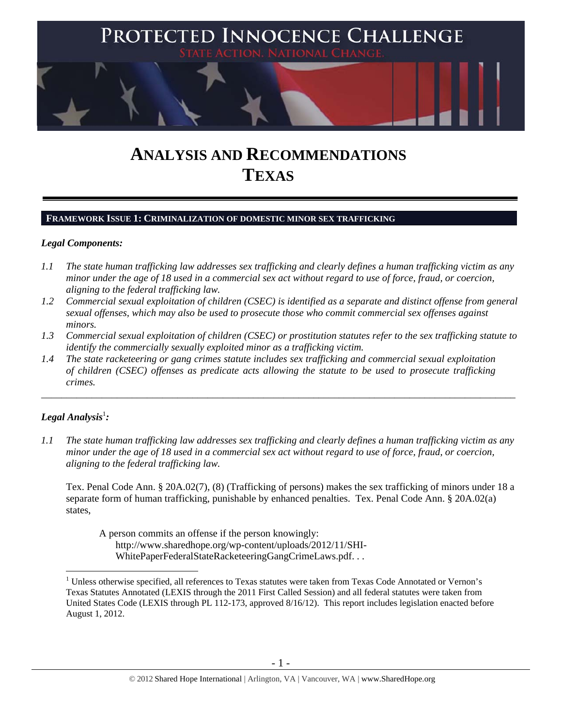# PROTECTED INNOCENCE CHALLENGE

STATE ACTION. NATIONAL CHANGE.

# ANALYSIS AND RECOMMENDATIONS
# TEXAS

## FRAMEWORK ISSUE 1: CRIMINALIZATION OF DOMESTIC MINOR SEX TRAFFICKING

### *Legal Components:*

*1.1 The state human trafficking law addresses sex trafficking and clearly defines a human trafficking victim as any minor under the age of 18 used in a commercial sex act without regard to use of force, fraud, or coercion, aligning to the federal trafficking law.*

*1.2 Commercial sexual exploitation of children (CSEC) is identified as a separate and distinct offense from general sexual offenses, which may also be used to prosecute those who commit commercial sex offenses against minors.*

*1.3 Commercial sexual exploitation of children (CSEC) or prostitution statutes refer to the sex trafficking statute to identify the commercially sexually exploited minor as a trafficking victim.*

*1.4 The state racketeering or gang crimes statute includes sex trafficking and commercial sexual exploitation of children (CSEC) offenses as predicate acts allowing the statute to be used to prosecute trafficking crimes.*

---

### *Legal Analysis*[1]*:*

*1.1 The state human trafficking law addresses sex trafficking and clearly defines a human trafficking victim as any minor under the age of 18 used in a commercial sex act without regard to use of force, fraud, or coercion, aligning to the federal trafficking law.*

Tex. Penal Code Ann. § 20A.02(7), (8) (Trafficking of persons) makes the sex trafficking of minors under 18 a separate form of human trafficking, punishable by enhanced penalties. Tex. Penal Code Ann. § 20A.02(a) states,

> A person commits an offense if the person knowingly:
> http://www.sharedhope.org/wp-content/uploads/2012/11/SHI-WhitePaperFederalStateRacketeeringGangCrimeLaws.pdf. . .

[1] Unless otherwise specified, all references to Texas statutes were taken from Texas Code Annotated or Vernon's Texas Statutes Annotated (LEXIS through the 2011 First Called Session) and all federal statutes were taken from United States Code (LEXIS through PL 112-173, approved 8/16/12). This report includes legislation enacted before August 1, 2012.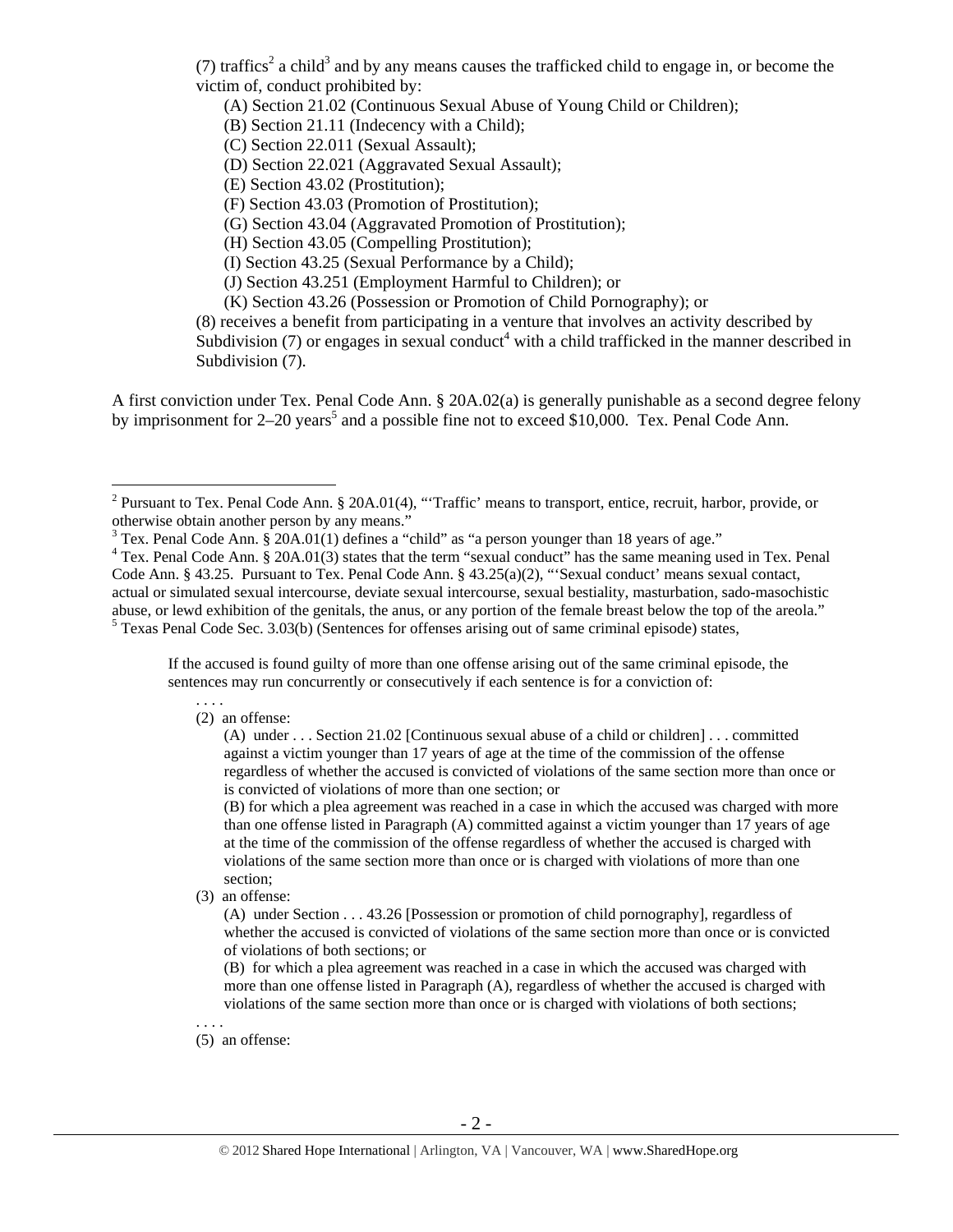(7) traffics[2] a child[3] and by any means causes the trafficked child to engage in, or become the victim of, conduct prohibited by:

(A) Section 21.02 (Continuous Sexual Abuse of Young Child or Children);
(B) Section 21.11 (Indecency with a Child);
(C) Section 22.011 (Sexual Assault);
(D) Section 22.021 (Aggravated Sexual Assault);
(E) Section 43.02 (Prostitution);
(F) Section 43.03 (Promotion of Prostitution);
(G) Section 43.04 (Aggravated Promotion of Prostitution);
(H) Section 43.05 (Compelling Prostitution);
(I) Section 43.25 (Sexual Performance by a Child);
(J) Section 43.251 (Employment Harmful to Children); or
(K) Section 43.26 (Possession or Promotion of Child Pornography); or

(8) receives a benefit from participating in a venture that involves an activity described by Subdivision (7) or engages in sexual conduct[4] with a child trafficked in the manner described in Subdivision (7).

A first conviction under Tex. Penal Code Ann. § 20A.02(a) is generally punishable as a second degree felony by imprisonment for 2–20 years[5] and a possible fine not to exceed $10,000. Tex. Penal Code Ann.

---

[2] Pursuant to Tex. Penal Code Ann. § 20A.01(4), "'Traffic' means to transport, entice, recruit, harbor, provide, or otherwise obtain another person by any means."

[3] Tex. Penal Code Ann. § 20A.01(1) defines a "child" as "a person younger than 18 years of age."

[4] Tex. Penal Code Ann. § 20A.01(3) states that the term "sexual conduct" has the same meaning used in Tex. Penal Code Ann. § 43.25. Pursuant to Tex. Penal Code Ann. § 43.25(a)(2), "'Sexual conduct' means sexual contact, actual or simulated sexual intercourse, deviate sexual intercourse, sexual bestiality, masturbation, sado-masochistic abuse, or lewd exhibition of the genitals, the anus, or any portion of the female breast below the top of the areola."

[5] Texas Penal Code Sec. 3.03(b) (Sentences for offenses arising out of same criminal episode) states,

> If the accused is found guilty of more than one offense arising out of the same criminal episode, the sentences may run concurrently or consecutively if each sentence is for a conviction of:
>
> . . . .
>
> (2) an offense:
>
> (A) under . . . Section 21.02 [Continuous sexual abuse of a child or children] . . . committed against a victim younger than 17 years of age at the time of the commission of the offense regardless of whether the accused is convicted of violations of the same section more than once or is convicted of violations of more than one section; or
>
> (B) for which a plea agreement was reached in a case in which the accused was charged with more than one offense listed in Paragraph (A) committed against a victim younger than 17 years of age at the time of the commission of the offense regardless of whether the accused is charged with violations of the same section more than once or is charged with violations of more than one section;
>
> (3) an offense:
>
> (A) under Section . . . 43.26 [Possession or promotion of child pornography], regardless of whether the accused is convicted of violations of the same section more than once or is convicted of violations of both sections; or
>
> (B) for which a plea agreement was reached in a case in which the accused was charged with more than one offense listed in Paragraph (A), regardless of whether the accused is charged with violations of the same section more than once or is charged with violations of both sections;
>
> . . . .
>
> (5) an offense: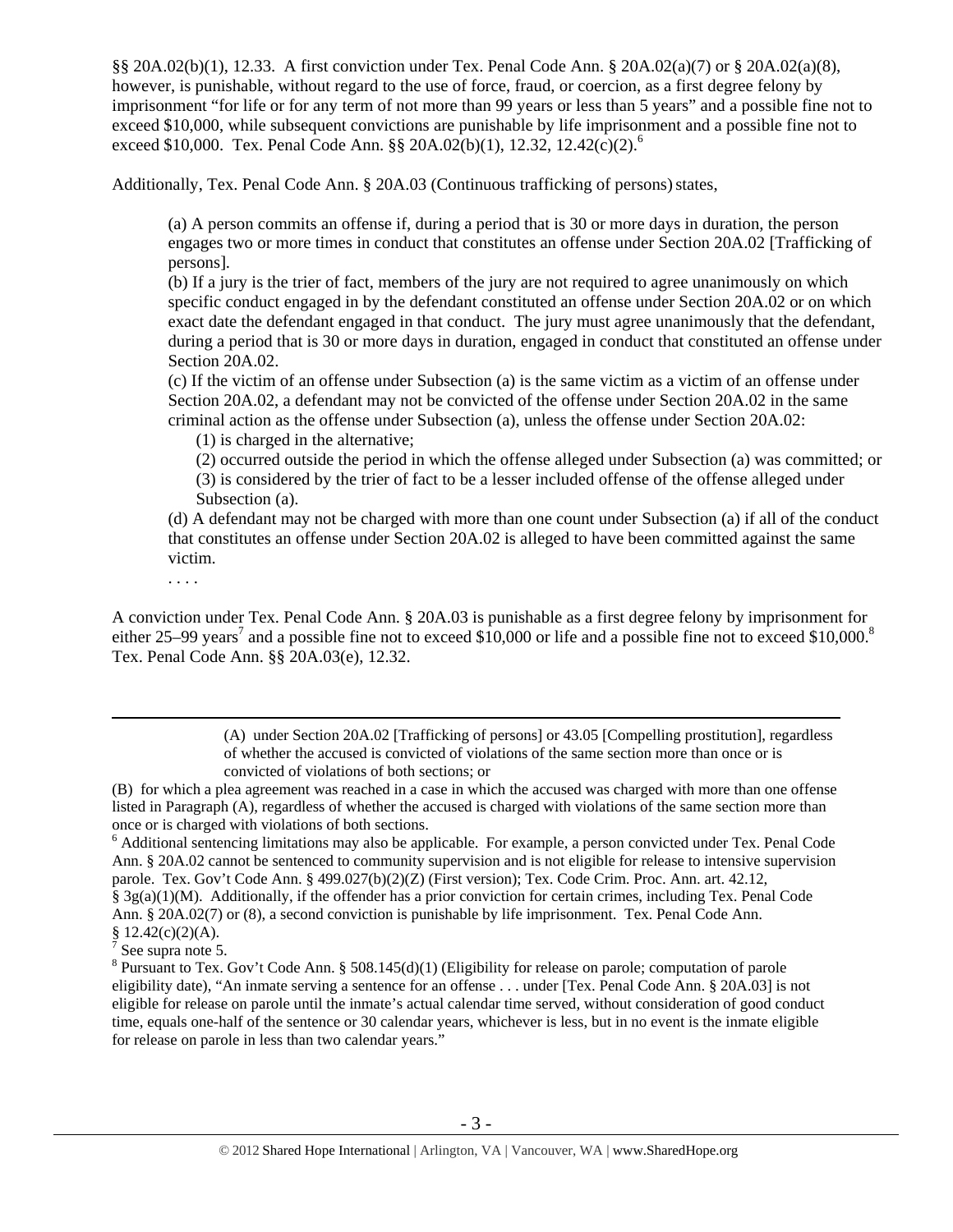§§ 20A.02(b)(1), 12.33. A first conviction under Tex. Penal Code Ann. § 20A.02(a)(7) or § 20A.02(a)(8), however, is punishable, without regard to the use of force, fraud, or coercion, as a first degree felony by imprisonment "for life or for any term of not more than 99 years or less than 5 years" and a possible fine not to exceed $10,000, while subsequent convictions are punishable by life imprisonment and a possible fine not to exceed $10,000. Tex. Penal Code Ann. §§ 20A.02(b)(1), 12.32, 12.42(c)(2).[6]

Additionally, Tex. Penal Code Ann. § 20A.03 (Continuous trafficking of persons) states,

> (a) A person commits an offense if, during a period that is 30 or more days in duration, the person engages two or more times in conduct that constitutes an offense under Section 20A.02 [Trafficking of persons].
>
> (b) If a jury is the trier of fact, members of the jury are not required to agree unanimously on which specific conduct engaged in by the defendant constituted an offense under Section 20A.02 or on which exact date the defendant engaged in that conduct. The jury must agree unanimously that the defendant, during a period that is 30 or more days in duration, engaged in conduct that constituted an offense under Section 20A.02.
>
> (c) If the victim of an offense under Subsection (a) is the same victim as a victim of an offense under Section 20A.02, a defendant may not be convicted of the offense under Section 20A.02 in the same criminal action as the offense under Subsection (a), unless the offense under Section 20A.02:
>
> (1) is charged in the alternative;
>
> (2) occurred outside the period in which the offense alleged under Subsection (a) was committed; or
>
> (3) is considered by the trier of fact to be a lesser included offense of the offense alleged under Subsection (a).
>
> (d) A defendant may not be charged with more than one count under Subsection (a) if all of the conduct that constitutes an offense under Section 20A.02 is alleged to have been committed against the same victim.
>
> . . . .

A conviction under Tex. Penal Code Ann. § 20A.03 is punishable as a first degree felony by imprisonment for either 25–99 years[7] and a possible fine not to exceed $10,000 or life and a possible fine not to exceed $10,000.[8] Tex. Penal Code Ann. §§ 20A.03(e), 12.32.

---

> (A) under Section 20A.02 [Trafficking of persons] or 43.05 [Compelling prostitution], regardless of whether the accused is convicted of violations of the same section more than once or is convicted of violations of both sections; or

(B) for which a plea agreement was reached in a case in which the accused was charged with more than one offense listed in Paragraph (A), regardless of whether the accused is charged with violations of the same section more than once or is charged with violations of both sections.

[6] Additional sentencing limitations may also be applicable. For example, a person convicted under Tex. Penal Code Ann. § 20A.02 cannot be sentenced to community supervision and is not eligible for release to intensive supervision parole. Tex. Gov't Code Ann. § 499.027(b)(2)(Z) (First version); Tex. Code Crim. Proc. Ann. art. 42.12, § 3g(a)(1)(M). Additionally, if the offender has a prior conviction for certain crimes, including Tex. Penal Code Ann. § 20A.02(7) or (8), a second conviction is punishable by life imprisonment. Tex. Penal Code Ann. § 12.42(c)(2)(A).

[7] See supra note 5.

[8] Pursuant to Tex. Gov't Code Ann. § 508.145(d)(1) (Eligibility for release on parole; computation of parole eligibility date), "An inmate serving a sentence for an offense . . . under [Tex. Penal Code Ann. § 20A.03] is not eligible for release on parole until the inmate's actual calendar time served, without consideration of good conduct time, equals one-half of the sentence or 30 calendar years, whichever is less, but in no event is the inmate eligible for release on parole in less than two calendar years."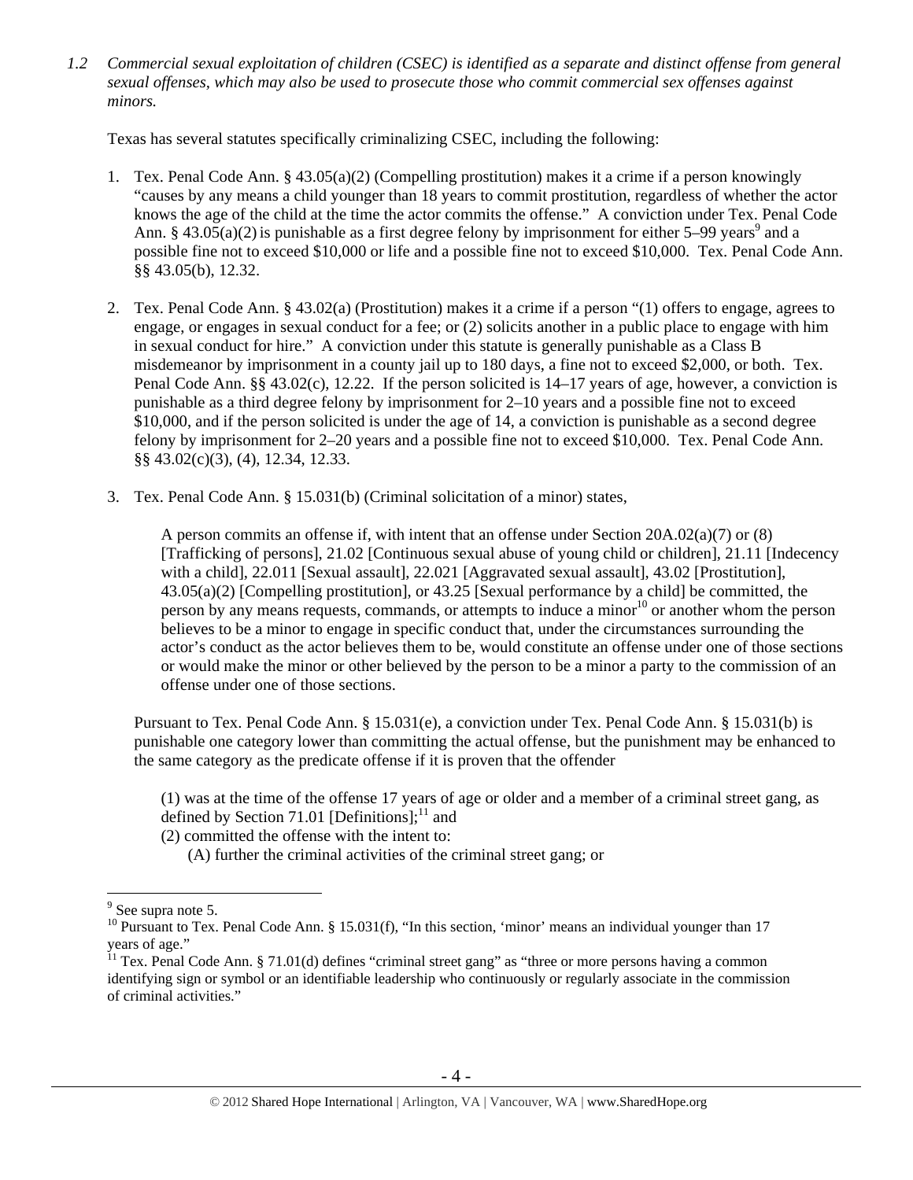*1.2 Commercial sexual exploitation of children (CSEC) is identified as a separate and distinct offense from general sexual offenses, which may also be used to prosecute those who commit commercial sex offenses against minors.*

Texas has several statutes specifically criminalizing CSEC, including the following:

1. Tex. Penal Code Ann. § 43.05(a)(2) (Compelling prostitution) makes it a crime if a person knowingly "causes by any means a child younger than 18 years to commit prostitution, regardless of whether the actor knows the age of the child at the time the actor commits the offense." A conviction under Tex. Penal Code Ann. § 43.05(a)(2) is punishable as a first degree felony by imprisonment for either 5–99 years[9] and a possible fine not to exceed $10,000 or life and a possible fine not to exceed $10,000. Tex. Penal Code Ann. §§ 43.05(b), 12.32.

2. Tex. Penal Code Ann. § 43.02(a) (Prostitution) makes it a crime if a person "(1) offers to engage, agrees to engage, or engages in sexual conduct for a fee; or (2) solicits another in a public place to engage with him in sexual conduct for hire." A conviction under this statute is generally punishable as a Class B misdemeanor by imprisonment in a county jail up to 180 days, a fine not to exceed $2,000, or both. Tex. Penal Code Ann. §§ 43.02(c), 12.22. If the person solicited is 14–17 years of age, however, a conviction is punishable as a third degree felony by imprisonment for 2–10 years and a possible fine not to exceed $10,000, and if the person solicited is under the age of 14, a conviction is punishable as a second degree felony by imprisonment for 2–20 years and a possible fine not to exceed $10,000. Tex. Penal Code Ann. §§ 43.02(c)(3), (4), 12.34, 12.33.

3. Tex. Penal Code Ann. § 15.031(b) (Criminal solicitation of a minor) states,

   > A person commits an offense if, with intent that an offense under Section 20A.02(a)(7) or (8) [Trafficking of persons], 21.02 [Continuous sexual abuse of young child or children], 21.11 [Indecency with a child], 22.011 [Sexual assault], 22.021 [Aggravated sexual assault], 43.02 [Prostitution], 43.05(a)(2) [Compelling prostitution], or 43.25 [Sexual performance by a child] be committed, the person by any means requests, commands, or attempts to induce a minor[10] or another whom the person believes to be a minor to engage in specific conduct that, under the circumstances surrounding the actor's conduct as the actor believes them to be, would constitute an offense under one of those sections or would make the minor or other believed by the person to be a minor a party to the commission of an offense under one of those sections.

   Pursuant to Tex. Penal Code Ann. § 15.031(e), a conviction under Tex. Penal Code Ann. § 15.031(b) is punishable one category lower than committing the actual offense, but the punishment may be enhanced to the same category as the predicate offense if it is proven that the offender

   > (1) was at the time of the offense 17 years of age or older and a member of a criminal street gang, as defined by Section 71.01 [Definitions];[11] and
   > (2) committed the offense with the intent to:
   > (A) further the criminal activities of the criminal street gang; or

---

[9] See supra note 5.

[10] Pursuant to Tex. Penal Code Ann. § 15.031(f), "In this section, 'minor' means an individual younger than 17 years of age."

[11] Tex. Penal Code Ann. § 71.01(d) defines "criminal street gang" as "three or more persons having a common identifying sign or symbol or an identifiable leadership who continuously or regularly associate in the commission of criminal activities."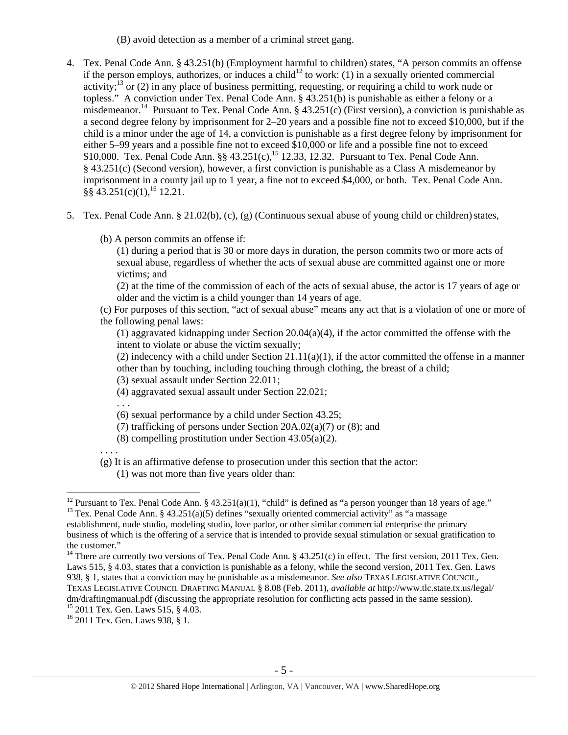(B) avoid detection as a member of a criminal street gang.

4. Tex. Penal Code Ann. § 43.251(b) (Employment harmful to children) states, "A person commits an offense if the person employs, authorizes, or induces a child[12] to work: (1) in a sexually oriented commercial activity;[13] or (2) in any place of business permitting, requesting, or requiring a child to work nude or topless." A conviction under Tex. Penal Code Ann. § 43.251(b) is punishable as either a felony or a misdemeanor.[14] Pursuant to Tex. Penal Code Ann. § 43.251(c) (First version), a conviction is punishable as a second degree felony by imprisonment for 2–20 years and a possible fine not to exceed $10,000, but if the child is a minor under the age of 14, a conviction is punishable as a first degree felony by imprisonment for either 5–99 years and a possible fine not to exceed $10,000 or life and a possible fine not to exceed $10,000. Tex. Penal Code Ann. §§ 43.251(c),[15] 12.33, 12.32. Pursuant to Tex. Penal Code Ann. § 43.251(c) (Second version), however, a first conviction is punishable as a Class A misdemeanor by imprisonment in a county jail up to 1 year, a fine not to exceed $4,000, or both. Tex. Penal Code Ann. §§ 43.251(c)(1),[16] 12.21.

5. Tex. Penal Code Ann. § 21.02(b), (c), (g) (Continuous sexual abuse of young child or children) states,

   (b) A person commits an offense if:

   (1) during a period that is 30 or more days in duration, the person commits two or more acts of sexual abuse, regardless of whether the acts of sexual abuse are committed against one or more victims; and

   (2) at the time of the commission of each of the acts of sexual abuse, the actor is 17 years of age or older and the victim is a child younger than 14 years of age.

   (c) For purposes of this section, "act of sexual abuse" means any act that is a violation of one or more of the following penal laws:

   (1) aggravated kidnapping under Section 20.04(a)(4), if the actor committed the offense with the intent to violate or abuse the victim sexually;

   (2) indecency with a child under Section 21.11(a)(1), if the actor committed the offense in a manner other than by touching, including touching through clothing, the breast of a child;

   (3) sexual assault under Section 22.011;

   (4) aggravated sexual assault under Section 22.021;

   . . .

   (6) sexual performance by a child under Section 43.25;

   (7) trafficking of persons under Section 20A.02(a)(7) or (8); and

   (8) compelling prostitution under Section 43.05(a)(2).

   . . . .

   (g) It is an affirmative defense to prosecution under this section that the actor:

   (1) was not more than five years older than:

---

[12] Pursuant to Tex. Penal Code Ann. § 43.251(a)(1), "child" is defined as "a person younger than 18 years of age."

[13] Tex. Penal Code Ann. § 43.251(a)(5) defines "sexually oriented commercial activity" as "a massage establishment, nude studio, modeling studio, love parlor, or other similar commercial enterprise the primary business of which is the offering of a service that is intended to provide sexual stimulation or sexual gratification to the customer."

[14] There are currently two versions of Tex. Penal Code Ann. § 43.251(c) in effect. The first version, 2011 Tex. Gen. Laws 515, § 4.03, states that a conviction is punishable as a felony, while the second version, 2011 Tex. Gen. Laws 938, § 1, states that a conviction may be punishable as a misdemeanor. *See also* TEXAS LEGISLATIVE COUNCIL, TEXAS LEGISLATIVE COUNCIL DRAFTING MANUAL § 8.08 (Feb. 2011), *available at* http://www.tlc.state.tx.us/legal/dm/draftingmanual.pdf (discussing the appropriate resolution for conflicting acts passed in the same session).

[15] 2011 Tex. Gen. Laws 515, § 4.03.

[16] 2011 Tex. Gen. Laws 938, § 1.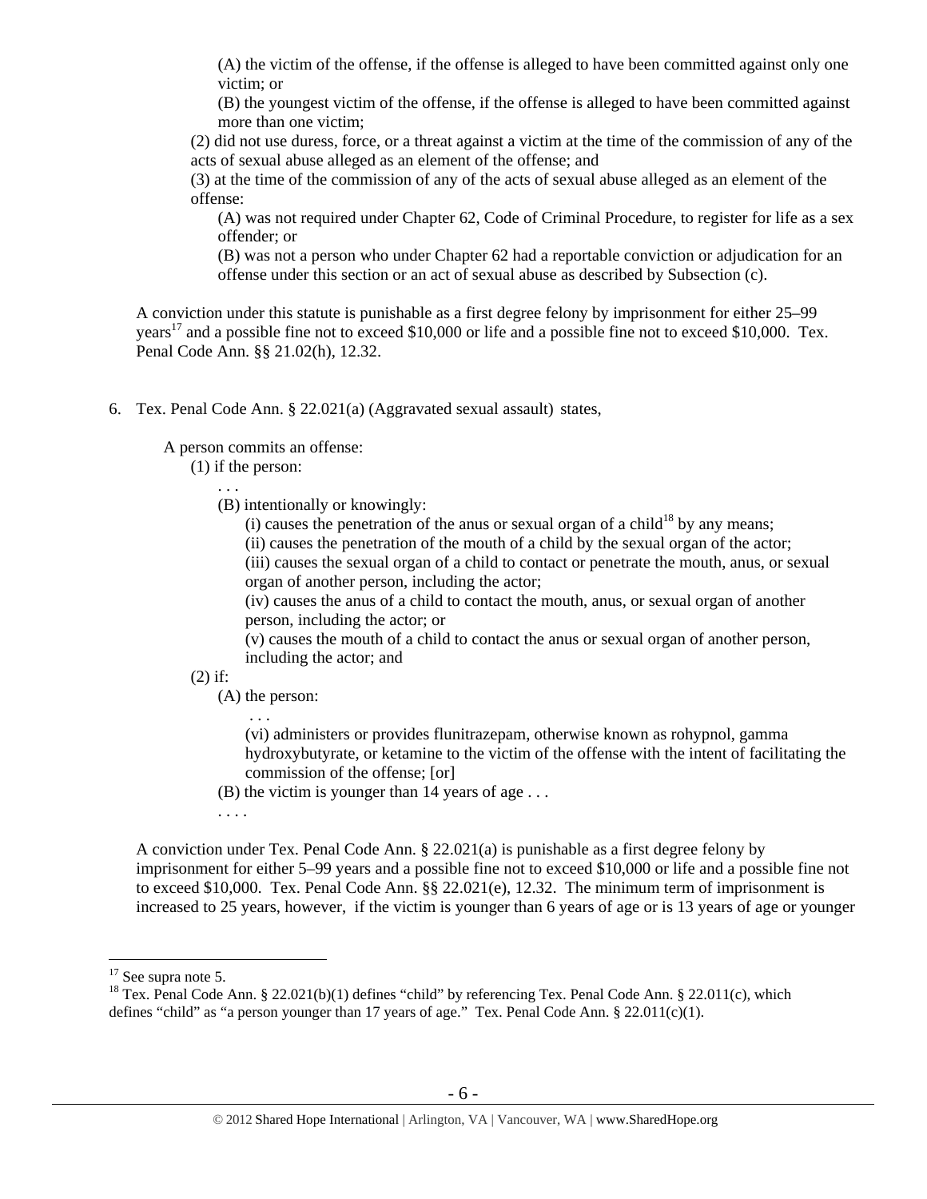(A) the victim of the offense, if the offense is alleged to have been committed against only one victim; or

(B) the youngest victim of the offense, if the offense is alleged to have been committed against more than one victim;

(2) did not use duress, force, or a threat against a victim at the time of the commission of any of the acts of sexual abuse alleged as an element of the offense; and

(3) at the time of the commission of any of the acts of sexual abuse alleged as an element of the offense:

(A) was not required under Chapter 62, Code of Criminal Procedure, to register for life as a sex offender; or

(B) was not a person who under Chapter 62 had a reportable conviction or adjudication for an offense under this section or an act of sexual abuse as described by Subsection (c).

A conviction under this statute is punishable as a first degree felony by imprisonment for either 25–99 years[17] and a possible fine not to exceed $10,000 or life and a possible fine not to exceed $10,000. Tex. Penal Code Ann. §§ 21.02(h), 12.32.

6. Tex. Penal Code Ann. § 22.021(a) (Aggravated sexual assault) states,

A person commits an offense:

(1) if the person:

. . .

(B) intentionally or knowingly:

(i) causes the penetration of the anus or sexual organ of a child[18] by any means;

(ii) causes the penetration of the mouth of a child by the sexual organ of the actor;

(iii) causes the sexual organ of a child to contact or penetrate the mouth, anus, or sexual organ of another person, including the actor;

(iv) causes the anus of a child to contact the mouth, anus, or sexual organ of another person, including the actor; or

(v) causes the mouth of a child to contact the anus or sexual organ of another person, including the actor; and

(2) if:

(A) the person:

. . .

(vi) administers or provides flunitrazepam, otherwise known as rohypnol, gamma hydroxybutyrate, or ketamine to the victim of the offense with the intent of facilitating the commission of the offense; [or]

(B) the victim is younger than 14 years of age . . .

. . . .

A conviction under Tex. Penal Code Ann. § 22.021(a) is punishable as a first degree felony by imprisonment for either 5–99 years and a possible fine not to exceed $10,000 or life and a possible fine not to exceed $10,000. Tex. Penal Code Ann. §§ 22.021(e), 12.32. The minimum term of imprisonment is increased to 25 years, however, if the victim is younger than 6 years of age or is 13 years of age or younger

---

[17] See supra note 5.

[18] Tex. Penal Code Ann. § 22.021(b)(1) defines "child" by referencing Tex. Penal Code Ann. § 22.011(c), which defines "child" as "a person younger than 17 years of age." Tex. Penal Code Ann. § 22.011(c)(1).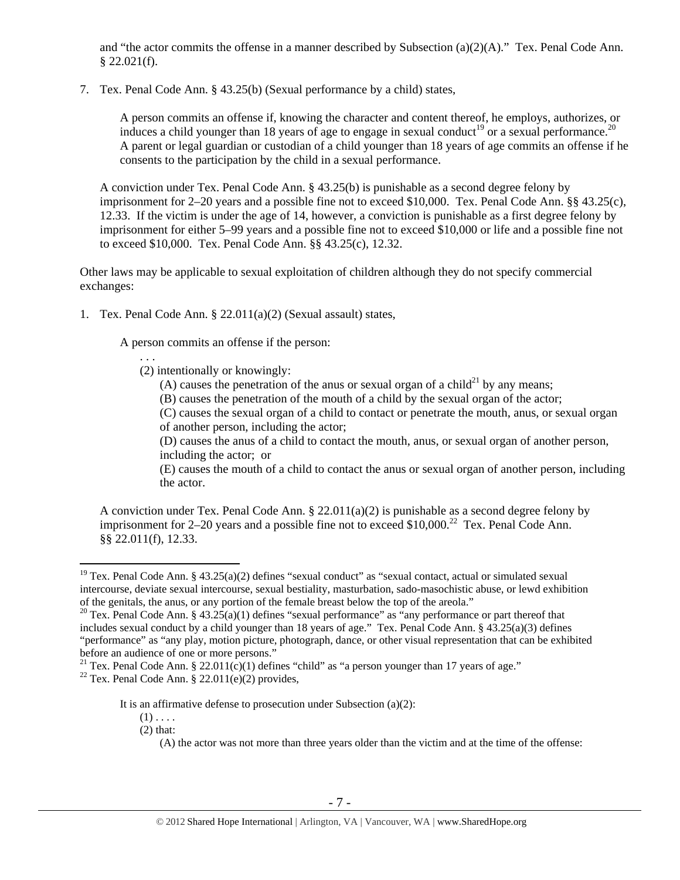and "the actor commits the offense in a manner described by Subsection (a)(2)(A)." Tex. Penal Code Ann. § 22.021(f).

7. Tex. Penal Code Ann. § 43.25(b) (Sexual performance by a child) states,

   > A person commits an offense if, knowing the character and content thereof, he employs, authorizes, or induces a child younger than 18 years of age to engage in sexual conduct[19] or a sexual performance.[20] A parent or legal guardian or custodian of a child younger than 18 years of age commits an offense if he consents to the participation by the child in a sexual performance.

   A conviction under Tex. Penal Code Ann. § 43.25(b) is punishable as a second degree felony by imprisonment for 2–20 years and a possible fine not to exceed $10,000. Tex. Penal Code Ann. §§ 43.25(c), 12.33. If the victim is under the age of 14, however, a conviction is punishable as a first degree felony by imprisonment for either 5–99 years and a possible fine not to exceed $10,000 or life and a possible fine not to exceed $10,000. Tex. Penal Code Ann. §§ 43.25(c), 12.32.

Other laws may be applicable to sexual exploitation of children although they do not specify commercial exchanges:

1. Tex. Penal Code Ann. § 22.011(a)(2) (Sexual assault) states,

   > A person commits an offense if the person:
   > . . .
   > (2) intentionally or knowingly:
   > (A) causes the penetration of the anus or sexual organ of a child[21] by any means;
   > (B) causes the penetration of the mouth of a child by the sexual organ of the actor;
   > (C) causes the sexual organ of a child to contact or penetrate the mouth, anus, or sexual organ of another person, including the actor;
   > (D) causes the anus of a child to contact the mouth, anus, or sexual organ of another person, including the actor; or
   > (E) causes the mouth of a child to contact the anus or sexual organ of another person, including the actor.

   A conviction under Tex. Penal Code Ann. § 22.011(a)(2) is punishable as a second degree felony by imprisonment for 2–20 years and a possible fine not to exceed $10,000.[22] Tex. Penal Code Ann. §§ 22.011(f), 12.33.

---

[19] Tex. Penal Code Ann. § 43.25(a)(2) defines "sexual conduct" as "sexual contact, actual or simulated sexual intercourse, deviate sexual intercourse, sexual bestiality, masturbation, sado-masochistic abuse, or lewd exhibition of the genitals, the anus, or any portion of the female breast below the top of the areola."

[20] Tex. Penal Code Ann. § 43.25(a)(1) defines "sexual performance" as "any performance or part thereof that includes sexual conduct by a child younger than 18 years of age." Tex. Penal Code Ann. § 43.25(a)(3) defines "performance" as "any play, motion picture, photograph, dance, or other visual representation that can be exhibited before an audience of one or more persons."

[21] Tex. Penal Code Ann. § 22.011(c)(1) defines "child" as "a person younger than 17 years of age."

[22] Tex. Penal Code Ann. § 22.011(e)(2) provides,

> It is an affirmative defense to prosecution under Subsection (a)(2):
> (1) . . . .
> (2) that:
> (A) the actor was not more than three years older than the victim and at the time of the offense: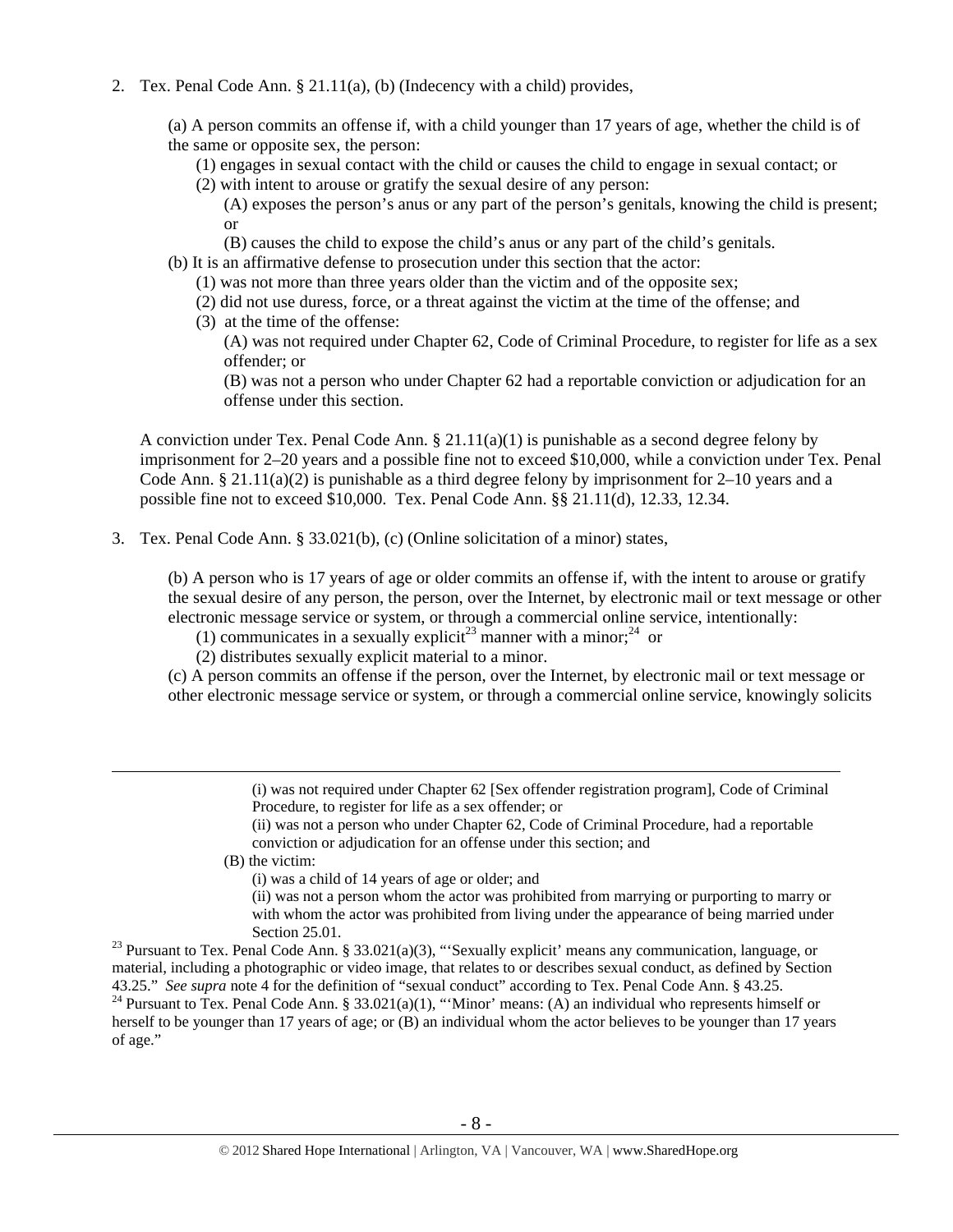2. Tex. Penal Code Ann. § 21.11(a), (b) (Indecency with a child) provides,

   (a) A person commits an offense if, with a child younger than 17 years of age, whether the child is of the same or opposite sex, the person:

   (1) engages in sexual contact with the child or causes the child to engage in sexual contact; or

   (2) with intent to arouse or gratify the sexual desire of any person:

   (A) exposes the person's anus or any part of the person's genitals, knowing the child is present; or

   (B) causes the child to expose the child's anus or any part of the child's genitals.

   (b) It is an affirmative defense to prosecution under this section that the actor:

   (1) was not more than three years older than the victim and of the opposite sex;

   (2) did not use duress, force, or a threat against the victim at the time of the offense; and

   (3) at the time of the offense:

   (A) was not required under Chapter 62, Code of Criminal Procedure, to register for life as a sex offender; or

   (B) was not a person who under Chapter 62 had a reportable conviction or adjudication for an offense under this section.

   A conviction under Tex. Penal Code Ann. § 21.11(a)(1) is punishable as a second degree felony by imprisonment for 2–20 years and a possible fine not to exceed $10,000, while a conviction under Tex. Penal Code Ann. § 21.11(a)(2) is punishable as a third degree felony by imprisonment for 2–10 years and a possible fine not to exceed $10,000. Tex. Penal Code Ann. §§ 21.11(d), 12.33, 12.34.

3. Tex. Penal Code Ann. § 33.021(b), (c) (Online solicitation of a minor) states,

   (b) A person who is 17 years of age or older commits an offense if, with the intent to arouse or gratify the sexual desire of any person, the person, over the Internet, by electronic mail or text message or other electronic message service or system, or through a commercial online service, intentionally:

   (1) communicates in a sexually explicit[23] manner with a minor;[24] or

   (2) distributes sexually explicit material to a minor.

   (c) A person commits an offense if the person, over the Internet, by electronic mail or text message or other electronic message service or system, or through a commercial online service, knowingly solicits

---

(i) was not required under Chapter 62 [Sex offender registration program], Code of Criminal Procedure, to register for life as a sex offender; or

(ii) was not a person who under Chapter 62, Code of Criminal Procedure, had a reportable conviction or adjudication for an offense under this section; and

(B) the victim:

(i) was a child of 14 years of age or older; and

(ii) was not a person whom the actor was prohibited from marrying or purporting to marry or with whom the actor was prohibited from living under the appearance of being married under Section 25.01.

[23] Pursuant to Tex. Penal Code Ann. § 33.021(a)(3), "'Sexually explicit' means any communication, language, or material, including a photographic or video image, that relates to or describes sexual conduct, as defined by Section 43.25." *See supra* note 4 for the definition of "sexual conduct" according to Tex. Penal Code Ann. § 43.25.

[24] Pursuant to Tex. Penal Code Ann. § 33.021(a)(1), "'Minor' means: (A) an individual who represents himself or herself to be younger than 17 years of age; or (B) an individual whom the actor believes to be younger than 17 years of age."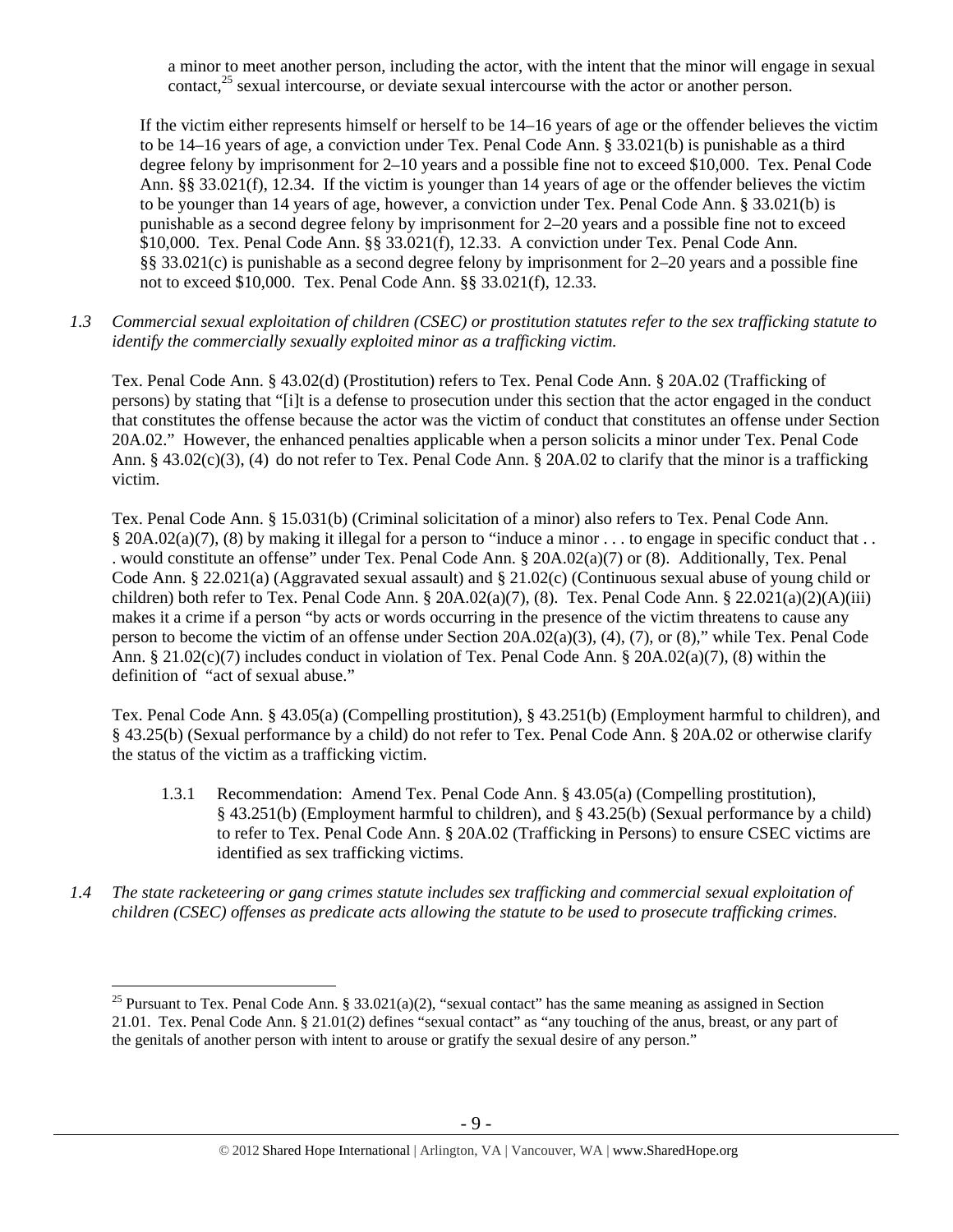a minor to meet another person, including the actor, with the intent that the minor will engage in sexual contact,[25] sexual intercourse, or deviate sexual intercourse with the actor or another person.

If the victim either represents himself or herself to be 14–16 years of age or the offender believes the victim to be 14–16 years of age, a conviction under Tex. Penal Code Ann. § 33.021(b) is punishable as a third degree felony by imprisonment for 2–10 years and a possible fine not to exceed $10,000. Tex. Penal Code Ann. §§ 33.021(f), 12.34. If the victim is younger than 14 years of age or the offender believes the victim to be younger than 14 years of age, however, a conviction under Tex. Penal Code Ann. § 33.021(b) is punishable as a second degree felony by imprisonment for 2–20 years and a possible fine not to exceed $10,000. Tex. Penal Code Ann. §§ 33.021(f), 12.33. A conviction under Tex. Penal Code Ann. §§ 33.021(c) is punishable as a second degree felony by imprisonment for 2–20 years and a possible fine not to exceed $10,000. Tex. Penal Code Ann. §§ 33.021(f), 12.33.

*1.3 Commercial sexual exploitation of children (CSEC) or prostitution statutes refer to the sex trafficking statute to identify the commercially sexually exploited minor as a trafficking victim.*

Tex. Penal Code Ann. § 43.02(d) (Prostitution) refers to Tex. Penal Code Ann. § 20A.02 (Trafficking of persons) by stating that "[i]t is a defense to prosecution under this section that the actor engaged in the conduct that constitutes the offense because the actor was the victim of conduct that constitutes an offense under Section 20A.02." However, the enhanced penalties applicable when a person solicits a minor under Tex. Penal Code Ann. § 43.02(c)(3), (4) do not refer to Tex. Penal Code Ann. § 20A.02 to clarify that the minor is a trafficking victim.

Tex. Penal Code Ann. § 15.031(b) (Criminal solicitation of a minor) also refers to Tex. Penal Code Ann. § 20A.02(a)(7), (8) by making it illegal for a person to "induce a minor . . . to engage in specific conduct that . . . would constitute an offense" under Tex. Penal Code Ann. § 20A.02(a)(7) or (8). Additionally, Tex. Penal Code Ann. § 22.021(a) (Aggravated sexual assault) and § 21.02(c) (Continuous sexual abuse of young child or children) both refer to Tex. Penal Code Ann. § 20A.02(a)(7), (8). Tex. Penal Code Ann. § 22.021(a)(2)(A)(iii) makes it a crime if a person "by acts or words occurring in the presence of the victim threatens to cause any person to become the victim of an offense under Section 20A.02(a)(3), (4), (7), or (8)," while Tex. Penal Code Ann. § 21.02(c)(7) includes conduct in violation of Tex. Penal Code Ann. § 20A.02(a)(7), (8) within the definition of "act of sexual abuse."

Tex. Penal Code Ann. § 43.05(a) (Compelling prostitution), § 43.251(b) (Employment harmful to children), and § 43.25(b) (Sexual performance by a child) do not refer to Tex. Penal Code Ann. § 20A.02 or otherwise clarify the status of the victim as a trafficking victim.

1.3.1 Recommendation: Amend Tex. Penal Code Ann. § 43.05(a) (Compelling prostitution), § 43.251(b) (Employment harmful to children), and § 43.25(b) (Sexual performance by a child) to refer to Tex. Penal Code Ann. § 20A.02 (Trafficking in Persons) to ensure CSEC victims are identified as sex trafficking victims.

*1.4 The state racketeering or gang crimes statute includes sex trafficking and commercial sexual exploitation of children (CSEC) offenses as predicate acts allowing the statute to be used to prosecute trafficking crimes.*

---

[25] Pursuant to Tex. Penal Code Ann. § 33.021(a)(2), "sexual contact" has the same meaning as assigned in Section 21.01. Tex. Penal Code Ann. § 21.01(2) defines "sexual contact" as "any touching of the anus, breast, or any part of the genitals of another person with intent to arouse or gratify the sexual desire of any person."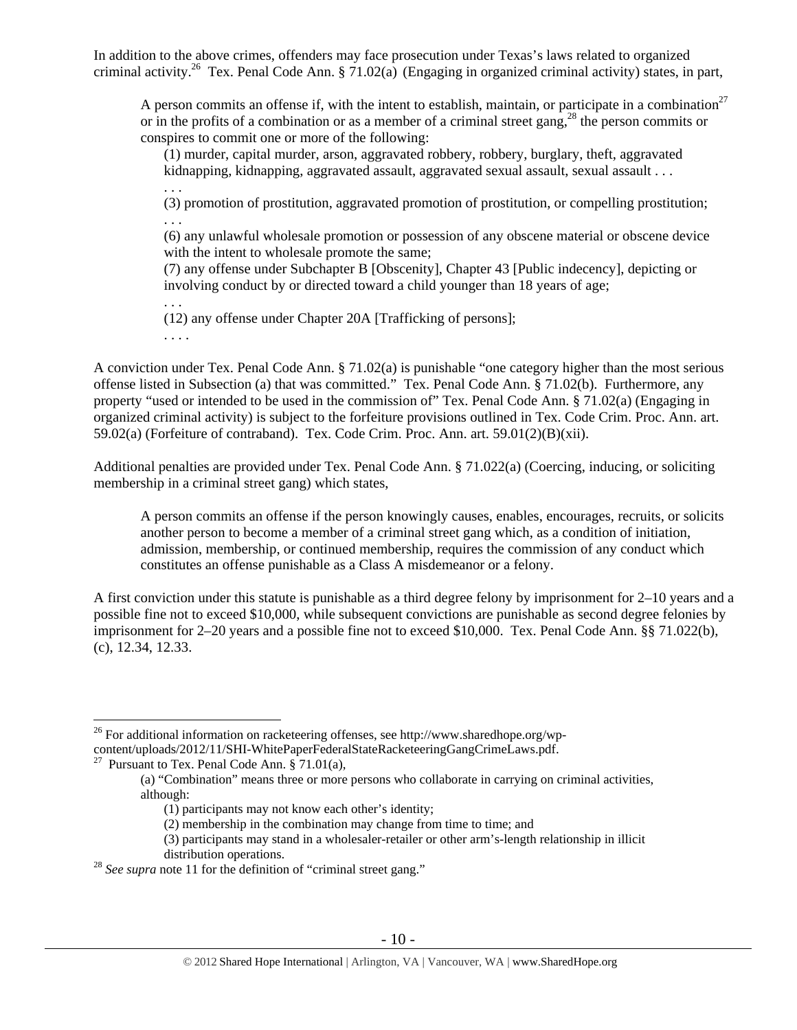In addition to the above crimes, offenders may face prosecution under Texas's laws related to organized criminal activity.[26] Tex. Penal Code Ann. § 71.02(a) (Engaging in organized criminal activity) states, in part,

> A person commits an offense if, with the intent to establish, maintain, or participate in a combination[27] or in the profits of a combination or as a member of a criminal street gang,[28] the person commits or conspires to commit one or more of the following:
>
> (1) murder, capital murder, arson, aggravated robbery, robbery, burglary, theft, aggravated kidnapping, kidnapping, aggravated assault, aggravated sexual assault, sexual assault . . .
>
> . . .
>
> (3) promotion of prostitution, aggravated promotion of prostitution, or compelling prostitution;
>
> . . .
>
> (6) any unlawful wholesale promotion or possession of any obscene material or obscene device with the intent to wholesale promote the same;
>
> (7) any offense under Subchapter B [Obscenity], Chapter 43 [Public indecency], depicting or involving conduct by or directed toward a child younger than 18 years of age;
>
> . . .
>
> (12) any offense under Chapter 20A [Trafficking of persons];
>
> . . . .

A conviction under Tex. Penal Code Ann. § 71.02(a) is punishable "one category higher than the most serious offense listed in Subsection (a) that was committed." Tex. Penal Code Ann. § 71.02(b). Furthermore, any property "used or intended to be used in the commission of" Tex. Penal Code Ann. § 71.02(a) (Engaging in organized criminal activity) is subject to the forfeiture provisions outlined in Tex. Code Crim. Proc. Ann. art. 59.02(a) (Forfeiture of contraband). Tex. Code Crim. Proc. Ann. art. 59.01(2)(B)(xii).

Additional penalties are provided under Tex. Penal Code Ann. § 71.022(a) (Coercing, inducing, or soliciting membership in a criminal street gang) which states,

> A person commits an offense if the person knowingly causes, enables, encourages, recruits, or solicits another person to become a member of a criminal street gang which, as a condition of initiation, admission, membership, or continued membership, requires the commission of any conduct which constitutes an offense punishable as a Class A misdemeanor or a felony.

A first conviction under this statute is punishable as a third degree felony by imprisonment for 2–10 years and a possible fine not to exceed $10,000, while subsequent convictions are punishable as second degree felonies by imprisonment for 2–20 years and a possible fine not to exceed $10,000. Tex. Penal Code Ann. §§ 71.022(b), (c), 12.34, 12.33.

---

[26] For additional information on racketeering offenses, see http://www.sharedhope.org/wp-content/uploads/2012/11/SHI-WhitePaperFederalStateRacketeeringGangCrimeLaws.pdf.

[27] Pursuant to Tex. Penal Code Ann. § 71.01(a),

> (a) "Combination" means three or more persons who collaborate in carrying on criminal activities, although:
>
> (1) participants may not know each other's identity;
>
> (2) membership in the combination may change from time to time; and
>
> (3) participants may stand in a wholesaler-retailer or other arm's-length relationship in illicit distribution operations.

[28] *See supra* note 11 for the definition of "criminal street gang."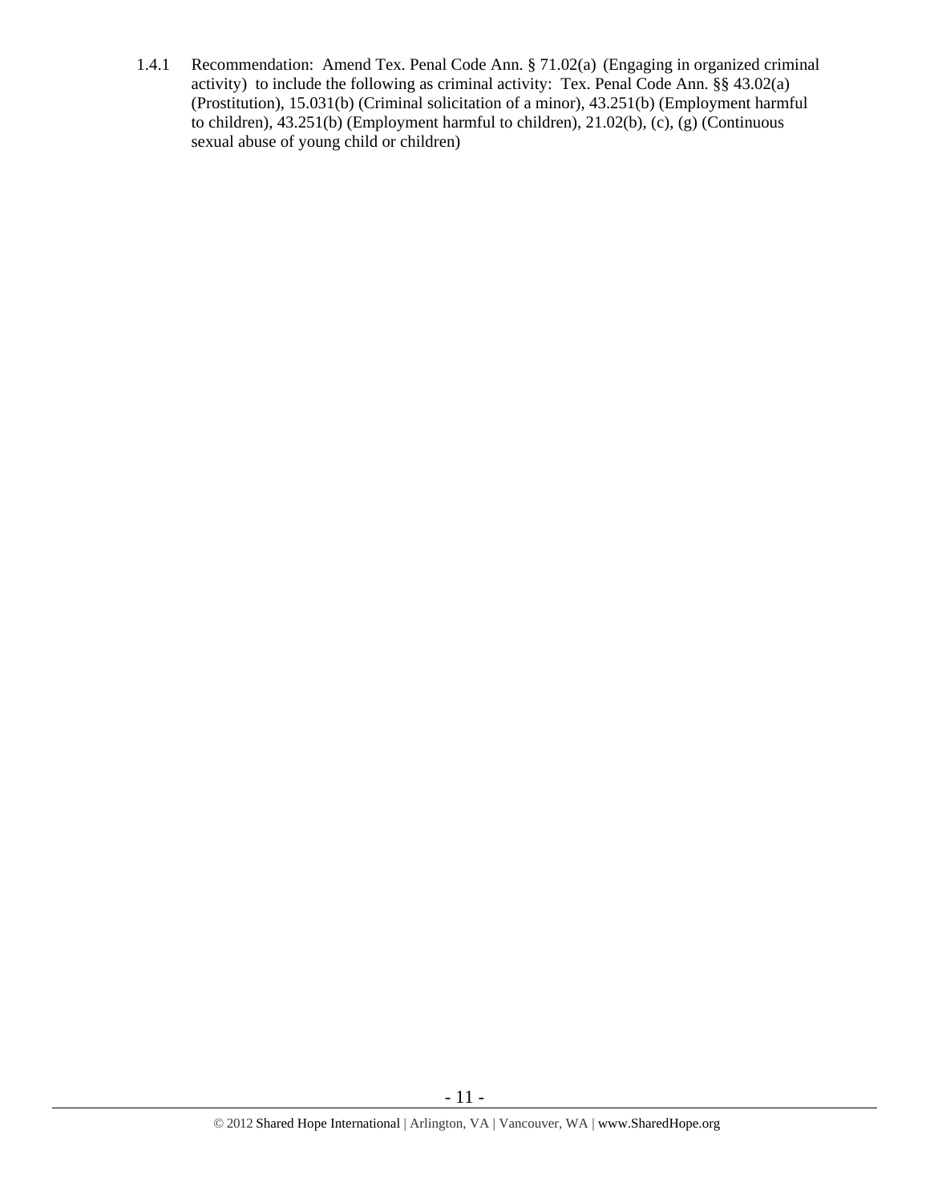1.4.1 Recommendation: Amend Tex. Penal Code Ann. § 71.02(a) (Engaging in organized criminal activity) to include the following as criminal activity: Tex. Penal Code Ann. §§ 43.02(a) (Prostitution), 15.031(b) (Criminal solicitation of a minor), 43.251(b) (Employment harmful to children), 43.251(b) (Employment harmful to children), 21.02(b), (c), (g) (Continuous sexual abuse of young child or children)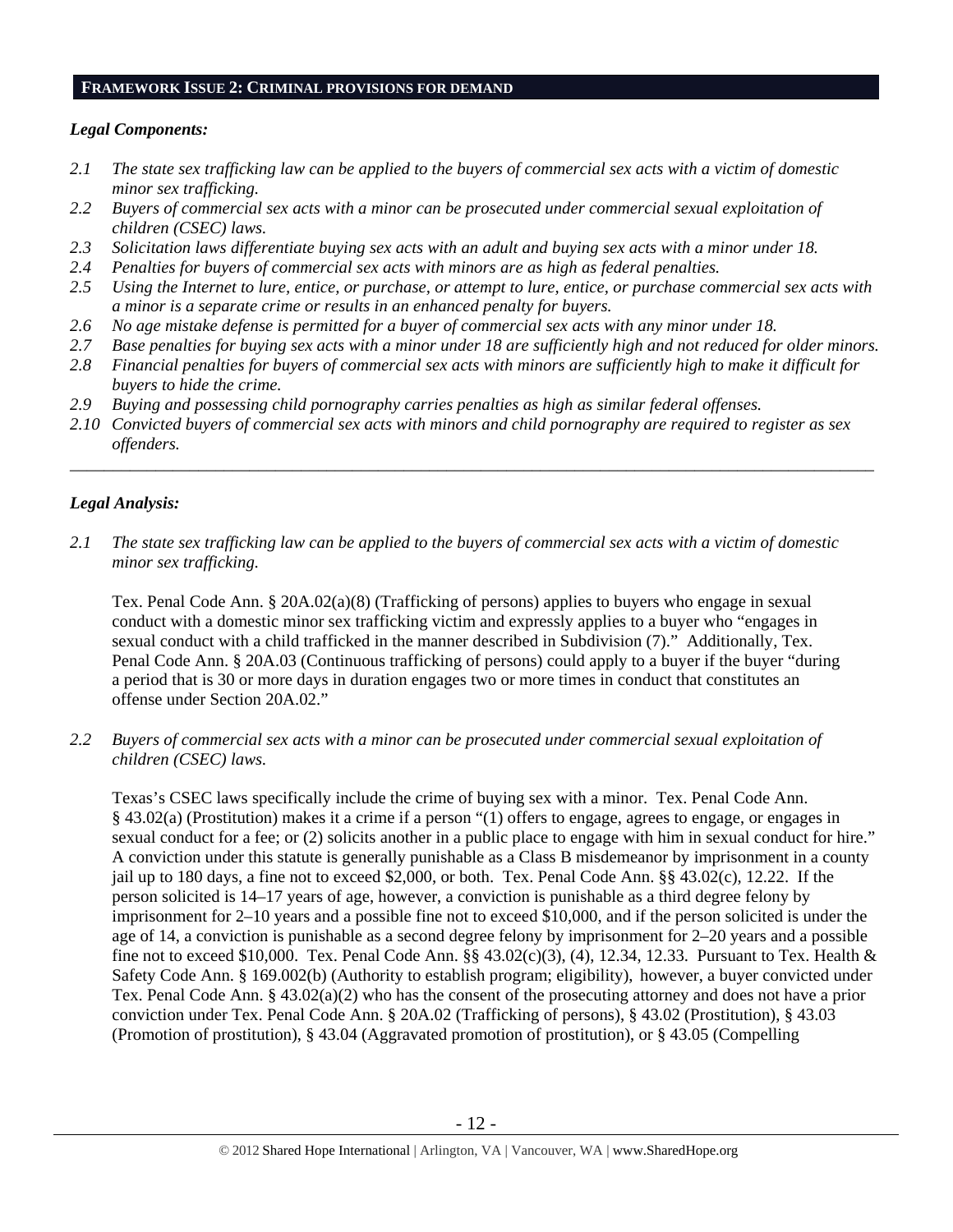## FRAMEWORK ISSUE 2: CRIMINAL PROVISIONS FOR DEMAND

### *Legal Components:*

*2.1 The state sex trafficking law can be applied to the buyers of commercial sex acts with a victim of domestic minor sex trafficking.*

*2.2 Buyers of commercial sex acts with a minor can be prosecuted under commercial sexual exploitation of children (CSEC) laws.*

*2.3 Solicitation laws differentiate buying sex acts with an adult and buying sex acts with a minor under 18.*

*2.4 Penalties for buyers of commercial sex acts with minors are as high as federal penalties.*

*2.5 Using the Internet to lure, entice, or purchase, or attempt to lure, entice, or purchase commercial sex acts with a minor is a separate crime or results in an enhanced penalty for buyers.*

*2.6 No age mistake defense is permitted for a buyer of commercial sex acts with any minor under 18.*

*2.7 Base penalties for buying sex acts with a minor under 18 are sufficiently high and not reduced for older minors.*

*2.8 Financial penalties for buyers of commercial sex acts with minors are sufficiently high to make it difficult for buyers to hide the crime.*

*2.9 Buying and possessing child pornography carries penalties as high as similar federal offenses.*

*2.10 Convicted buyers of commercial sex acts with minors and child pornography are required to register as sex offenders.*

---

### *Legal Analysis:*

*2.1 The state sex trafficking law can be applied to the buyers of commercial sex acts with a victim of domestic minor sex trafficking.*

Tex. Penal Code Ann. § 20A.02(a)(8) (Trafficking of persons) applies to buyers who engage in sexual conduct with a domestic minor sex trafficking victim and expressly applies to a buyer who "engages in sexual conduct with a child trafficked in the manner described in Subdivision (7)." Additionally, Tex. Penal Code Ann. § 20A.03 (Continuous trafficking of persons) could apply to a buyer if the buyer "during a period that is 30 or more days in duration engages two or more times in conduct that constitutes an offense under Section 20A.02."

*2.2 Buyers of commercial sex acts with a minor can be prosecuted under commercial sexual exploitation of children (CSEC) laws.*

Texas's CSEC laws specifically include the crime of buying sex with a minor. Tex. Penal Code Ann. § 43.02(a) (Prostitution) makes it a crime if a person "(1) offers to engage, agrees to engage, or engages in sexual conduct for a fee; or (2) solicits another in a public place to engage with him in sexual conduct for hire." A conviction under this statute is generally punishable as a Class B misdemeanor by imprisonment in a county jail up to 180 days, a fine not to exceed $2,000, or both. Tex. Penal Code Ann. §§ 43.02(c), 12.22. If the person solicited is 14–17 years of age, however, a conviction is punishable as a third degree felony by imprisonment for 2–10 years and a possible fine not to exceed $10,000, and if the person solicited is under the age of 14, a conviction is punishable as a second degree felony by imprisonment for 2–20 years and a possible fine not to exceed $10,000. Tex. Penal Code Ann. §§ 43.02(c)(3), (4), 12.34, 12.33. Pursuant to Tex. Health & Safety Code Ann. § 169.002(b) (Authority to establish program; eligibility), however, a buyer convicted under Tex. Penal Code Ann. § 43.02(a)(2) who has the consent of the prosecuting attorney and does not have a prior conviction under Tex. Penal Code Ann. § 20A.02 (Trafficking of persons), § 43.02 (Prostitution), § 43.03 (Promotion of prostitution), § 43.04 (Aggravated promotion of prostitution), or § 43.05 (Compelling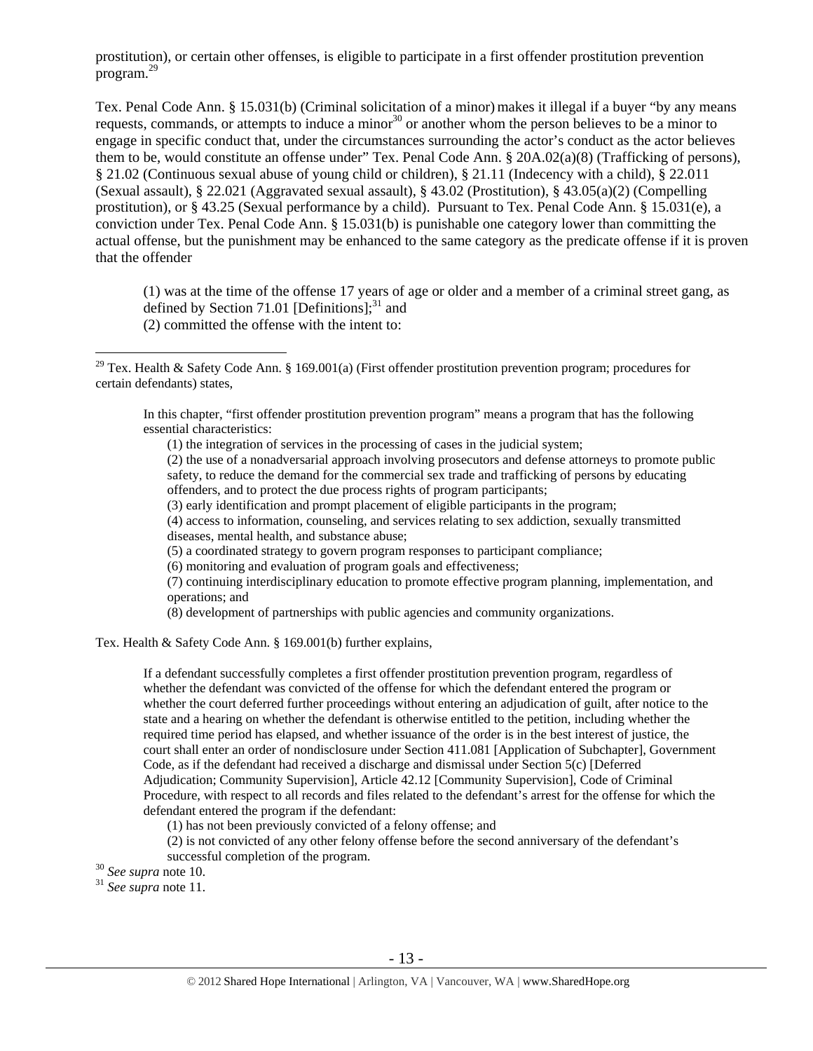prostitution), or certain other offenses, is eligible to participate in a first offender prostitution prevention program.[29]

Tex. Penal Code Ann. § 15.031(b) (Criminal solicitation of a minor) makes it illegal if a buyer "by any means requests, commands, or attempts to induce a minor[30] or another whom the person believes to be a minor to engage in specific conduct that, under the circumstances surrounding the actor's conduct as the actor believes them to be, would constitute an offense under" Tex. Penal Code Ann. § 20A.02(a)(8) (Trafficking of persons), § 21.02 (Continuous sexual abuse of young child or children), § 21.11 (Indecency with a child), § 22.011 (Sexual assault), § 22.021 (Aggravated sexual assault), § 43.02 (Prostitution), § 43.05(a)(2) (Compelling prostitution), or § 43.25 (Sexual performance by a child). Pursuant to Tex. Penal Code Ann. § 15.031(e), a conviction under Tex. Penal Code Ann. § 15.031(b) is punishable one category lower than committing the actual offense, but the punishment may be enhanced to the same category as the predicate offense if it is proven that the offender

> (1) was at the time of the offense 17 years of age or older and a member of a criminal street gang, as defined by Section 71.01 [Definitions];[31] and
> (2) committed the offense with the intent to:

---

[29] Tex. Health & Safety Code Ann. § 169.001(a) (First offender prostitution prevention program; procedures for certain defendants) states,

> In this chapter, "first offender prostitution prevention program" means a program that has the following essential characteristics:
> (1) the integration of services in the processing of cases in the judicial system;
> (2) the use of a nonadversarial approach involving prosecutors and defense attorneys to promote public safety, to reduce the demand for the commercial sex trade and trafficking of persons by educating offenders, and to protect the due process rights of program participants;
> (3) early identification and prompt placement of eligible participants in the program;
> (4) access to information, counseling, and services relating to sex addiction, sexually transmitted diseases, mental health, and substance abuse;
> (5) a coordinated strategy to govern program responses to participant compliance;
> (6) monitoring and evaluation of program goals and effectiveness;
> (7) continuing interdisciplinary education to promote effective program planning, implementation, and operations; and
> (8) development of partnerships with public agencies and community organizations.

Tex. Health & Safety Code Ann. § 169.001(b) further explains,

> If a defendant successfully completes a first offender prostitution prevention program, regardless of whether the defendant was convicted of the offense for which the defendant entered the program or whether the court deferred further proceedings without entering an adjudication of guilt, after notice to the state and a hearing on whether the defendant is otherwise entitled to the petition, including whether the required time period has elapsed, and whether issuance of the order is in the best interest of justice, the court shall enter an order of nondisclosure under Section 411.081 [Application of Subchapter], Government Code, as if the defendant had received a discharge and dismissal under Section 5(c) [Deferred Adjudication; Community Supervision], Article 42.12 [Community Supervision], Code of Criminal Procedure, with respect to all records and files related to the defendant's arrest for the offense for which the defendant entered the program if the defendant:
> (1) has not been previously convicted of a felony offense; and
> (2) is not convicted of any other felony offense before the second anniversary of the defendant's successful completion of the program.

[30] *See supra* note 10.

[31] *See supra* note 11.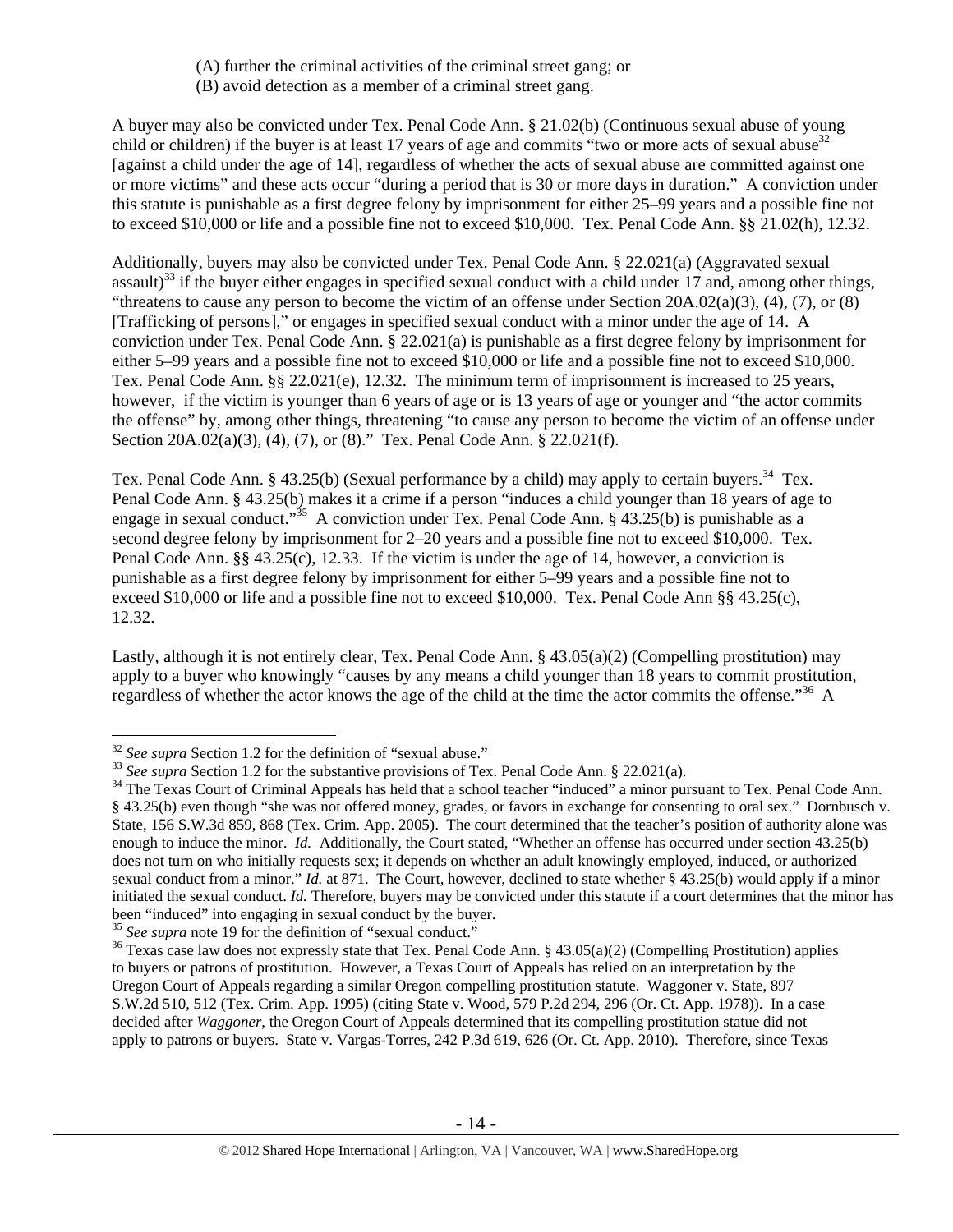(A) further the criminal activities of the criminal street gang; or
(B) avoid detection as a member of a criminal street gang.

A buyer may also be convicted under Tex. Penal Code Ann. § 21.02(b) (Continuous sexual abuse of young child or children) if the buyer is at least 17 years of age and commits "two or more acts of sexual abuse[32] [against a child under the age of 14], regardless of whether the acts of sexual abuse are committed against one or more victims" and these acts occur "during a period that is 30 or more days in duration." A conviction under this statute is punishable as a first degree felony by imprisonment for either 25–99 years and a possible fine not to exceed $10,000 or life and a possible fine not to exceed $10,000. Tex. Penal Code Ann. §§ 21.02(h), 12.32.

Additionally, buyers may also be convicted under Tex. Penal Code Ann. § 22.021(a) (Aggravated sexual assault)[33] if the buyer either engages in specified sexual conduct with a child under 17 and, among other things, "threatens to cause any person to become the victim of an offense under Section 20A.02(a)(3), (4), (7), or (8) [Trafficking of persons]," or engages in specified sexual conduct with a minor under the age of 14. A conviction under Tex. Penal Code Ann. § 22.021(a) is punishable as a first degree felony by imprisonment for either 5–99 years and a possible fine not to exceed $10,000 or life and a possible fine not to exceed $10,000. Tex. Penal Code Ann. §§ 22.021(e), 12.32. The minimum term of imprisonment is increased to 25 years, however, if the victim is younger than 6 years of age or is 13 years of age or younger and "the actor commits the offense" by, among other things, threatening "to cause any person to become the victim of an offense under Section 20A.02(a)(3), (4), (7), or (8)." Tex. Penal Code Ann. § 22.021(f).

Tex. Penal Code Ann. § 43.25(b) (Sexual performance by a child) may apply to certain buyers.[34] Tex. Penal Code Ann. § 43.25(b) makes it a crime if a person "induces a child younger than 18 years of age to engage in sexual conduct."[35] A conviction under Tex. Penal Code Ann. § 43.25(b) is punishable as a second degree felony by imprisonment for 2–20 years and a possible fine not to exceed $10,000. Tex. Penal Code Ann. §§ 43.25(c), 12.33. If the victim is under the age of 14, however, a conviction is punishable as a first degree felony by imprisonment for either 5–99 years and a possible fine not to exceed $10,000 or life and a possible fine not to exceed $10,000. Tex. Penal Code Ann §§ 43.25(c), 12.32.

Lastly, although it is not entirely clear, Tex. Penal Code Ann. § 43.05(a)(2) (Compelling prostitution) may apply to a buyer who knowingly "causes by any means a child younger than 18 years to commit prostitution, regardless of whether the actor knows the age of the child at the time the actor commits the offense."[36] A

---

[32] *See supra* Section 1.2 for the definition of "sexual abuse."

[33] *See supra* Section 1.2 for the substantive provisions of Tex. Penal Code Ann. § 22.021(a).

[34] The Texas Court of Criminal Appeals has held that a school teacher "induced" a minor pursuant to Tex. Penal Code Ann. § 43.25(b) even though "she was not offered money, grades, or favors in exchange for consenting to oral sex." Dornbusch v. State, 156 S.W.3d 859, 868 (Tex. Crim. App. 2005). The court determined that the teacher's position of authority alone was enough to induce the minor. *Id.* Additionally, the Court stated, "Whether an offense has occurred under section 43.25(b) does not turn on who initially requests sex; it depends on whether an adult knowingly employed, induced, or authorized sexual conduct from a minor." *Id.* at 871. The Court, however, declined to state whether § 43.25(b) would apply if a minor initiated the sexual conduct. *Id.* Therefore, buyers may be convicted under this statute if a court determines that the minor has been "induced" into engaging in sexual conduct by the buyer.

[35] *See supra* note 19 for the definition of "sexual conduct."

[36] Texas case law does not expressly state that Tex. Penal Code Ann. § 43.05(a)(2) (Compelling Prostitution) applies to buyers or patrons of prostitution. However, a Texas Court of Appeals has relied on an interpretation by the Oregon Court of Appeals regarding a similar Oregon compelling prostitution statute. Waggoner v. State, 897 S.W.2d 510, 512 (Tex. Crim. App. 1995) (citing State v. Wood, 579 P.2d 294, 296 (Or. Ct. App. 1978)). In a case decided after *Waggoner*, the Oregon Court of Appeals determined that its compelling prostitution statue did not apply to patrons or buyers. State v. Vargas-Torres, 242 P.3d 619, 626 (Or. Ct. App. 2010). Therefore, since Texas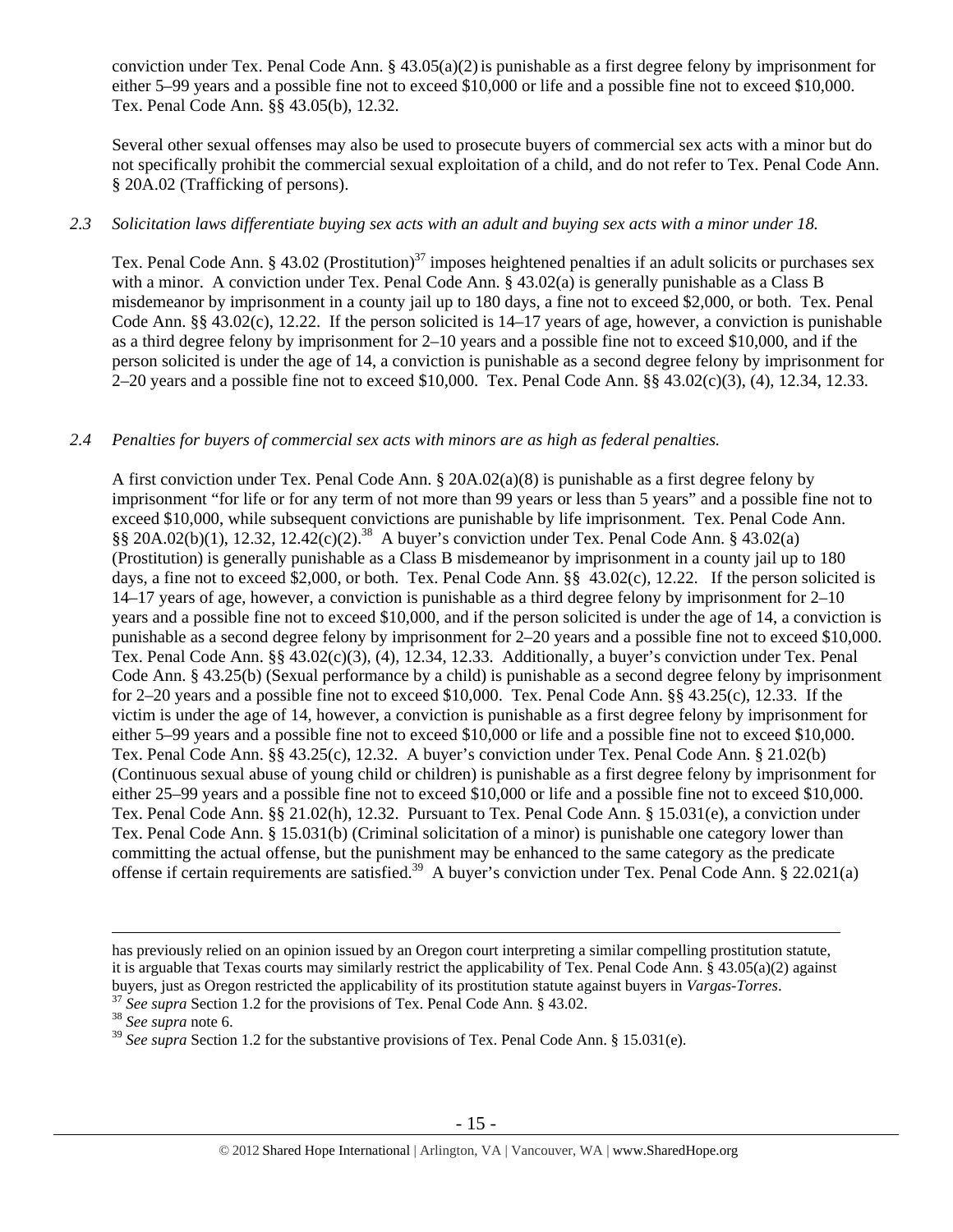conviction under Tex. Penal Code Ann. § 43.05(a)(2) is punishable as a first degree felony by imprisonment for either 5–99 years and a possible fine not to exceed $10,000 or life and a possible fine not to exceed $10,000. Tex. Penal Code Ann. §§ 43.05(b), 12.32.

Several other sexual offenses may also be used to prosecute buyers of commercial sex acts with a minor but do not specifically prohibit the commercial sexual exploitation of a child, and do not refer to Tex. Penal Code Ann. § 20A.02 (Trafficking of persons).

*2.3 Solicitation laws differentiate buying sex acts with an adult and buying sex acts with a minor under 18.*

Tex. Penal Code Ann. § 43.02 (Prostitution)[37] imposes heightened penalties if an adult solicits or purchases sex with a minor. A conviction under Tex. Penal Code Ann. § 43.02(a) is generally punishable as a Class B misdemeanor by imprisonment in a county jail up to 180 days, a fine not to exceed $2,000, or both. Tex. Penal Code Ann. §§ 43.02(c), 12.22. If the person solicited is 14–17 years of age, however, a conviction is punishable as a third degree felony by imprisonment for 2–10 years and a possible fine not to exceed $10,000, and if the person solicited is under the age of 14, a conviction is punishable as a second degree felony by imprisonment for 2–20 years and a possible fine not to exceed $10,000. Tex. Penal Code Ann. §§ 43.02(c)(3), (4), 12.34, 12.33.

*2.4 Penalties for buyers of commercial sex acts with minors are as high as federal penalties.*

A first conviction under Tex. Penal Code Ann. § 20A.02(a)(8) is punishable as a first degree felony by imprisonment "for life or for any term of not more than 99 years or less than 5 years" and a possible fine not to exceed $10,000, while subsequent convictions are punishable by life imprisonment. Tex. Penal Code Ann. §§ 20A.02(b)(1), 12.32, 12.42(c)(2).[38] A buyer's conviction under Tex. Penal Code Ann. § 43.02(a) (Prostitution) is generally punishable as a Class B misdemeanor by imprisonment in a county jail up to 180 days, a fine not to exceed $2,000, or both. Tex. Penal Code Ann. §§ 43.02(c), 12.22. If the person solicited is 14–17 years of age, however, a conviction is punishable as a third degree felony by imprisonment for 2–10 years and a possible fine not to exceed $10,000, and if the person solicited is under the age of 14, a conviction is punishable as a second degree felony by imprisonment for 2–20 years and a possible fine not to exceed $10,000. Tex. Penal Code Ann. §§ 43.02(c)(3), (4), 12.34, 12.33. Additionally, a buyer's conviction under Tex. Penal Code Ann. § 43.25(b) (Sexual performance by a child) is punishable as a second degree felony by imprisonment for 2–20 years and a possible fine not to exceed $10,000. Tex. Penal Code Ann. §§ 43.25(c), 12.33. If the victim is under the age of 14, however, a conviction is punishable as a first degree felony by imprisonment for either 5–99 years and a possible fine not to exceed $10,000 or life and a possible fine not to exceed $10,000. Tex. Penal Code Ann. §§ 43.25(c), 12.32. A buyer's conviction under Tex. Penal Code Ann. § 21.02(b) (Continuous sexual abuse of young child or children) is punishable as a first degree felony by imprisonment for either 25–99 years and a possible fine not to exceed $10,000 or life and a possible fine not to exceed $10,000. Tex. Penal Code Ann. §§ 21.02(h), 12.32. Pursuant to Tex. Penal Code Ann. § 15.031(e), a conviction under Tex. Penal Code Ann. § 15.031(b) (Criminal solicitation of a minor) is punishable one category lower than committing the actual offense, but the punishment may be enhanced to the same category as the predicate offense if certain requirements are satisfied.[39] A buyer's conviction under Tex. Penal Code Ann. § 22.021(a)

---

has previously relied on an opinion issued by an Oregon court interpreting a similar compelling prostitution statute, it is arguable that Texas courts may similarly restrict the applicability of Tex. Penal Code Ann. § 43.05(a)(2) against buyers, just as Oregon restricted the applicability of its prostitution statute against buyers in *Vargas-Torres*.

[37] *See supra* Section 1.2 for the provisions of Tex. Penal Code Ann. § 43.02.

[38] *See supra* note 6.

[39] *See supra* Section 1.2 for the substantive provisions of Tex. Penal Code Ann. § 15.031(e).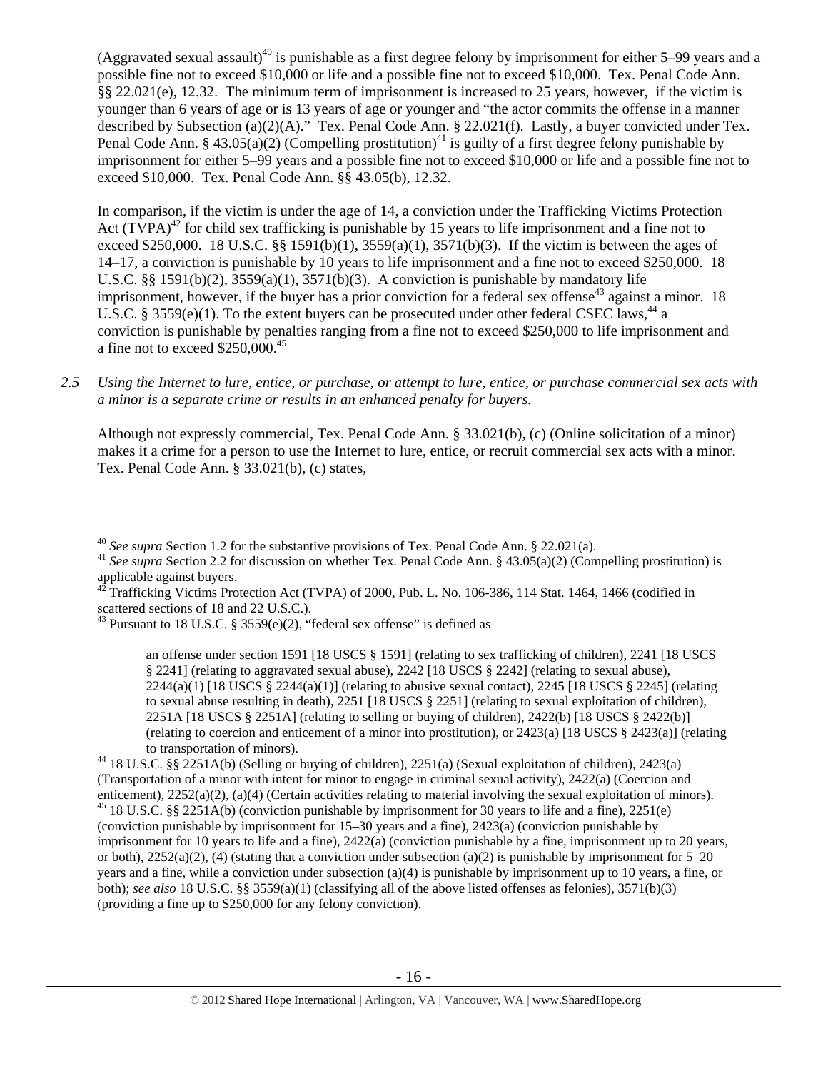(Aggravated sexual assault)[40] is punishable as a first degree felony by imprisonment for either 5–99 years and a possible fine not to exceed $10,000 or life and a possible fine not to exceed $10,000. Tex. Penal Code Ann. §§ 22.021(e), 12.32. The minimum term of imprisonment is increased to 25 years, however, if the victim is younger than 6 years of age or is 13 years of age or younger and "the actor commits the offense in a manner described by Subsection (a)(2)(A)." Tex. Penal Code Ann. § 22.021(f). Lastly, a buyer convicted under Tex. Penal Code Ann. § 43.05(a)(2) (Compelling prostitution)[41] is guilty of a first degree felony punishable by imprisonment for either 5–99 years and a possible fine not to exceed $10,000 or life and a possible fine not to exceed $10,000. Tex. Penal Code Ann. §§ 43.05(b), 12.32.

In comparison, if the victim is under the age of 14, a conviction under the Trafficking Victims Protection Act (TVPA)[42] for child sex trafficking is punishable by 15 years to life imprisonment and a fine not to exceed $250,000. 18 U.S.C. §§ 1591(b)(1), 3559(a)(1), 3571(b)(3). If the victim is between the ages of 14–17, a conviction is punishable by 10 years to life imprisonment and a fine not to exceed $250,000. 18 U.S.C. §§ 1591(b)(2), 3559(a)(1), 3571(b)(3). A conviction is punishable by mandatory life imprisonment, however, if the buyer has a prior conviction for a federal sex offense[43] against a minor. 18 U.S.C. § 3559(e)(1). To the extent buyers can be prosecuted under other federal CSEC laws,[44] a conviction is punishable by penalties ranging from a fine not to exceed $250,000 to life imprisonment and a fine not to exceed $250,000.[45]

*2.5 Using the Internet to lure, entice, or purchase, or attempt to lure, entice, or purchase commercial sex acts with a minor is a separate crime or results in an enhanced penalty for buyers.*

Although not expressly commercial, Tex. Penal Code Ann. § 33.021(b), (c) (Online solicitation of a minor) makes it a crime for a person to use the Internet to lure, entice, or recruit commercial sex acts with a minor. Tex. Penal Code Ann. § 33.021(b), (c) states,

---

[40] *See supra* Section 1.2 for the substantive provisions of Tex. Penal Code Ann. § 22.021(a).

[41] *See supra* Section 2.2 for discussion on whether Tex. Penal Code Ann. § 43.05(a)(2) (Compelling prostitution) is applicable against buyers.

[42] Trafficking Victims Protection Act (TVPA) of 2000, Pub. L. No. 106-386, 114 Stat. 1464, 1466 (codified in scattered sections of 18 and 22 U.S.C.).

[43] Pursuant to 18 U.S.C. § 3559(e)(2), "federal sex offense" is defined as

> an offense under section 1591 [18 USCS § 1591] (relating to sex trafficking of children), 2241 [18 USCS § 2241] (relating to aggravated sexual abuse), 2242 [18 USCS § 2242] (relating to sexual abuse), 2244(a)(1) [18 USCS § 2244(a)(1)] (relating to abusive sexual contact), 2245 [18 USCS § 2245] (relating to sexual abuse resulting in death), 2251 [18 USCS § 2251] (relating to sexual exploitation of children), 2251A [18 USCS § 2251A] (relating to selling or buying of children), 2422(b) [18 USCS § 2422(b)] (relating to coercion and enticement of a minor into prostitution), or 2423(a) [18 USCS § 2423(a)] (relating to transportation of minors).

[44] 18 U.S.C. §§ 2251A(b) (Selling or buying of children), 2251(a) (Sexual exploitation of children), 2423(a) (Transportation of a minor with intent for minor to engage in criminal sexual activity), 2422(a) (Coercion and enticement), 2252(a)(2), (a)(4) (Certain activities relating to material involving the sexual exploitation of minors).

[45] 18 U.S.C. §§ 2251A(b) (conviction punishable by imprisonment for 30 years to life and a fine), 2251(e) (conviction punishable by imprisonment for 15–30 years and a fine), 2423(a) (conviction punishable by imprisonment for 10 years to life and a fine), 2422(a) (conviction punishable by a fine, imprisonment up to 20 years, or both), 2252(a)(2), (4) (stating that a conviction under subsection (a)(2) is punishable by imprisonment for 5–20 years and a fine, while a conviction under subsection (a)(4) is punishable by imprisonment up to 10 years, a fine, or both); *see also* 18 U.S.C. §§ 3559(a)(1) (classifying all of the above listed offenses as felonies), 3571(b)(3) (providing a fine up to $250,000 for any felony conviction).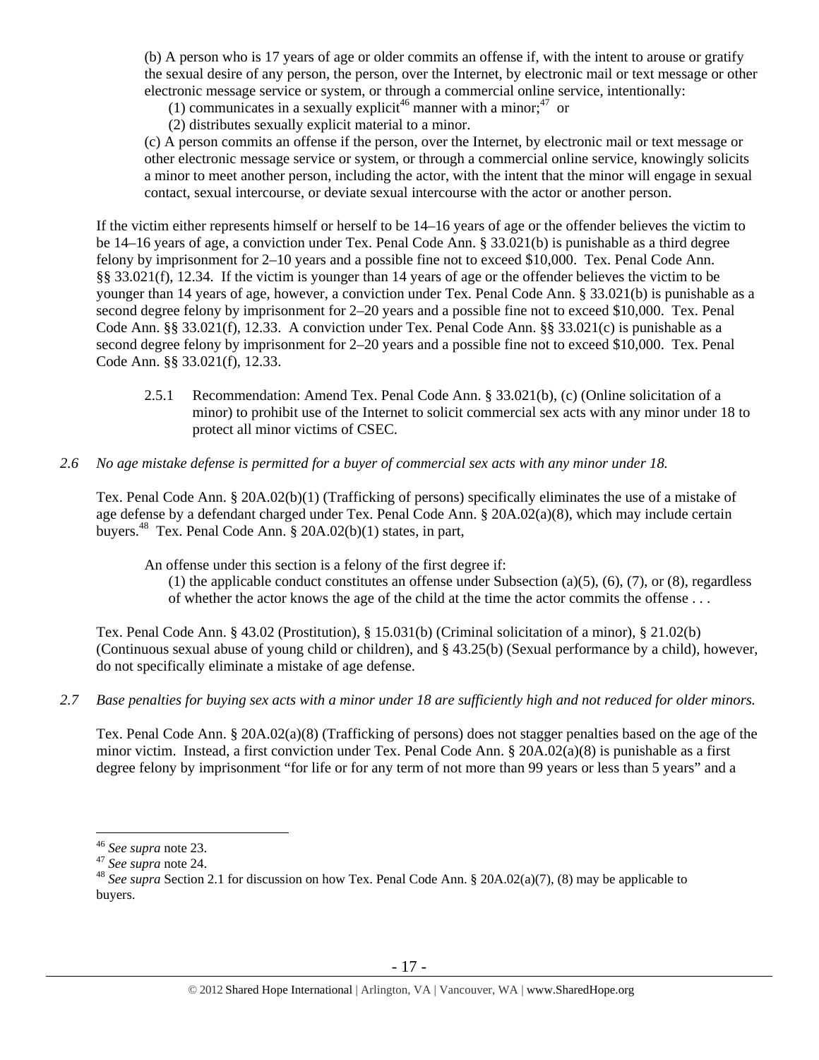(b) A person who is 17 years of age or older commits an offense if, with the intent to arouse or gratify the sexual desire of any person, the person, over the Internet, by electronic mail or text message or other electronic message service or system, or through a commercial online service, intentionally:

(1) communicates in a sexually explicit[46] manner with a minor;[47] or

(2) distributes sexually explicit material to a minor.

(c) A person commits an offense if the person, over the Internet, by electronic mail or text message or other electronic message service or system, or through a commercial online service, knowingly solicits a minor to meet another person, including the actor, with the intent that the minor will engage in sexual contact, sexual intercourse, or deviate sexual intercourse with the actor or another person.

If the victim either represents himself or herself to be 14–16 years of age or the offender believes the victim to be 14–16 years of age, a conviction under Tex. Penal Code Ann. § 33.021(b) is punishable as a third degree felony by imprisonment for 2–10 years and a possible fine not to exceed $10,000. Tex. Penal Code Ann. §§ 33.021(f), 12.34. If the victim is younger than 14 years of age or the offender believes the victim to be younger than 14 years of age, however, a conviction under Tex. Penal Code Ann. § 33.021(b) is punishable as a second degree felony by imprisonment for 2–20 years and a possible fine not to exceed $10,000. Tex. Penal Code Ann. §§ 33.021(f), 12.33. A conviction under Tex. Penal Code Ann. §§ 33.021(c) is punishable as a second degree felony by imprisonment for 2–20 years and a possible fine not to exceed $10,000. Tex. Penal Code Ann. §§ 33.021(f), 12.33.

2.5.1 Recommendation: Amend Tex. Penal Code Ann. § 33.021(b), (c) (Online solicitation of a minor) to prohibit use of the Internet to solicit commercial sex acts with any minor under 18 to protect all minor victims of CSEC.

*2.6 No age mistake defense is permitted for a buyer of commercial sex acts with any minor under 18.*

Tex. Penal Code Ann. § 20A.02(b)(1) (Trafficking of persons) specifically eliminates the use of a mistake of age defense by a defendant charged under Tex. Penal Code Ann. § 20A.02(a)(8), which may include certain buyers.[48] Tex. Penal Code Ann. § 20A.02(b)(1) states, in part,

> An offense under this section is a felony of the first degree if:
>
> (1) the applicable conduct constitutes an offense under Subsection (a)(5), (6), (7), or (8), regardless of whether the actor knows the age of the child at the time the actor commits the offense . . .

Tex. Penal Code Ann. § 43.02 (Prostitution), § 15.031(b) (Criminal solicitation of a minor), § 21.02(b) (Continuous sexual abuse of young child or children), and § 43.25(b) (Sexual performance by a child), however, do not specifically eliminate a mistake of age defense.

*2.7 Base penalties for buying sex acts with a minor under 18 are sufficiently high and not reduced for older minors.*

Tex. Penal Code Ann. § 20A.02(a)(8) (Trafficking of persons) does not stagger penalties based on the age of the minor victim. Instead, a first conviction under Tex. Penal Code Ann. § 20A.02(a)(8) is punishable as a first degree felony by imprisonment "for life or for any term of not more than 99 years or less than 5 years" and a

---

[46] *See supra* note 23.

[47] *See supra* note 24.

[48] *See supra* Section 2.1 for discussion on how Tex. Penal Code Ann. § 20A.02(a)(7), (8) may be applicable to buyers.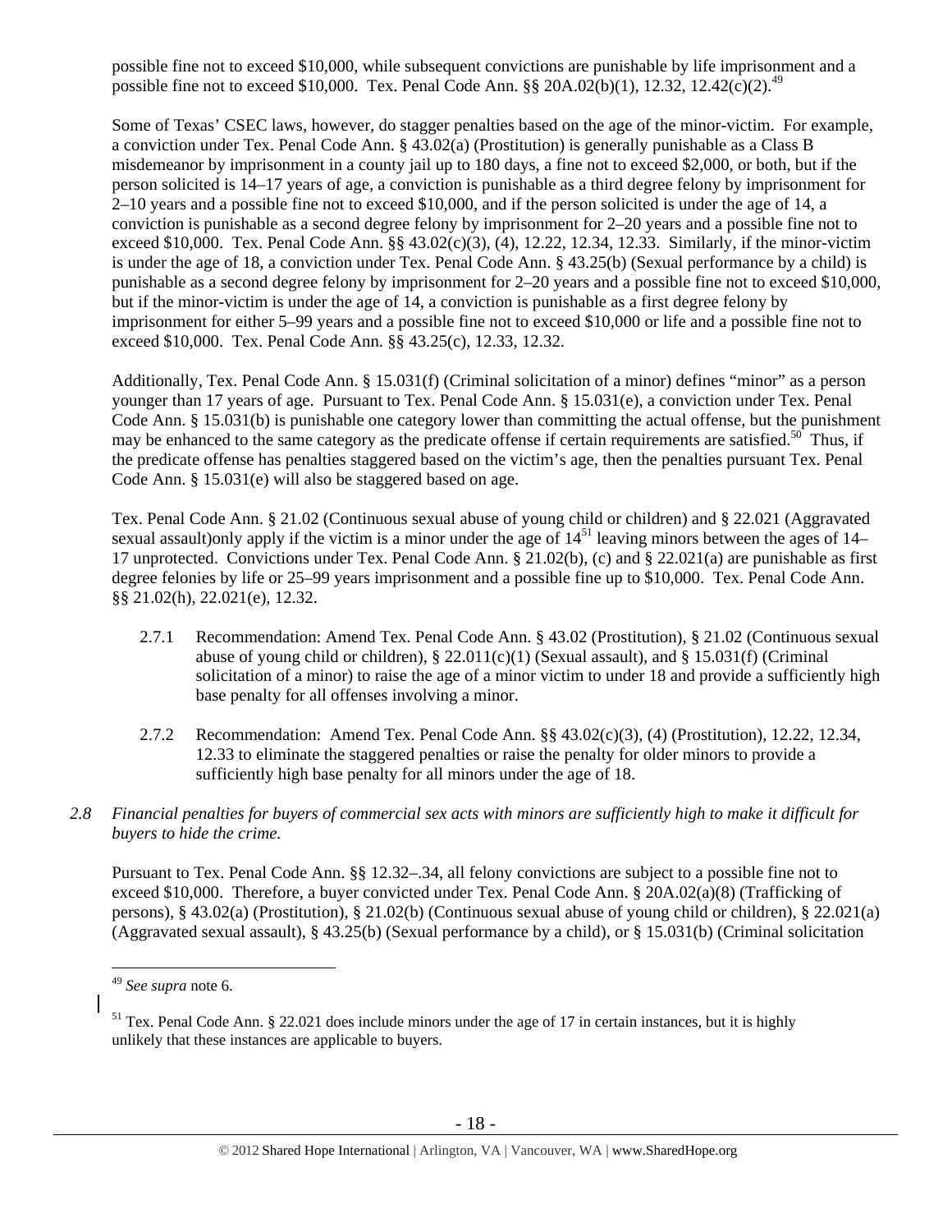possible fine not to exceed $10,000, while subsequent convictions are punishable by life imprisonment and a possible fine not to exceed $10,000. Tex. Penal Code Ann. §§ 20A.02(b)(1), 12.32, 12.42(c)(2).[49]

Some of Texas' CSEC laws, however, do stagger penalties based on the age of the minor-victim. For example, a conviction under Tex. Penal Code Ann. § 43.02(a) (Prostitution) is generally punishable as a Class B misdemeanor by imprisonment in a county jail up to 180 days, a fine not to exceed $2,000, or both, but if the person solicited is 14–17 years of age, a conviction is punishable as a third degree felony by imprisonment for 2–10 years and a possible fine not to exceed $10,000, and if the person solicited is under the age of 14, a conviction is punishable as a second degree felony by imprisonment for 2–20 years and a possible fine not to exceed $10,000. Tex. Penal Code Ann. §§ 43.02(c)(3), (4), 12.22, 12.34, 12.33. Similarly, if the minor-victim is under the age of 18, a conviction under Tex. Penal Code Ann. § 43.25(b) (Sexual performance by a child) is punishable as a second degree felony by imprisonment for 2–20 years and a possible fine not to exceed $10,000, but if the minor-victim is under the age of 14, a conviction is punishable as a first degree felony by imprisonment for either 5–99 years and a possible fine not to exceed $10,000 or life and a possible fine not to exceed $10,000. Tex. Penal Code Ann. §§ 43.25(c), 12.33, 12.32.

Additionally, Tex. Penal Code Ann. § 15.031(f) (Criminal solicitation of a minor) defines "minor" as a person younger than 17 years of age. Pursuant to Tex. Penal Code Ann. § 15.031(e), a conviction under Tex. Penal Code Ann. § 15.031(b) is punishable one category lower than committing the actual offense, but the punishment may be enhanced to the same category as the predicate offense if certain requirements are satisfied.[50] Thus, if the predicate offense has penalties staggered based on the victim's age, then the penalties pursuant Tex. Penal Code Ann. § 15.031(e) will also be staggered based on age.

Tex. Penal Code Ann. § 21.02 (Continuous sexual abuse of young child or children) and § 22.021 (Aggravated sexual assault)only apply if the victim is a minor under the age of 14[51] leaving minors between the ages of 14–17 unprotected. Convictions under Tex. Penal Code Ann. § 21.02(b), (c) and § 22.021(a) are punishable as first degree felonies by life or 25–99 years imprisonment and a possible fine up to $10,000. Tex. Penal Code Ann. §§ 21.02(h), 22.021(e), 12.32.

2.7.1 Recommendation: Amend Tex. Penal Code Ann. § 43.02 (Prostitution), § 21.02 (Continuous sexual abuse of young child or children), § 22.011(c)(1) (Sexual assault), and § 15.031(f) (Criminal solicitation of a minor) to raise the age of a minor victim to under 18 and provide a sufficiently high base penalty for all offenses involving a minor.

2.7.2 Recommendation: Amend Tex. Penal Code Ann. §§ 43.02(c)(3), (4) (Prostitution), 12.22, 12.34, 12.33 to eliminate the staggered penalties or raise the penalty for older minors to provide a sufficiently high base penalty for all minors under the age of 18.

*2.8 Financial penalties for buyers of commercial sex acts with minors are sufficiently high to make it difficult for buyers to hide the crime.*

Pursuant to Tex. Penal Code Ann. §§ 12.32–.34, all felony convictions are subject to a possible fine not to exceed $10,000. Therefore, a buyer convicted under Tex. Penal Code Ann. § 20A.02(a)(8) (Trafficking of persons), § 43.02(a) (Prostitution), § 21.02(b) (Continuous sexual abuse of young child or children), § 22.021(a) (Aggravated sexual assault), § 43.25(b) (Sexual performance by a child), or § 15.031(b) (Criminal solicitation

---

[49] *See supra* note 6.

[51] Tex. Penal Code Ann. § 22.021 does include minors under the age of 17 in certain instances, but it is highly unlikely that these instances are applicable to buyers.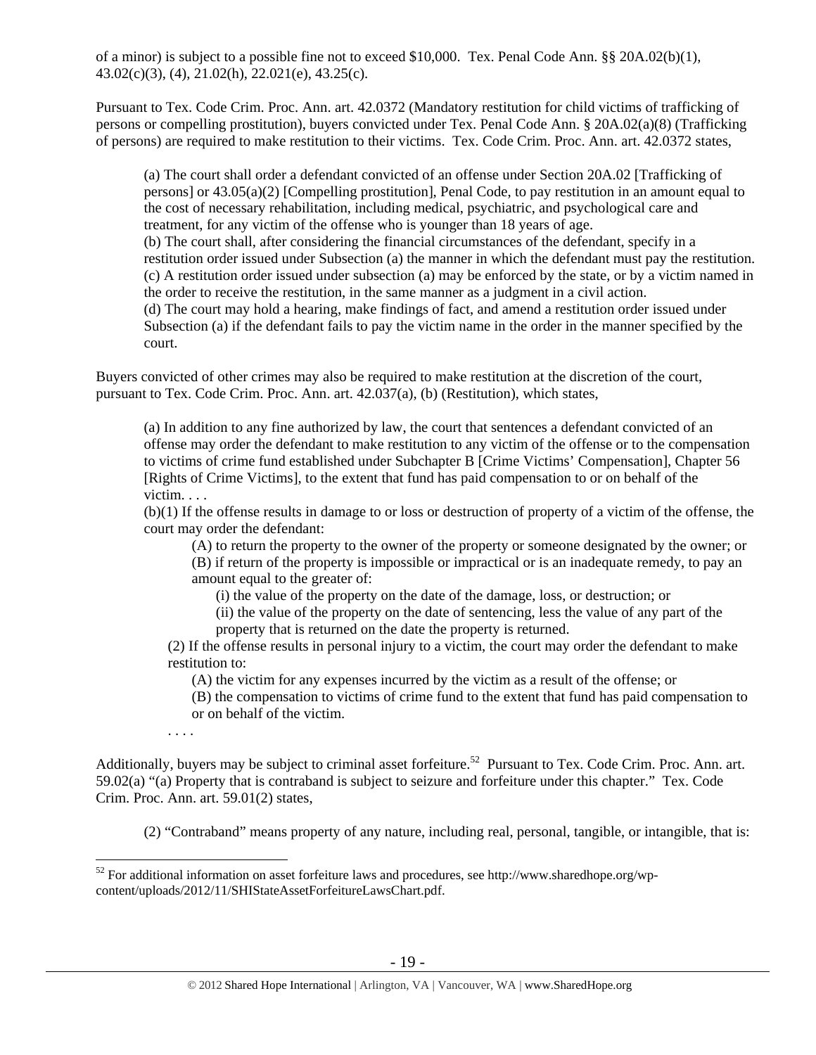of a minor) is subject to a possible fine not to exceed $10,000. Tex. Penal Code Ann. §§ 20A.02(b)(1), 43.02(c)(3), (4), 21.02(h), 22.021(e), 43.25(c).

Pursuant to Tex. Code Crim. Proc. Ann. art. 42.0372 (Mandatory restitution for child victims of trafficking of persons or compelling prostitution), buyers convicted under Tex. Penal Code Ann. § 20A.02(a)(8) (Trafficking of persons) are required to make restitution to their victims. Tex. Code Crim. Proc. Ann. art. 42.0372 states,

> (a) The court shall order a defendant convicted of an offense under Section 20A.02 [Trafficking of persons] or 43.05(a)(2) [Compelling prostitution], Penal Code, to pay restitution in an amount equal to the cost of necessary rehabilitation, including medical, psychiatric, and psychological care and treatment, for any victim of the offense who is younger than 18 years of age.
> (b) The court shall, after considering the financial circumstances of the defendant, specify in a restitution order issued under Subsection (a) the manner in which the defendant must pay the restitution.
> (c) A restitution order issued under subsection (a) may be enforced by the state, or by a victim named in the order to receive the restitution, in the same manner as a judgment in a civil action.
> (d) The court may hold a hearing, make findings of fact, and amend a restitution order issued under Subsection (a) if the defendant fails to pay the victim name in the order in the manner specified by the court.

Buyers convicted of other crimes may also be required to make restitution at the discretion of the court, pursuant to Tex. Code Crim. Proc. Ann. art. 42.037(a), (b) (Restitution), which states,

> (a) In addition to any fine authorized by law, the court that sentences a defendant convicted of an offense may order the defendant to make restitution to any victim of the offense or to the compensation to victims of crime fund established under Subchapter B [Crime Victims' Compensation], Chapter 56 [Rights of Crime Victims], to the extent that fund has paid compensation to or on behalf of the victim. . . .
> (b)(1) If the offense results in damage to or loss or destruction of property of a victim of the offense, the court may order the defendant:
>> (A) to return the property to the owner of the property or someone designated by the owner; or
>> (B) if return of the property is impossible or impractical or is an inadequate remedy, to pay an amount equal to the greater of:
>>> (i) the value of the property on the date of the damage, loss, or destruction; or
>>> (ii) the value of the property on the date of sentencing, less the value of any part of the property that is returned on the date the property is returned.
>
> (2) If the offense results in personal injury to a victim, the court may order the defendant to make restitution to:
>> (A) the victim for any expenses incurred by the victim as a result of the offense; or
>> (B) the compensation to victims of crime fund to the extent that fund has paid compensation to or on behalf of the victim.
>
> . . . .

Additionally, buyers may be subject to criminal asset forfeiture.[52] Pursuant to Tex. Code Crim. Proc. Ann. art. 59.02(a) "(a) Property that is contraband is subject to seizure and forfeiture under this chapter." Tex. Code Crim. Proc. Ann. art. 59.01(2) states,

> (2) "Contraband" means property of any nature, including real, personal, tangible, or intangible, that is:

[52] For additional information on asset forfeiture laws and procedures, see http://www.sharedhope.org/wp-content/uploads/2012/11/SHIStateAssetForfeitureLawsChart.pdf.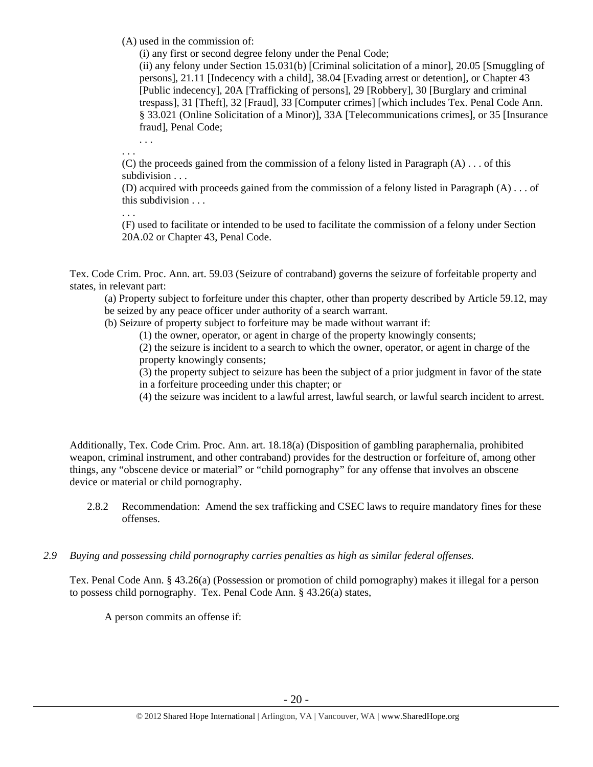(A) used in the commission of:

(i) any first or second degree felony under the Penal Code;

(ii) any felony under Section 15.031(b) [Criminal solicitation of a minor], 20.05 [Smuggling of persons], 21.11 [Indecency with a child], 38.04 [Evading arrest or detention], or Chapter 43 [Public indecency], 20A [Trafficking of persons], 29 [Robbery], 30 [Burglary and criminal trespass], 31 [Theft], 32 [Fraud], 33 [Computer crimes] [which includes Tex. Penal Code Ann. § 33.021 (Online Solicitation of a Minor)], 33A [Telecommunications crimes], or 35 [Insurance fraud], Penal Code;

. . .

. . .

(C) the proceeds gained from the commission of a felony listed in Paragraph (A) . . . of this subdivision . . .

(D) acquired with proceeds gained from the commission of a felony listed in Paragraph (A) . . . of this subdivision . . .

. . .

(F) used to facilitate or intended to be used to facilitate the commission of a felony under Section 20A.02 or Chapter 43, Penal Code.

Tex. Code Crim. Proc. Ann. art. 59.03 (Seizure of contraband) governs the seizure of forfeitable property and states, in relevant part:

(a) Property subject to forfeiture under this chapter, other than property described by Article 59.12, may be seized by any peace officer under authority of a search warrant.

(b) Seizure of property subject to forfeiture may be made without warrant if:

(1) the owner, operator, or agent in charge of the property knowingly consents;

(2) the seizure is incident to a search to which the owner, operator, or agent in charge of the property knowingly consents;

(3) the property subject to seizure has been the subject of a prior judgment in favor of the state in a forfeiture proceeding under this chapter; or

(4) the seizure was incident to a lawful arrest, lawful search, or lawful search incident to arrest.

Additionally, Tex. Code Crim. Proc. Ann. art. 18.18(a) (Disposition of gambling paraphernalia, prohibited weapon, criminal instrument, and other contraband) provides for the destruction or forfeiture of, among other things, any "obscene device or material" or "child pornography" for any offense that involves an obscene device or material or child pornography.

2.8.2 Recommendation: Amend the sex trafficking and CSEC laws to require mandatory fines for these offenses.

*2.9 Buying and possessing child pornography carries penalties as high as similar federal offenses.*

Tex. Penal Code Ann. § 43.26(a) (Possession or promotion of child pornography) makes it illegal for a person to possess child pornography. Tex. Penal Code Ann. § 43.26(a) states,

A person commits an offense if: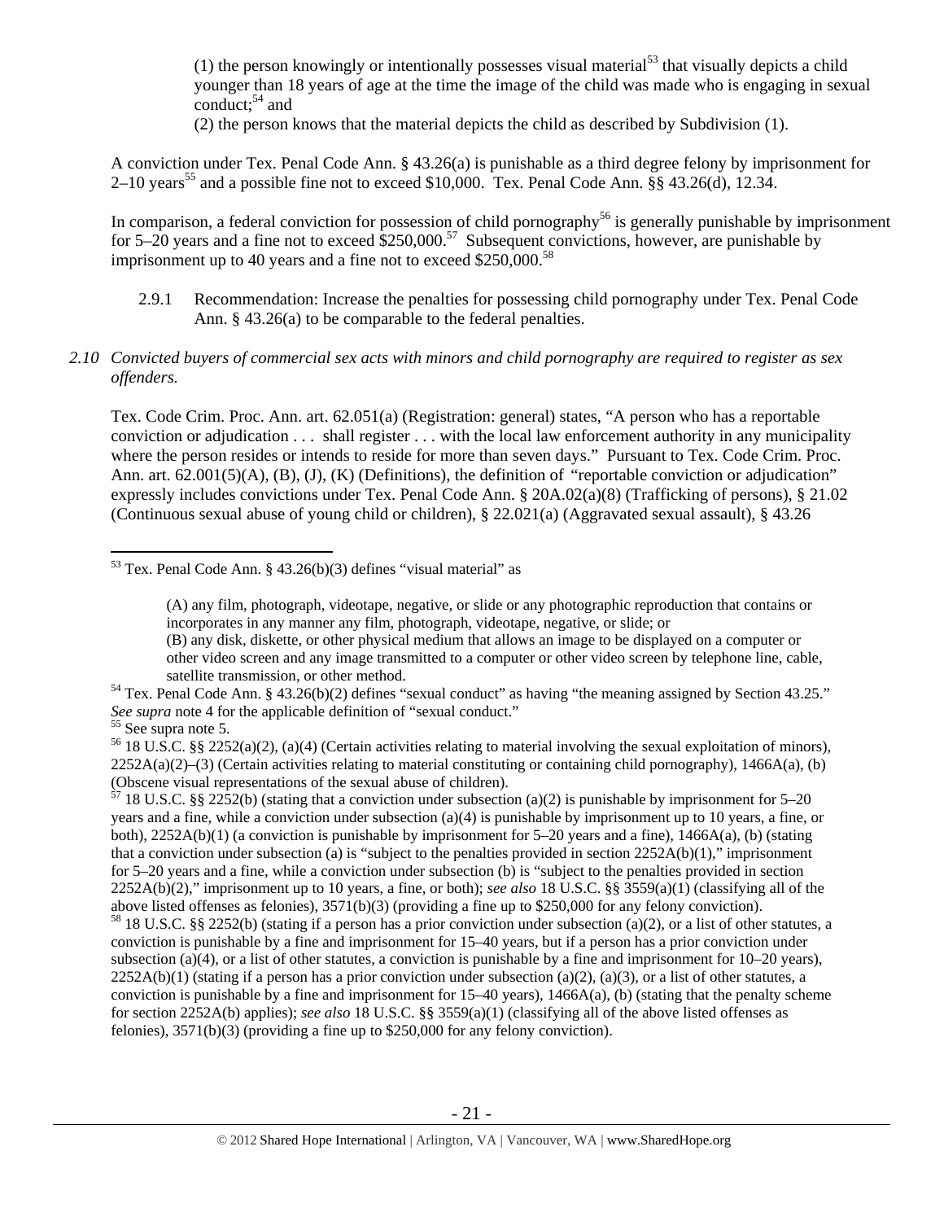(1) the person knowingly or intentionally possesses visual material[53] that visually depicts a child younger than 18 years of age at the time the image of the child was made who is engaging in sexual conduct;[54] and

(2) the person knows that the material depicts the child as described by Subdivision (1).

A conviction under Tex. Penal Code Ann. § 43.26(a) is punishable as a third degree felony by imprisonment for 2–10 years[55] and a possible fine not to exceed $10,000. Tex. Penal Code Ann. §§ 43.26(d), 12.34.

In comparison, a federal conviction for possession of child pornography[56] is generally punishable by imprisonment for 5–20 years and a fine not to exceed $250,000.[57] Subsequent convictions, however, are punishable by imprisonment up to 40 years and a fine not to exceed $250,000.[58]

2.9.1 Recommendation: Increase the penalties for possessing child pornography under Tex. Penal Code Ann. § 43.26(a) to be comparable to the federal penalties.

*2.10 Convicted buyers of commercial sex acts with minors and child pornography are required to register as sex offenders.*

Tex. Code Crim. Proc. Ann. art. 62.051(a) (Registration: general) states, "A person who has a reportable conviction or adjudication . . . shall register . . . with the local law enforcement authority in any municipality where the person resides or intends to reside for more than seven days." Pursuant to Tex. Code Crim. Proc. Ann. art. 62.001(5)(A), (B), (J), (K) (Definitions), the definition of "reportable conviction or adjudication" expressly includes convictions under Tex. Penal Code Ann. § 20A.02(a)(8) (Trafficking of persons), § 21.02 (Continuous sexual abuse of young child or children), § 22.021(a) (Aggravated sexual assault), § 43.26

---

[53] Tex. Penal Code Ann. § 43.26(b)(3) defines "visual material" as

> (A) any film, photograph, videotape, negative, or slide or any photographic reproduction that contains or incorporates in any manner any film, photograph, videotape, negative, or slide; or
> (B) any disk, diskette, or other physical medium that allows an image to be displayed on a computer or other video screen and any image transmitted to a computer or other video screen by telephone line, cable, satellite transmission, or other method.

[54] Tex. Penal Code Ann. § 43.26(b)(2) defines "sexual conduct" as having "the meaning assigned by Section 43.25." *See supra* note 4 for the applicable definition of "sexual conduct."

[55] See supra note 5.

[56] 18 U.S.C. §§ 2252(a)(2), (a)(4) (Certain activities relating to material involving the sexual exploitation of minors), 2252A(a)(2)–(3) (Certain activities relating to material constituting or containing child pornography), 1466A(a), (b) (Obscene visual representations of the sexual abuse of children).

[57] 18 U.S.C. §§ 2252(b) (stating that a conviction under subsection (a)(2) is punishable by imprisonment for 5–20 years and a fine, while a conviction under subsection (a)(4) is punishable by imprisonment up to 10 years, a fine, or both), 2252A(b)(1) (a conviction is punishable by imprisonment for 5–20 years and a fine), 1466A(a), (b) (stating that a conviction under subsection (a) is "subject to the penalties provided in section 2252A(b)(1)," imprisonment for 5–20 years and a fine, while a conviction under subsection (b) is "subject to the penalties provided in section 2252A(b)(2)," imprisonment up to 10 years, a fine, or both); *see also* 18 U.S.C. §§ 3559(a)(1) (classifying all of the above listed offenses as felonies), 3571(b)(3) (providing a fine up to $250,000 for any felony conviction).

[58] 18 U.S.C. §§ 2252(b) (stating if a person has a prior conviction under subsection (a)(2), or a list of other statutes, a conviction is punishable by a fine and imprisonment for 15–40 years, but if a person has a prior conviction under subsection (a)(4), or a list of other statutes, a conviction is punishable by a fine and imprisonment for 10–20 years), 2252A(b)(1) (stating if a person has a prior conviction under subsection (a)(2), (a)(3), or a list of other statutes, a conviction is punishable by a fine and imprisonment for 15–40 years), 1466A(a), (b) (stating that the penalty scheme for section 2252A(b) applies); *see also* 18 U.S.C. §§ 3559(a)(1) (classifying all of the above listed offenses as felonies), 3571(b)(3) (providing a fine up to $250,000 for any felony conviction).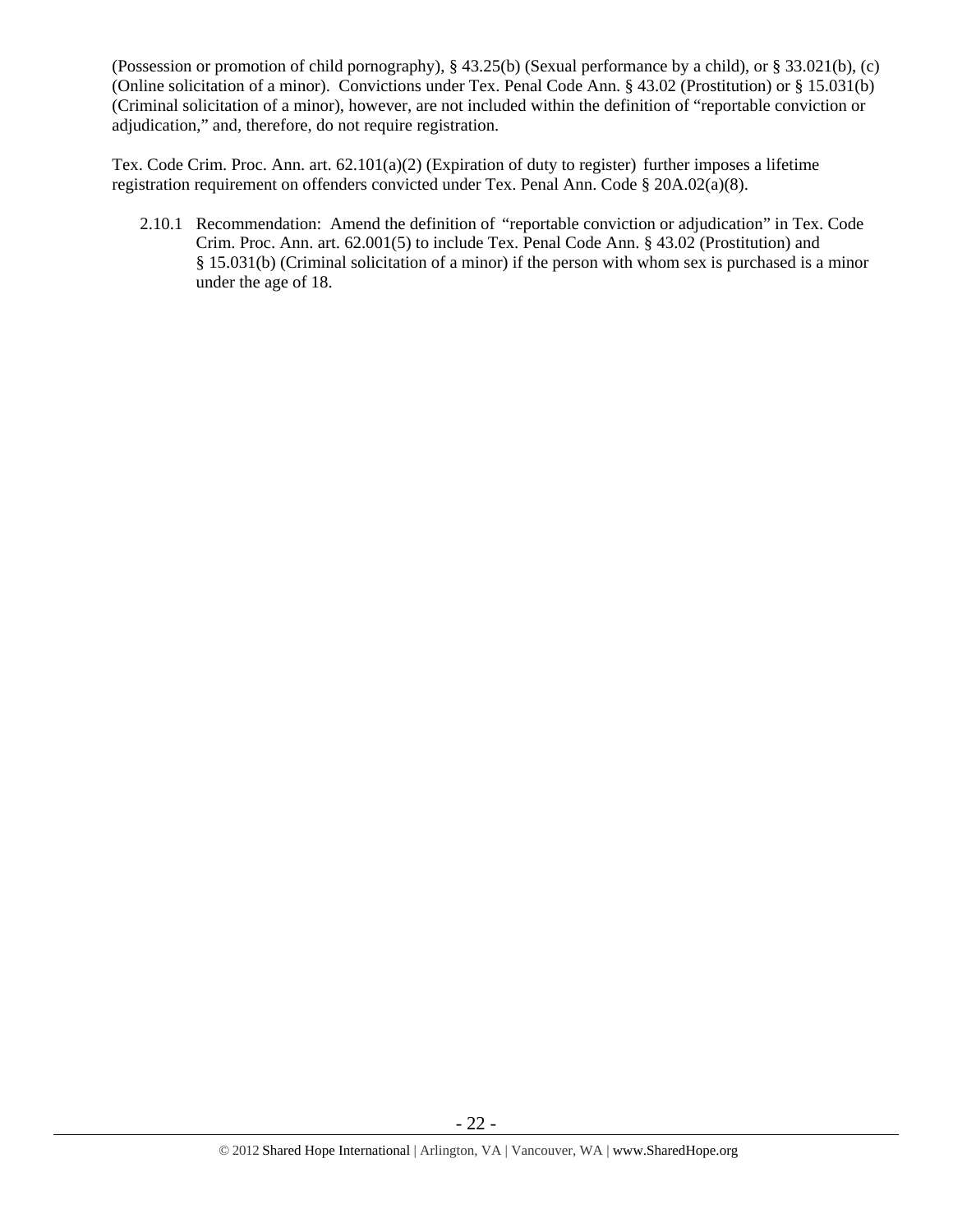(Possession or promotion of child pornography), § 43.25(b) (Sexual performance by a child), or § 33.021(b), (c) (Online solicitation of a minor). Convictions under Tex. Penal Code Ann. § 43.02 (Prostitution) or § 15.031(b) (Criminal solicitation of a minor), however, are not included within the definition of "reportable conviction or adjudication," and, therefore, do not require registration.

Tex. Code Crim. Proc. Ann. art. 62.101(a)(2) (Expiration of duty to register) further imposes a lifetime registration requirement on offenders convicted under Tex. Penal Ann. Code § 20A.02(a)(8).

2.10.1 Recommendation: Amend the definition of "reportable conviction or adjudication" in Tex. Code Crim. Proc. Ann. art. 62.001(5) to include Tex. Penal Code Ann. § 43.02 (Prostitution) and § 15.031(b) (Criminal solicitation of a minor) if the person with whom sex is purchased is a minor under the age of 18.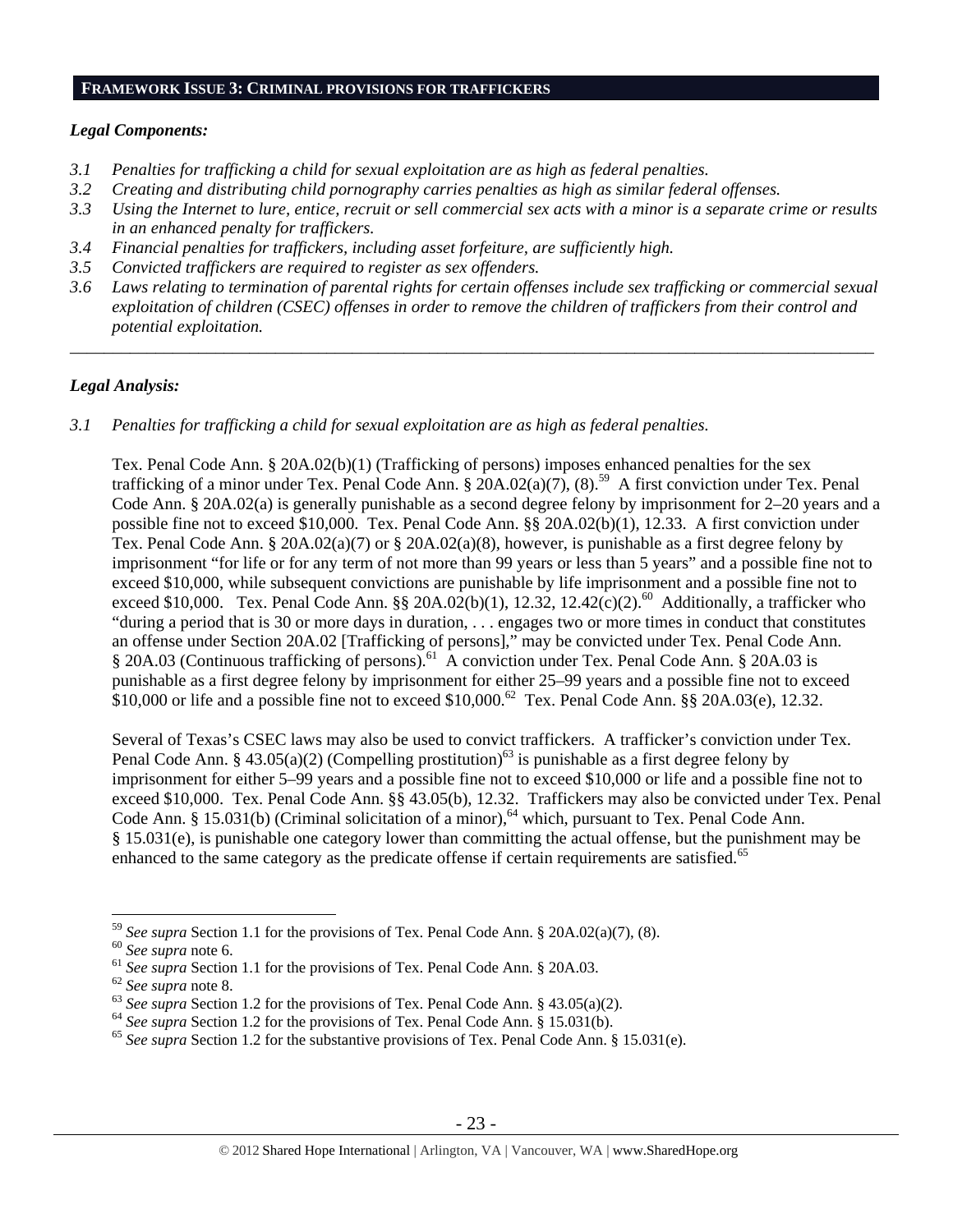## FRAMEWORK ISSUE 3: CRIMINAL PROVISIONS FOR TRAFFICKERS

### *Legal Components:*

*3.1 Penalties for trafficking a child for sexual exploitation are as high as federal penalties.*

*3.2 Creating and distributing child pornography carries penalties as high as similar federal offenses.*

*3.3 Using the Internet to lure, entice, recruit or sell commercial sex acts with a minor is a separate crime or results in an enhanced penalty for traffickers.*

*3.4 Financial penalties for traffickers, including asset forfeiture, are sufficiently high.*

*3.5 Convicted traffickers are required to register as sex offenders.*

*3.6 Laws relating to termination of parental rights for certain offenses include sex trafficking or commercial sexual exploitation of children (CSEC) offenses in order to remove the children of traffickers from their control and potential exploitation.*

---

### *Legal Analysis:*

*3.1 Penalties for trafficking a child for sexual exploitation are as high as federal penalties.*

Tex. Penal Code Ann. § 20A.02(b)(1) (Trafficking of persons) imposes enhanced penalties for the sex trafficking of a minor under Tex. Penal Code Ann. § 20A.02(a)(7), (8).[59] A first conviction under Tex. Penal Code Ann. § 20A.02(a) is generally punishable as a second degree felony by imprisonment for 2–20 years and a possible fine not to exceed $10,000. Tex. Penal Code Ann. §§ 20A.02(b)(1), 12.33. A first conviction under Tex. Penal Code Ann. § 20A.02(a)(7) or § 20A.02(a)(8), however, is punishable as a first degree felony by imprisonment "for life or for any term of not more than 99 years or less than 5 years" and a possible fine not to exceed $10,000, while subsequent convictions are punishable by life imprisonment and a possible fine not to exceed $10,000. Tex. Penal Code Ann. §§ 20A.02(b)(1), 12.32, 12.42(c)(2).[60] Additionally, a trafficker who "during a period that is 30 or more days in duration, . . . engages two or more times in conduct that constitutes an offense under Section 20A.02 [Trafficking of persons]," may be convicted under Tex. Penal Code Ann. § 20A.03 (Continuous trafficking of persons).[61] A conviction under Tex. Penal Code Ann. § 20A.03 is punishable as a first degree felony by imprisonment for either 25–99 years and a possible fine not to exceed $10,000 or life and a possible fine not to exceed $10,000.[62] Tex. Penal Code Ann. §§ 20A.03(e), 12.32.

Several of Texas's CSEC laws may also be used to convict traffickers. A trafficker's conviction under Tex. Penal Code Ann. § 43.05(a)(2) (Compelling prostitution)[63] is punishable as a first degree felony by imprisonment for either 5–99 years and a possible fine not to exceed $10,000 or life and a possible fine not to exceed $10,000. Tex. Penal Code Ann. §§ 43.05(b), 12.32. Traffickers may also be convicted under Tex. Penal Code Ann. § 15.031(b) (Criminal solicitation of a minor),[64] which, pursuant to Tex. Penal Code Ann. § 15.031(e), is punishable one category lower than committing the actual offense, but the punishment may be enhanced to the same category as the predicate offense if certain requirements are satisfied.[65]

---

[59] *See supra* Section 1.1 for the provisions of Tex. Penal Code Ann. § 20A.02(a)(7), (8).

[60] *See supra* note 6.

[61] *See supra* Section 1.1 for the provisions of Tex. Penal Code Ann. § 20A.03.

[62] *See supra* note 8.

[63] *See supra* Section 1.2 for the provisions of Tex. Penal Code Ann. § 43.05(a)(2).

[64] *See supra* Section 1.2 for the provisions of Tex. Penal Code Ann. § 15.031(b).

[65] *See supra* Section 1.2 for the substantive provisions of Tex. Penal Code Ann. § 15.031(e).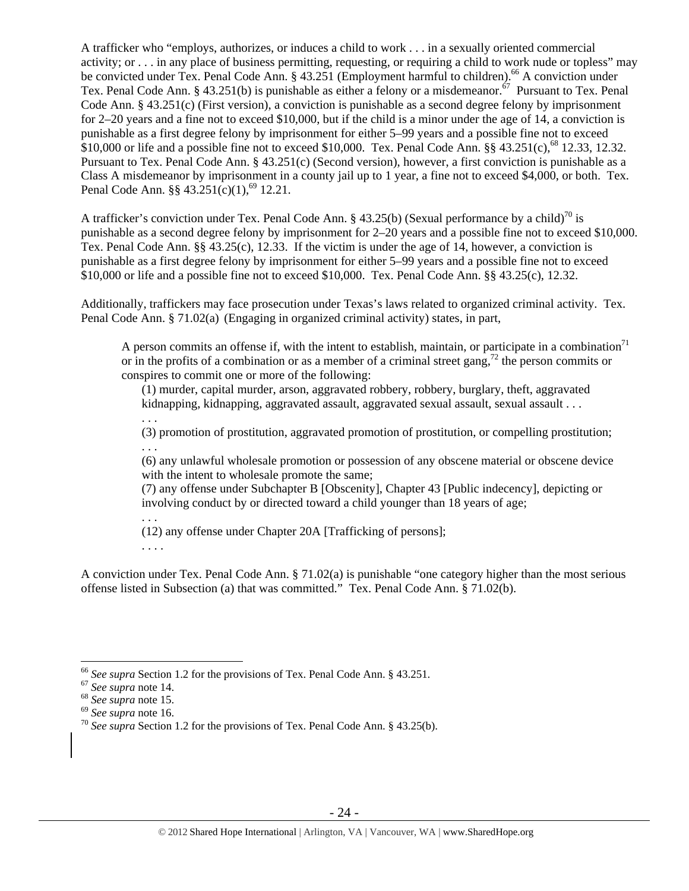A trafficker who "employs, authorizes, or induces a child to work . . . in a sexually oriented commercial activity; or . . . in any place of business permitting, requesting, or requiring a child to work nude or topless" may be convicted under Tex. Penal Code Ann. § 43.251 (Employment harmful to children).[66] A conviction under Tex. Penal Code Ann. § 43.251(b) is punishable as either a felony or a misdemeanor.[67] Pursuant to Tex. Penal Code Ann. § 43.251(c) (First version), a conviction is punishable as a second degree felony by imprisonment for 2–20 years and a fine not to exceed $10,000, but if the child is a minor under the age of 14, a conviction is punishable as a first degree felony by imprisonment for either 5–99 years and a possible fine not to exceed $10,000 or life and a possible fine not to exceed $10,000. Tex. Penal Code Ann. §§ 43.251(c),[68] 12.33, 12.32. Pursuant to Tex. Penal Code Ann. § 43.251(c) (Second version), however, a first conviction is punishable as a Class A misdemeanor by imprisonment in a county jail up to 1 year, a fine not to exceed $4,000, or both. Tex. Penal Code Ann. §§ 43.251(c)(1),[69] 12.21.

A trafficker's conviction under Tex. Penal Code Ann. § 43.25(b) (Sexual performance by a child)[70] is punishable as a second degree felony by imprisonment for 2–20 years and a possible fine not to exceed $10,000. Tex. Penal Code Ann. §§ 43.25(c), 12.33. If the victim is under the age of 14, however, a conviction is punishable as a first degree felony by imprisonment for either 5–99 years and a possible fine not to exceed $10,000 or life and a possible fine not to exceed $10,000. Tex. Penal Code Ann. §§ 43.25(c), 12.32.

Additionally, traffickers may face prosecution under Texas's laws related to organized criminal activity. Tex. Penal Code Ann. § 71.02(a) (Engaging in organized criminal activity) states, in part,

> A person commits an offense if, with the intent to establish, maintain, or participate in a combination[71] or in the profits of a combination or as a member of a criminal street gang,[72] the person commits or conspires to commit one or more of the following:
>
> (1) murder, capital murder, arson, aggravated robbery, robbery, burglary, theft, aggravated kidnapping, kidnapping, aggravated assault, aggravated sexual assault, sexual assault . . .
>
> . . .
>
> (3) promotion of prostitution, aggravated promotion of prostitution, or compelling prostitution;
>
> . . .
>
> (6) any unlawful wholesale promotion or possession of any obscene material or obscene device with the intent to wholesale promote the same;
>
> (7) any offense under Subchapter B [Obscenity], Chapter 43 [Public indecency], depicting or involving conduct by or directed toward a child younger than 18 years of age;
>
> . . .
>
> (12) any offense under Chapter 20A [Trafficking of persons];
>
> . . . .

A conviction under Tex. Penal Code Ann. § 71.02(a) is punishable "one category higher than the most serious offense listed in Subsection (a) that was committed." Tex. Penal Code Ann. § 71.02(b).

---

[66] *See supra* Section 1.2 for the provisions of Tex. Penal Code Ann. § 43.251.

[67] *See supra* note 14.

[68] *See supra* note 15.

[69] *See supra* note 16.

[70] *See supra* Section 1.2 for the provisions of Tex. Penal Code Ann. § 43.25(b).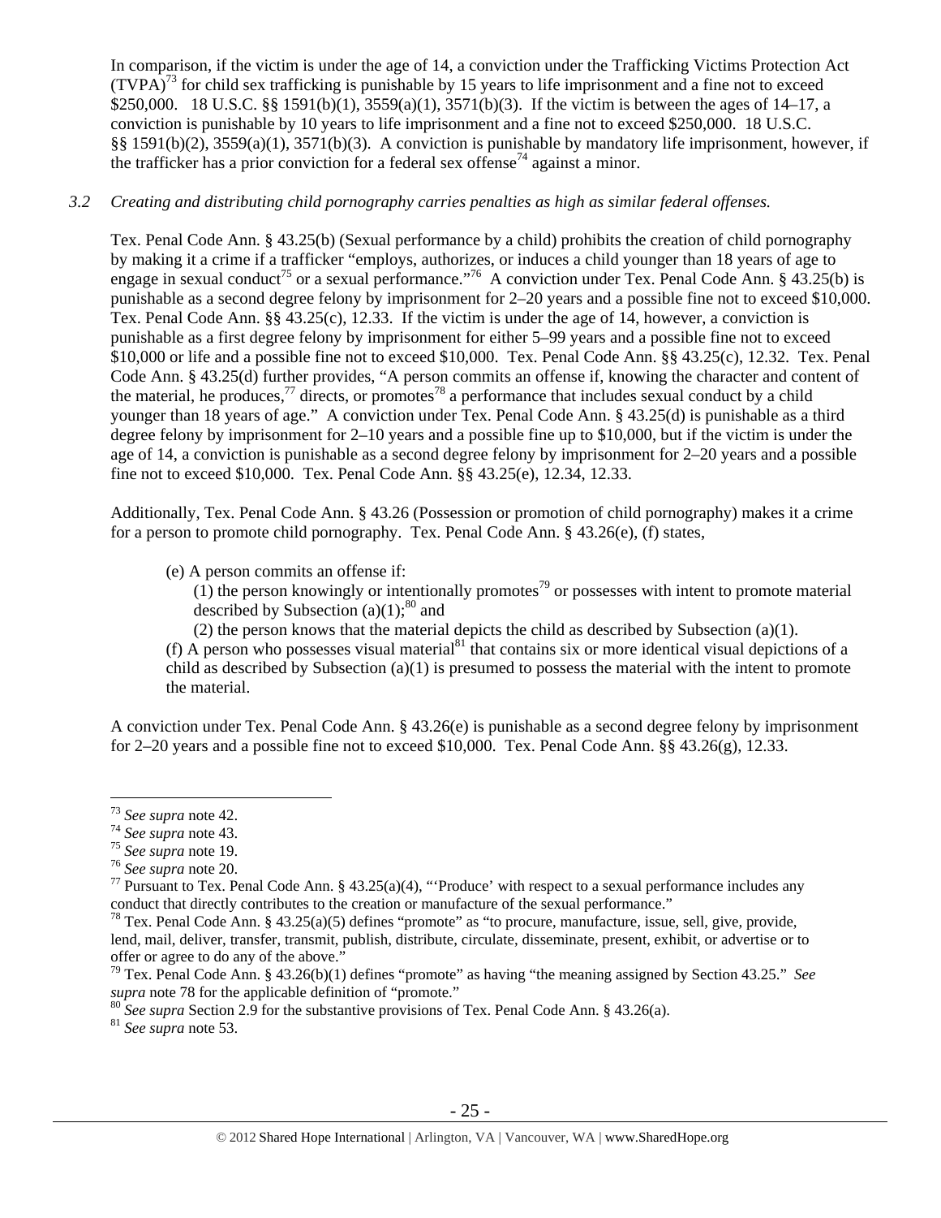In comparison, if the victim is under the age of 14, a conviction under the Trafficking Victims Protection Act (TVPA)[73] for child sex trafficking is punishable by 15 years to life imprisonment and a fine not to exceed $250,000. 18 U.S.C. §§ 1591(b)(1), 3559(a)(1), 3571(b)(3). If the victim is between the ages of 14–17, a conviction is punishable by 10 years to life imprisonment and a fine not to exceed $250,000. 18 U.S.C. §§ 1591(b)(2), 3559(a)(1), 3571(b)(3). A conviction is punishable by mandatory life imprisonment, however, if the trafficker has a prior conviction for a federal sex offense[74] against a minor.

*3.2 Creating and distributing child pornography carries penalties as high as similar federal offenses.*

Tex. Penal Code Ann. § 43.25(b) (Sexual performance by a child) prohibits the creation of child pornography by making it a crime if a trafficker "employs, authorizes, or induces a child younger than 18 years of age to engage in sexual conduct[75] or a sexual performance."[76] A conviction under Tex. Penal Code Ann. § 43.25(b) is punishable as a second degree felony by imprisonment for 2–20 years and a possible fine not to exceed $10,000. Tex. Penal Code Ann. §§ 43.25(c), 12.33. If the victim is under the age of 14, however, a conviction is punishable as a first degree felony by imprisonment for either 5–99 years and a possible fine not to exceed $10,000 or life and a possible fine not to exceed $10,000. Tex. Penal Code Ann. §§ 43.25(c), 12.32. Tex. Penal Code Ann. § 43.25(d) further provides, "A person commits an offense if, knowing the character and content of the material, he produces,[77] directs, or promotes[78] a performance that includes sexual conduct by a child younger than 18 years of age." A conviction under Tex. Penal Code Ann. § 43.25(d) is punishable as a third degree felony by imprisonment for 2–10 years and a possible fine up to $10,000, but if the victim is under the age of 14, a conviction is punishable as a second degree felony by imprisonment for 2–20 years and a possible fine not to exceed $10,000. Tex. Penal Code Ann. §§ 43.25(e), 12.34, 12.33.

Additionally, Tex. Penal Code Ann. § 43.26 (Possession or promotion of child pornography) makes it a crime for a person to promote child pornography. Tex. Penal Code Ann. § 43.26(e), (f) states,

> (e) A person commits an offense if:
> (1) the person knowingly or intentionally promotes[79] or possesses with intent to promote material described by Subsection (a)(1);[80] and
> (2) the person knows that the material depicts the child as described by Subsection (a)(1).
> (f) A person who possesses visual material[81] that contains six or more identical visual depictions of a child as described by Subsection (a)(1) is presumed to possess the material with the intent to promote the material.

A conviction under Tex. Penal Code Ann. § 43.26(e) is punishable as a second degree felony by imprisonment for 2–20 years and a possible fine not to exceed $10,000. Tex. Penal Code Ann. §§ 43.26(g), 12.33.

---

[73] *See supra* note 42.
[74] *See supra* note 43.
[75] *See supra* note 19.
[76] *See supra* note 20.
[77] Pursuant to Tex. Penal Code Ann. § 43.25(a)(4), "'Produce' with respect to a sexual performance includes any conduct that directly contributes to the creation or manufacture of the sexual performance."
[78] Tex. Penal Code Ann. § 43.25(a)(5) defines "promote" as "to procure, manufacture, issue, sell, give, provide, lend, mail, deliver, transfer, transmit, publish, distribute, circulate, disseminate, present, exhibit, or advertise or to offer or agree to do any of the above."
[79] Tex. Penal Code Ann. § 43.26(b)(1) defines "promote" as having "the meaning assigned by Section 43.25." *See supra* note 78 for the applicable definition of "promote."
[80] *See supra* Section 2.9 for the substantive provisions of Tex. Penal Code Ann. § 43.26(a).
[81] *See supra* note 53.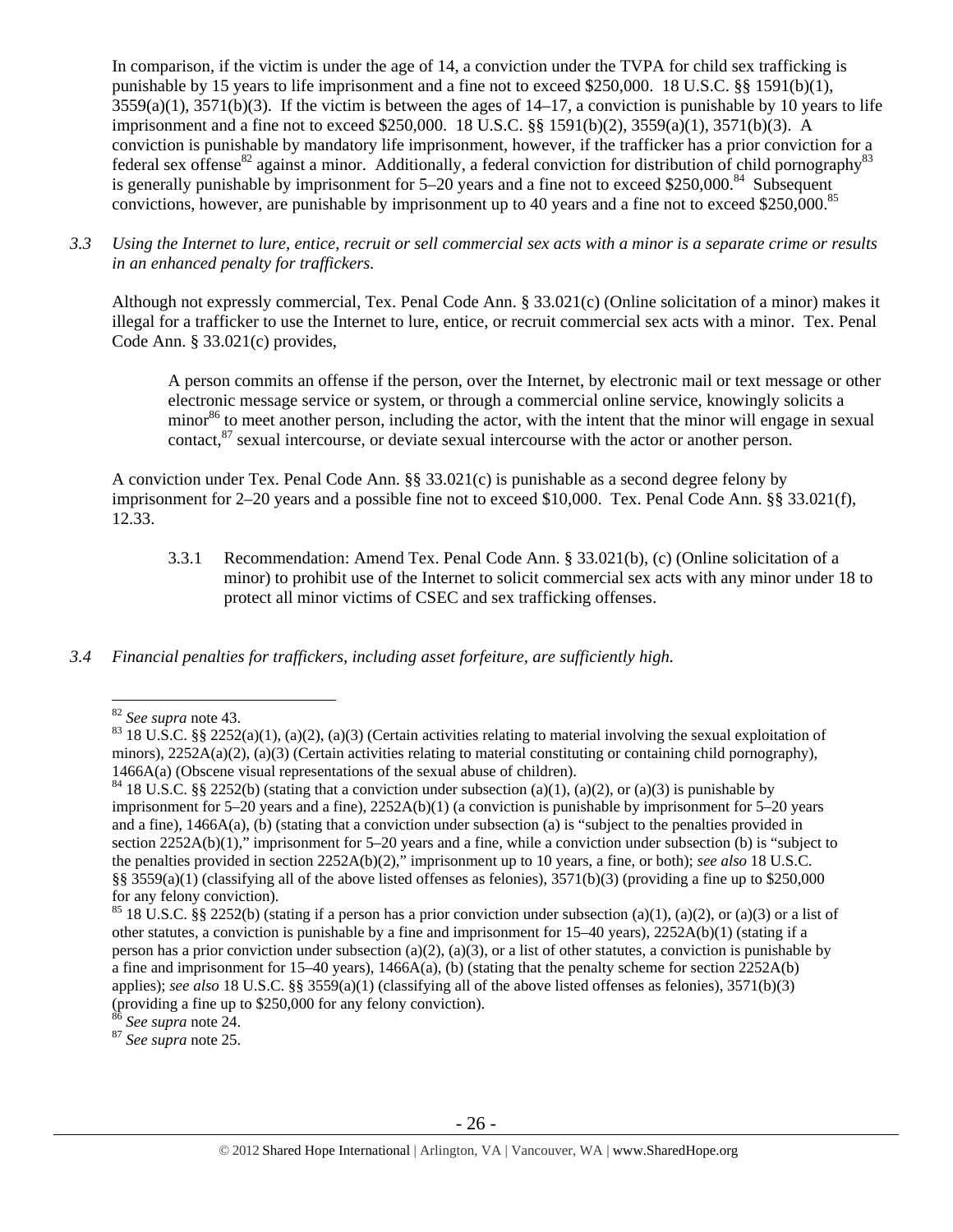In comparison, if the victim is under the age of 14, a conviction under the TVPA for child sex trafficking is punishable by 15 years to life imprisonment and a fine not to exceed $250,000. 18 U.S.C. §§ 1591(b)(1), 3559(a)(1), 3571(b)(3). If the victim is between the ages of 14–17, a conviction is punishable by 10 years to life imprisonment and a fine not to exceed $250,000. 18 U.S.C. §§ 1591(b)(2), 3559(a)(1), 3571(b)(3). A conviction is punishable by mandatory life imprisonment, however, if the trafficker has a prior conviction for a federal sex offense[82] against a minor. Additionally, a federal conviction for distribution of child pornography[83] is generally punishable by imprisonment for 5–20 years and a fine not to exceed $250,000.[84] Subsequent convictions, however, are punishable by imprisonment up to 40 years and a fine not to exceed $250,000.[85]

*3.3 Using the Internet to lure, entice, recruit or sell commercial sex acts with a minor is a separate crime or results in an enhanced penalty for traffickers.*

Although not expressly commercial, Tex. Penal Code Ann. § 33.021(c) (Online solicitation of a minor) makes it illegal for a trafficker to use the Internet to lure, entice, or recruit commercial sex acts with a minor. Tex. Penal Code Ann. § 33.021(c) provides,

> A person commits an offense if the person, over the Internet, by electronic mail or text message or other electronic message service or system, or through a commercial online service, knowingly solicits a minor[86] to meet another person, including the actor, with the intent that the minor will engage in sexual contact,[87] sexual intercourse, or deviate sexual intercourse with the actor or another person.

A conviction under Tex. Penal Code Ann. §§ 33.021(c) is punishable as a second degree felony by imprisonment for 2–20 years and a possible fine not to exceed $10,000. Tex. Penal Code Ann. §§ 33.021(f), 12.33.

3.3.1 Recommendation: Amend Tex. Penal Code Ann. § 33.021(b), (c) (Online solicitation of a minor) to prohibit use of the Internet to solicit commercial sex acts with any minor under 18 to protect all minor victims of CSEC and sex trafficking offenses.

*3.4 Financial penalties for traffickers, including asset forfeiture, are sufficiently high.*

---

[82] *See supra* note 43.

[83] 18 U.S.C. §§ 2252(a)(1), (a)(2), (a)(3) (Certain activities relating to material involving the sexual exploitation of minors), 2252A(a)(2), (a)(3) (Certain activities relating to material constituting or containing child pornography), 1466A(a) (Obscene visual representations of the sexual abuse of children).

[84] 18 U.S.C. §§ 2252(b) (stating that a conviction under subsection (a)(1), (a)(2), or (a)(3) is punishable by imprisonment for 5–20 years and a fine), 2252A(b)(1) (a conviction is punishable by imprisonment for 5–20 years and a fine), 1466A(a), (b) (stating that a conviction under subsection (a) is "subject to the penalties provided in section 2252A(b)(1)," imprisonment for 5–20 years and a fine, while a conviction under subsection (b) is "subject to the penalties provided in section 2252A(b)(2)," imprisonment up to 10 years, a fine, or both); *see also* 18 U.S.C. §§ 3559(a)(1) (classifying all of the above listed offenses as felonies), 3571(b)(3) (providing a fine up to $250,000 for any felony conviction).

[85] 18 U.S.C. §§ 2252(b) (stating if a person has a prior conviction under subsection (a)(1), (a)(2), or (a)(3) or a list of other statutes, a conviction is punishable by a fine and imprisonment for 15–40 years), 2252A(b)(1) (stating if a person has a prior conviction under subsection (a)(2), (a)(3), or a list of other statutes, a conviction is punishable by a fine and imprisonment for 15–40 years), 1466A(a), (b) (stating that the penalty scheme for section 2252A(b) applies); *see also* 18 U.S.C. §§ 3559(a)(1) (classifying all of the above listed offenses as felonies), 3571(b)(3) (providing a fine up to $250,000 for any felony conviction).

[86] *See supra* note 24.

[87] *See supra* note 25.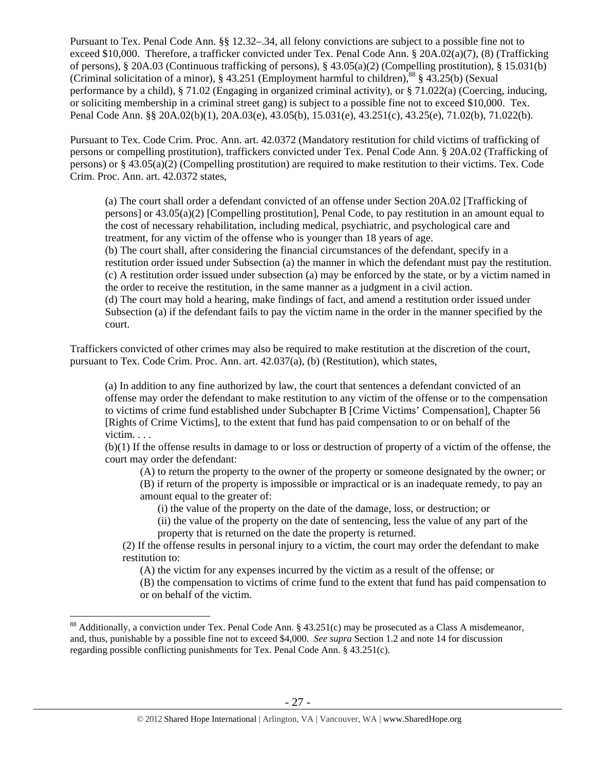Pursuant to Tex. Penal Code Ann. §§ 12.32–.34, all felony convictions are subject to a possible fine not to exceed $10,000. Therefore, a trafficker convicted under Tex. Penal Code Ann. § 20A.02(a)(7), (8) (Trafficking of persons), § 20A.03 (Continuous trafficking of persons), § 43.05(a)(2) (Compelling prostitution), § 15.031(b) (Criminal solicitation of a minor), § 43.251 (Employment harmful to children),[88] § 43.25(b) (Sexual performance by a child), § 71.02 (Engaging in organized criminal activity), or § 71.022(a) (Coercing, inducing, or soliciting membership in a criminal street gang) is subject to a possible fine not to exceed $10,000. Tex. Penal Code Ann. §§ 20A.02(b)(1), 20A.03(e), 43.05(b), 15.031(e), 43.251(c), 43.25(e), 71.02(b), 71.022(b).

Pursuant to Tex. Code Crim. Proc. Ann. art. 42.0372 (Mandatory restitution for child victims of trafficking of persons or compelling prostitution), traffickers convicted under Tex. Penal Code Ann. § 20A.02 (Trafficking of persons) or § 43.05(a)(2) (Compelling prostitution) are required to make restitution to their victims. Tex. Code Crim. Proc. Ann. art. 42.0372 states,

> (a) The court shall order a defendant convicted of an offense under Section 20A.02 [Trafficking of persons] or 43.05(a)(2) [Compelling prostitution], Penal Code, to pay restitution in an amount equal to the cost of necessary rehabilitation, including medical, psychiatric, and psychological care and treatment, for any victim of the offense who is younger than 18 years of age.
> (b) The court shall, after considering the financial circumstances of the defendant, specify in a restitution order issued under Subsection (a) the manner in which the defendant must pay the restitution.
> (c) A restitution order issued under subsection (a) may be enforced by the state, or by a victim named in the order to receive the restitution, in the same manner as a judgment in a civil action.
> (d) The court may hold a hearing, make findings of fact, and amend a restitution order issued under Subsection (a) if the defendant fails to pay the victim name in the order in the manner specified by the court.

Traffickers convicted of other crimes may also be required to make restitution at the discretion of the court, pursuant to Tex. Code Crim. Proc. Ann. art. 42.037(a), (b) (Restitution), which states,

> (a) In addition to any fine authorized by law, the court that sentences a defendant convicted of an offense may order the defendant to make restitution to any victim of the offense or to the compensation to victims of crime fund established under Subchapter B [Crime Victims' Compensation], Chapter 56 [Rights of Crime Victims], to the extent that fund has paid compensation to or on behalf of the victim. . . .
> (b)(1) If the offense results in damage to or loss or destruction of property of a victim of the offense, the court may order the defendant:
>
> (A) to return the property to the owner of the property or someone designated by the owner; or
> (B) if return of the property is impossible or impractical or is an inadequate remedy, to pay an amount equal to the greater of:
>
> (i) the value of the property on the date of the damage, loss, or destruction; or
> (ii) the value of the property on the date of sentencing, less the value of any part of the property that is returned on the date the property is returned.
>
> (2) If the offense results in personal injury to a victim, the court may order the defendant to make restitution to:
>
> (A) the victim for any expenses incurred by the victim as a result of the offense; or
> (B) the compensation to victims of crime fund to the extent that fund has paid compensation to or on behalf of the victim.

[88] Additionally, a conviction under Tex. Penal Code Ann. § 43.251(c) may be prosecuted as a Class A misdemeanor, and, thus, punishable by a possible fine not to exceed $4,000. *See supra* Section 1.2 and note 14 for discussion regarding possible conflicting punishments for Tex. Penal Code Ann. § 43.251(c).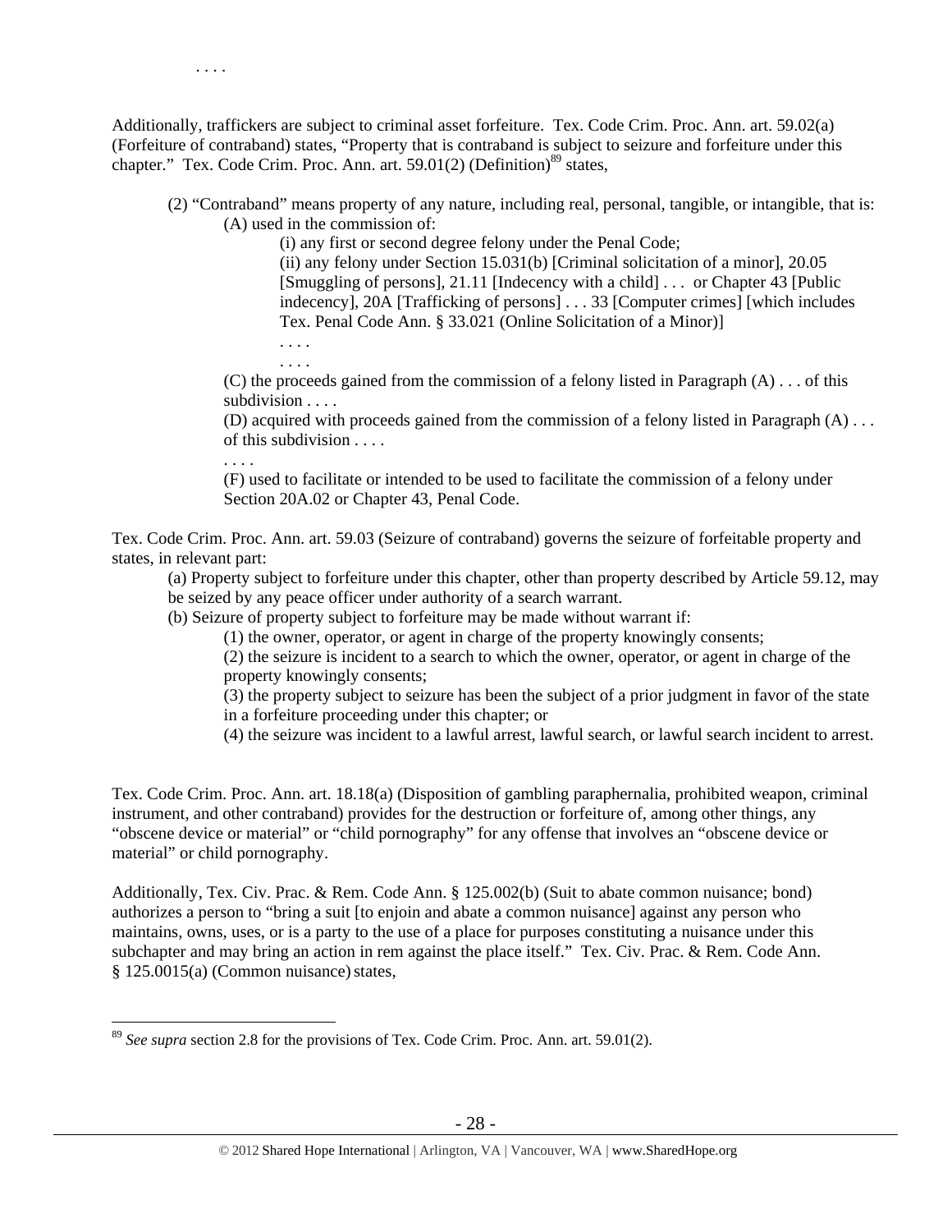. . . .

Additionally, traffickers are subject to criminal asset forfeiture. Tex. Code Crim. Proc. Ann. art. 59.02(a) (Forfeiture of contraband) states, "Property that is contraband is subject to seizure and forfeiture under this chapter." Tex. Code Crim. Proc. Ann. art. 59.01(2) (Definition)[89] states,

> (2) "Contraband" means property of any nature, including real, personal, tangible, or intangible, that is:
>
> > (A) used in the commission of:
> >
> > > (i) any first or second degree felony under the Penal Code;
> > >
> > > (ii) any felony under Section 15.031(b) [Criminal solicitation of a minor], 20.05 [Smuggling of persons], 21.11 [Indecency with a child] . . . or Chapter 43 [Public indecency], 20A [Trafficking of persons] . . . 33 [Computer crimes] [which includes Tex. Penal Code Ann. § 33.021 (Online Solicitation of a Minor)]
> > >
> > > . . . .
> > >
> > > . . . .
> >
> > (C) the proceeds gained from the commission of a felony listed in Paragraph (A) . . . of this subdivision . . . .
> >
> > (D) acquired with proceeds gained from the commission of a felony listed in Paragraph (A) . . . of this subdivision . . . .
> >
> > . . . .
> >
> > (F) used to facilitate or intended to be used to facilitate the commission of a felony under Section 20A.02 or Chapter 43, Penal Code.

Tex. Code Crim. Proc. Ann. art. 59.03 (Seizure of contraband) governs the seizure of forfeitable property and states, in relevant part:

> (a) Property subject to forfeiture under this chapter, other than property described by Article 59.12, may be seized by any peace officer under authority of a search warrant.
>
> (b) Seizure of property subject to forfeiture may be made without warrant if:
>
> > (1) the owner, operator, or agent in charge of the property knowingly consents;
> >
> > (2) the seizure is incident to a search to which the owner, operator, or agent in charge of the property knowingly consents;
> >
> > (3) the property subject to seizure has been the subject of a prior judgment in favor of the state in a forfeiture proceeding under this chapter; or
> >
> > (4) the seizure was incident to a lawful arrest, lawful search, or lawful search incident to arrest.

Tex. Code Crim. Proc. Ann. art. 18.18(a) (Disposition of gambling paraphernalia, prohibited weapon, criminal instrument, and other contraband) provides for the destruction or forfeiture of, among other things, any "obscene device or material" or "child pornography" for any offense that involves an "obscene device or material" or child pornography.

Additionally, Tex. Civ. Prac. & Rem. Code Ann. § 125.002(b) (Suit to abate common nuisance; bond) authorizes a person to "bring a suit [to enjoin and abate a common nuisance] against any person who maintains, owns, uses, or is a party to the use of a place for purposes constituting a nuisance under this subchapter and may bring an action in rem against the place itself." Tex. Civ. Prac. & Rem. Code Ann. § 125.0015(a) (Common nuisance) states,

---

[89] *See supra* section 2.8 for the provisions of Tex. Code Crim. Proc. Ann. art. 59.01(2).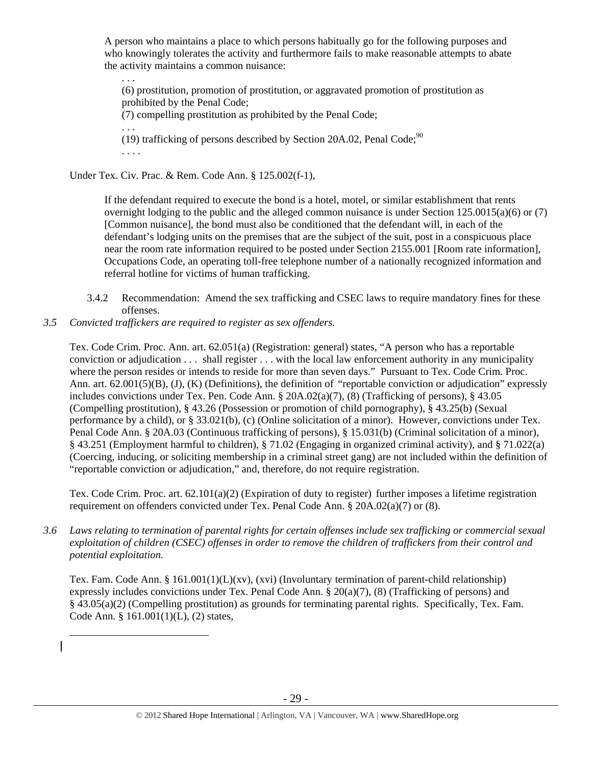> A person who maintains a place to which persons habitually go for the following purposes and who knowingly tolerates the activity and furthermore fails to make reasonable attempts to abate the activity maintains a common nuisance:
>
> . . .
>
> (6) prostitution, promotion of prostitution, or aggravated promotion of prostitution as prohibited by the Penal Code;
>
> (7) compelling prostitution as prohibited by the Penal Code;
>
> . . .
>
> (19) trafficking of persons described by Section 20A.02, Penal Code;[90]
>
> . . . .

Under Tex. Civ. Prac. & Rem. Code Ann. § 125.002(f-1),

> If the defendant required to execute the bond is a hotel, motel, or similar establishment that rents overnight lodging to the public and the alleged common nuisance is under Section 125.0015(a)(6) or (7) [Common nuisance], the bond must also be conditioned that the defendant will, in each of the defendant's lodging units on the premises that are the subject of the suit, post in a conspicuous place near the room rate information required to be posted under Section 2155.001 [Room rate information], Occupations Code, an operating toll-free telephone number of a nationally recognized information and referral hotline for victims of human trafficking.

3.4.2 Recommendation: Amend the sex trafficking and CSEC laws to require mandatory fines for these offenses.

*3.5 Convicted traffickers are required to register as sex offenders.*

Tex. Code Crim. Proc. Ann. art. 62.051(a) (Registration: general) states, "A person who has a reportable conviction or adjudication . . . shall register . . . with the local law enforcement authority in any municipality where the person resides or intends to reside for more than seven days." Pursuant to Tex. Code Crim. Proc. Ann. art. 62.001(5)(B), (J), (K) (Definitions), the definition of "reportable conviction or adjudication" expressly includes convictions under Tex. Pen. Code Ann. § 20A.02(a)(7), (8) (Trafficking of persons), § 43.05 (Compelling prostitution), § 43.26 (Possession or promotion of child pornography), § 43.25(b) (Sexual performance by a child), or § 33.021(b), (c) (Online solicitation of a minor). However, convictions under Tex. Penal Code Ann. § 20A.03 (Continuous trafficking of persons), § 15.031(b) (Criminal solicitation of a minor), § 43.251 (Employment harmful to children), § 71.02 (Engaging in organized criminal activity), and § 71.022(a) (Coercing, inducing, or soliciting membership in a criminal street gang) are not included within the definition of "reportable conviction or adjudication," and, therefore, do not require registration.

Tex. Code Crim. Proc. art. 62.101(a)(2) (Expiration of duty to register) further imposes a lifetime registration requirement on offenders convicted under Tex. Penal Code Ann. § 20A.02(a)(7) or (8).

*3.6 Laws relating to termination of parental rights for certain offenses include sex trafficking or commercial sexual exploitation of children (CSEC) offenses in order to remove the children of traffickers from their control and potential exploitation.*

Tex. Fam. Code Ann. § 161.001(1)(L)(xv), (xvi) (Involuntary termination of parent-child relationship) expressly includes convictions under Tex. Penal Code Ann. § 20(a)(7), (8) (Trafficking of persons) and § 43.05(a)(2) (Compelling prostitution) as grounds for terminating parental rights. Specifically, Tex. Fam. Code Ann. § 161.001(1)(L), (2) states,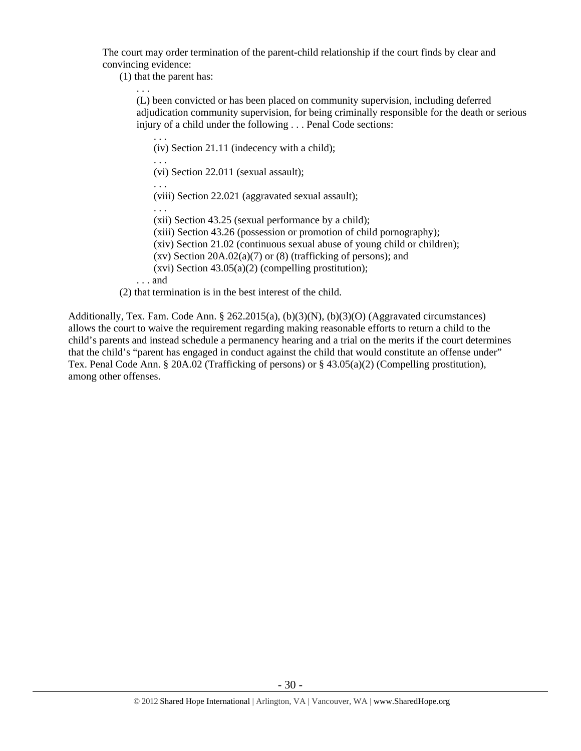The court may order termination of the parent-child relationship if the court finds by clear and convincing evidence:

(1) that the parent has:

. . .

(L) been convicted or has been placed on community supervision, including deferred adjudication community supervision, for being criminally responsible for the death or serious injury of a child under the following . . . Penal Code sections:

. . .

(iv) Section 21.11 (indecency with a child);

. . .

(vi) Section 22.011 (sexual assault);

. . .

(viii) Section 22.021 (aggravated sexual assault);

. . .

(xii) Section 43.25 (sexual performance by a child);

(xiii) Section 43.26 (possession or promotion of child pornography);

(xiv) Section 21.02 (continuous sexual abuse of young child or children);

(xv) Section 20A.02(a)(7) or (8) (trafficking of persons); and

(xvi) Section 43.05(a)(2) (compelling prostitution);

. . . and

(2) that termination is in the best interest of the child.

Additionally, Tex. Fam. Code Ann. § 262.2015(a), (b)(3)(N), (b)(3)(O) (Aggravated circumstances) allows the court to waive the requirement regarding making reasonable efforts to return a child to the child's parents and instead schedule a permanency hearing and a trial on the merits if the court determines that the child's "parent has engaged in conduct against the child that would constitute an offense under" Tex. Penal Code Ann. § 20A.02 (Trafficking of persons) or § 43.05(a)(2) (Compelling prostitution), among other offenses.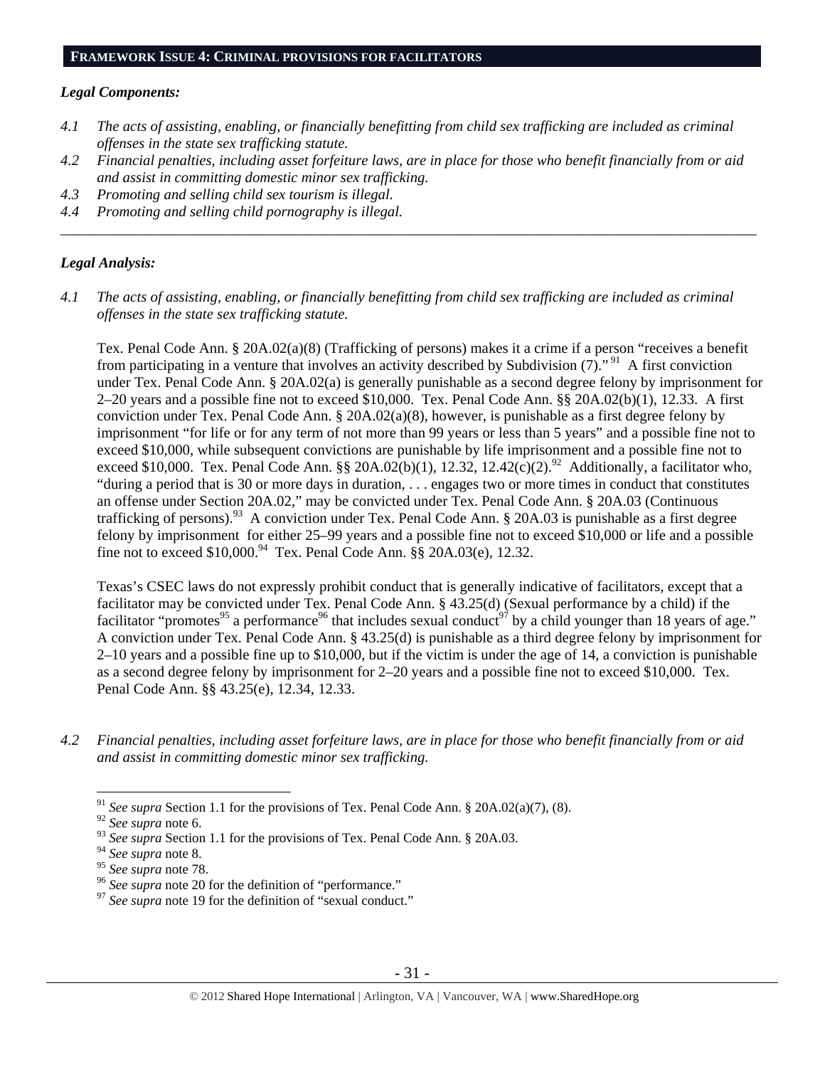## FRAMEWORK ISSUE 4: CRIMINAL PROVISIONS FOR FACILITATORS

### *Legal Components:*

*4.1 The acts of assisting, enabling, or financially benefitting from child sex trafficking are included as criminal offenses in the state sex trafficking statute.*

*4.2 Financial penalties, including asset forfeiture laws, are in place for those who benefit financially from or aid and assist in committing domestic minor sex trafficking.*

*4.3 Promoting and selling child sex tourism is illegal.*

*4.4 Promoting and selling child pornography is illegal.*

---

### *Legal Analysis:*

*4.1 The acts of assisting, enabling, or financially benefitting from child sex trafficking are included as criminal offenses in the state sex trafficking statute.*

Tex. Penal Code Ann. § 20A.02(a)(8) (Trafficking of persons) makes it a crime if a person "receives a benefit from participating in a venture that involves an activity described by Subdivision (7)."[91] A first conviction under Tex. Penal Code Ann. § 20A.02(a) is generally punishable as a second degree felony by imprisonment for 2–20 years and a possible fine not to exceed $10,000. Tex. Penal Code Ann. §§ 20A.02(b)(1), 12.33. A first conviction under Tex. Penal Code Ann. § 20A.02(a)(8), however, is punishable as a first degree felony by imprisonment "for life or for any term of not more than 99 years or less than 5 years" and a possible fine not to exceed $10,000, while subsequent convictions are punishable by life imprisonment and a possible fine not to exceed $10,000. Tex. Penal Code Ann. §§ 20A.02(b)(1), 12.32, 12.42(c)(2).[92] Additionally, a facilitator who, "during a period that is 30 or more days in duration, . . . engages two or more times in conduct that constitutes an offense under Section 20A.02," may be convicted under Tex. Penal Code Ann. § 20A.03 (Continuous trafficking of persons).[93] A conviction under Tex. Penal Code Ann. § 20A.03 is punishable as a first degree felony by imprisonment for either 25–99 years and a possible fine not to exceed $10,000 or life and a possible fine not to exceed $10,000.[94] Tex. Penal Code Ann. §§ 20A.03(e), 12.32.

Texas's CSEC laws do not expressly prohibit conduct that is generally indicative of facilitators, except that a facilitator may be convicted under Tex. Penal Code Ann. § 43.25(d) (Sexual performance by a child) if the facilitator "promotes[95] a performance[96] that includes sexual conduct[97] by a child younger than 18 years of age." A conviction under Tex. Penal Code Ann. § 43.25(d) is punishable as a third degree felony by imprisonment for 2–10 years and a possible fine up to $10,000, but if the victim is under the age of 14, a conviction is punishable as a second degree felony by imprisonment for 2–20 years and a possible fine not to exceed $10,000. Tex. Penal Code Ann. §§ 43.25(e), 12.34, 12.33.

*4.2 Financial penalties, including asset forfeiture laws, are in place for those who benefit financially from or aid and assist in committing domestic minor sex trafficking.*

---

[91] *See supra* Section 1.1 for the provisions of Tex. Penal Code Ann. § 20A.02(a)(7), (8).

[92] *See supra* note 6.

[93] *See supra* Section 1.1 for the provisions of Tex. Penal Code Ann. § 20A.03.

[94] *See supra* note 8.

[95] *See supra* note 78.

[96] *See supra* note 20 for the definition of "performance."

[97] *See supra* note 19 for the definition of "sexual conduct."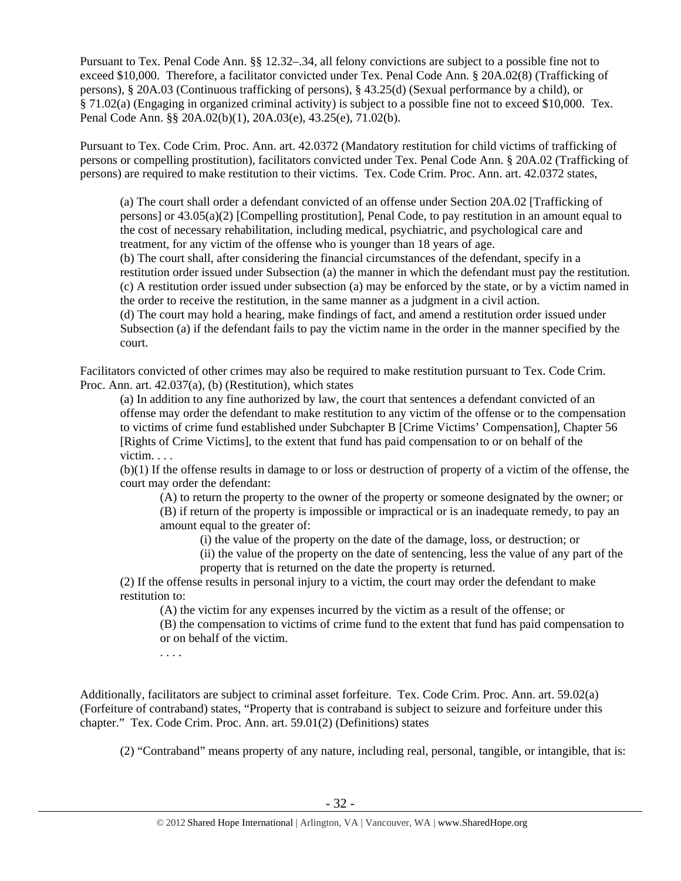Pursuant to Tex. Penal Code Ann. §§ 12.32–.34, all felony convictions are subject to a possible fine not to exceed $10,000. Therefore, a facilitator convicted under Tex. Penal Code Ann. § 20A.02(8) (Trafficking of persons), § 20A.03 (Continuous trafficking of persons), § 43.25(d) (Sexual performance by a child), or § 71.02(a) (Engaging in organized criminal activity) is subject to a possible fine not to exceed $10,000. Tex. Penal Code Ann. §§ 20A.02(b)(1), 20A.03(e), 43.25(e), 71.02(b).

Pursuant to Tex. Code Crim. Proc. Ann. art. 42.0372 (Mandatory restitution for child victims of trafficking of persons or compelling prostitution), facilitators convicted under Tex. Penal Code Ann. § 20A.02 (Trafficking of persons) are required to make restitution to their victims. Tex. Code Crim. Proc. Ann. art. 42.0372 states,

> (a) The court shall order a defendant convicted of an offense under Section 20A.02 [Trafficking of persons] or 43.05(a)(2) [Compelling prostitution], Penal Code, to pay restitution in an amount equal to the cost of necessary rehabilitation, including medical, psychiatric, and psychological care and treatment, for any victim of the offense who is younger than 18 years of age.
> (b) The court shall, after considering the financial circumstances of the defendant, specify in a restitution order issued under Subsection (a) the manner in which the defendant must pay the restitution.
> (c) A restitution order issued under subsection (a) may be enforced by the state, or by a victim named in the order to receive the restitution, in the same manner as a judgment in a civil action.
> (d) The court may hold a hearing, make findings of fact, and amend a restitution order issued under Subsection (a) if the defendant fails to pay the victim name in the order in the manner specified by the court.

Facilitators convicted of other crimes may also be required to make restitution pursuant to Tex. Code Crim. Proc. Ann. art. 42.037(a), (b) (Restitution), which states

> (a) In addition to any fine authorized by law, the court that sentences a defendant convicted of an offense may order the defendant to make restitution to any victim of the offense or to the compensation to victims of crime fund established under Subchapter B [Crime Victims' Compensation], Chapter 56 [Rights of Crime Victims], to the extent that fund has paid compensation to or on behalf of the victim. . . .
> (b)(1) If the offense results in damage to or loss or destruction of property of a victim of the offense, the court may order the defendant:
>
> > (A) to return the property to the owner of the property or someone designated by the owner; or
> > (B) if return of the property is impossible or impractical or is an inadequate remedy, to pay an amount equal to the greater of:
> >
> > > (i) the value of the property on the date of the damage, loss, or destruction; or
> > > (ii) the value of the property on the date of sentencing, less the value of any part of the property that is returned on the date the property is returned.
>
> (2) If the offense results in personal injury to a victim, the court may order the defendant to make restitution to:
>
> > (A) the victim for any expenses incurred by the victim as a result of the offense; or
> > (B) the compensation to victims of crime fund to the extent that fund has paid compensation to or on behalf of the victim.
> > . . . .

Additionally, facilitators are subject to criminal asset forfeiture. Tex. Code Crim. Proc. Ann. art. 59.02(a) (Forfeiture of contraband) states, "Property that is contraband is subject to seizure and forfeiture under this chapter." Tex. Code Crim. Proc. Ann. art. 59.01(2) (Definitions) states

> (2) "Contraband" means property of any nature, including real, personal, tangible, or intangible, that is: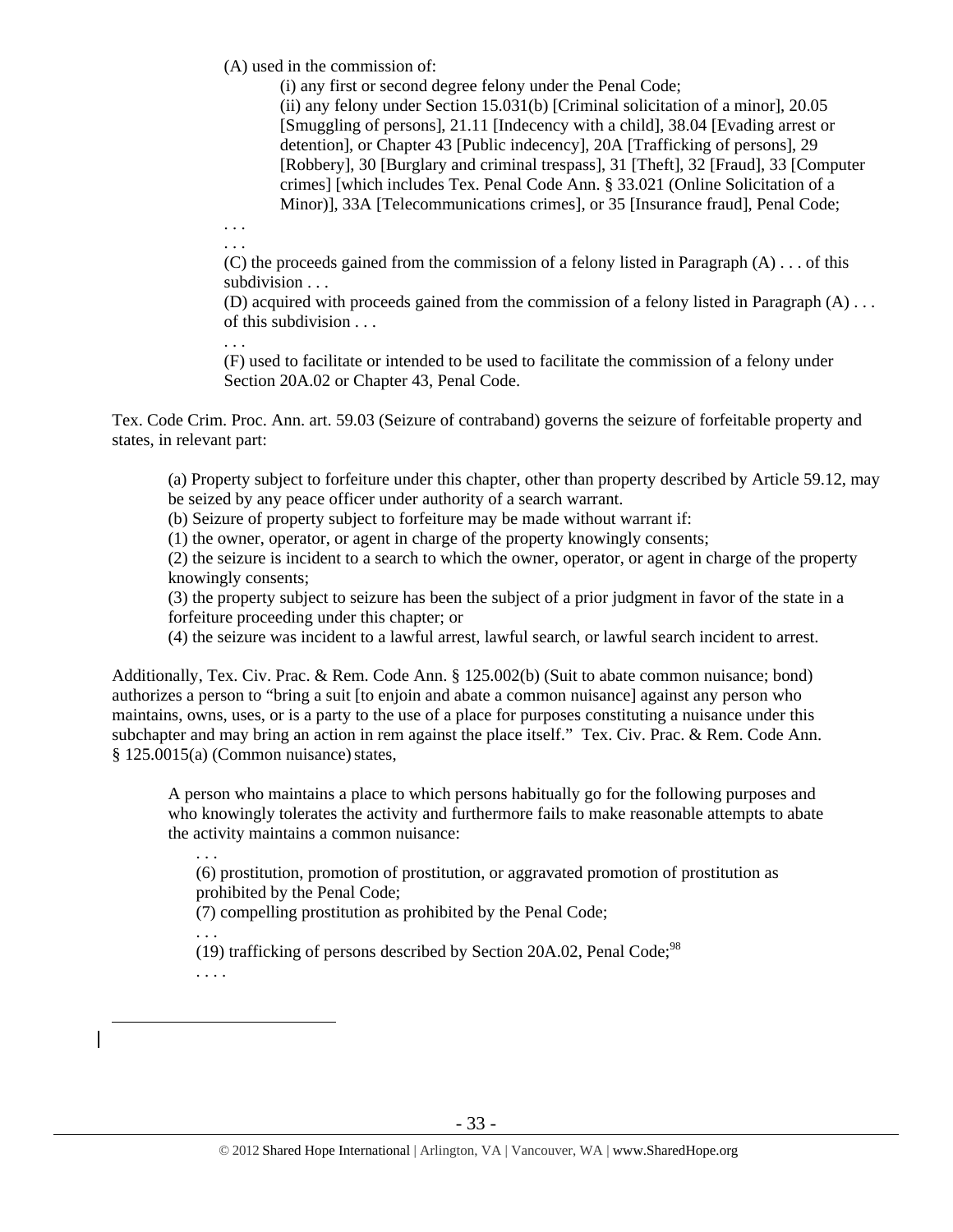(A) used in the commission of:

(i) any first or second degree felony under the Penal Code;

(ii) any felony under Section 15.031(b) [Criminal solicitation of a minor], 20.05 [Smuggling of persons], 21.11 [Indecency with a child], 38.04 [Evading arrest or detention], or Chapter 43 [Public indecency], 20A [Trafficking of persons], 29 [Robbery], 30 [Burglary and criminal trespass], 31 [Theft], 32 [Fraud], 33 [Computer crimes] [which includes Tex. Penal Code Ann. § 33.021 (Online Solicitation of a Minor)], 33A [Telecommunications crimes], or 35 [Insurance fraud], Penal Code;

. . .

. . .

(C) the proceeds gained from the commission of a felony listed in Paragraph (A) . . . of this subdivision . . .

(D) acquired with proceeds gained from the commission of a felony listed in Paragraph (A) . . . of this subdivision . . .

. . .

(F) used to facilitate or intended to be used to facilitate the commission of a felony under Section 20A.02 or Chapter 43, Penal Code.

Tex. Code Crim. Proc. Ann. art. 59.03 (Seizure of contraband) governs the seizure of forfeitable property and states, in relevant part:

> (a) Property subject to forfeiture under this chapter, other than property described by Article 59.12, may be seized by any peace officer under authority of a search warrant.
> (b) Seizure of property subject to forfeiture may be made without warrant if:
> (1) the owner, operator, or agent in charge of the property knowingly consents;
> (2) the seizure is incident to a search to which the owner, operator, or agent in charge of the property knowingly consents;
> (3) the property subject to seizure has been the subject of a prior judgment in favor of the state in a forfeiture proceeding under this chapter; or
> (4) the seizure was incident to a lawful arrest, lawful search, or lawful search incident to arrest.

Additionally, Tex. Civ. Prac. & Rem. Code Ann. § 125.002(b) (Suit to abate common nuisance; bond) authorizes a person to "bring a suit [to enjoin and abate a common nuisance] against any person who maintains, owns, uses, or is a party to the use of a place for purposes constituting a nuisance under this subchapter and may bring an action in rem against the place itself." Tex. Civ. Prac. & Rem. Code Ann. § 125.0015(a) (Common nuisance) states,

> A person who maintains a place to which persons habitually go for the following purposes and who knowingly tolerates the activity and furthermore fails to make reasonable attempts to abate the activity maintains a common nuisance:
>
> . . .
> (6) prostitution, promotion of prostitution, or aggravated promotion of prostitution as prohibited by the Penal Code;
> (7) compelling prostitution as prohibited by the Penal Code;
> . . .
> (19) trafficking of persons described by Section 20A.02, Penal Code;[98]
> . . . .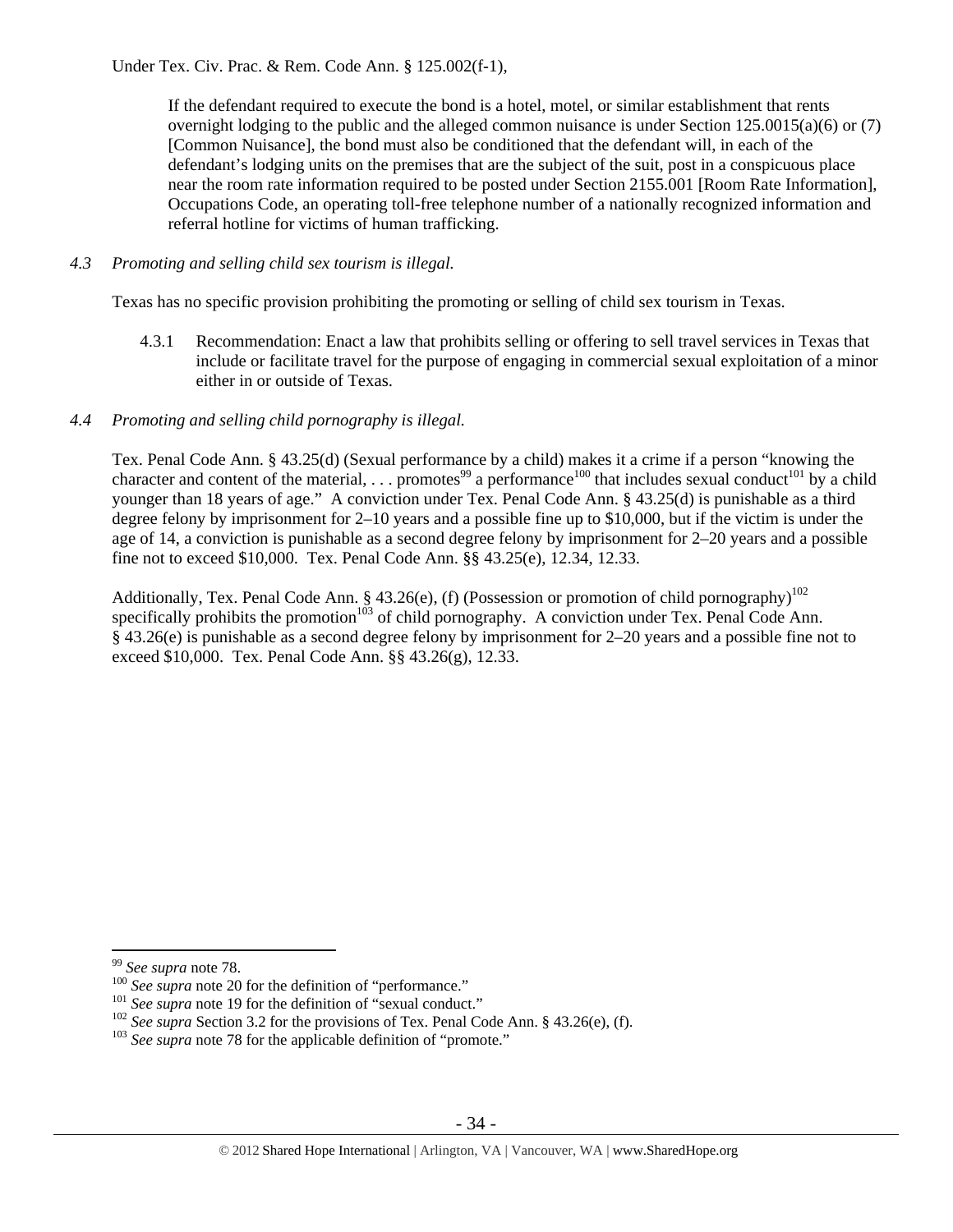Under Tex. Civ. Prac. & Rem. Code Ann. § 125.002(f-1),

> If the defendant required to execute the bond is a hotel, motel, or similar establishment that rents overnight lodging to the public and the alleged common nuisance is under Section 125.0015(a)(6) or (7) [Common Nuisance], the bond must also be conditioned that the defendant will, in each of the defendant's lodging units on the premises that are the subject of the suit, post in a conspicuous place near the room rate information required to be posted under Section 2155.001 [Room Rate Information], Occupations Code, an operating toll-free telephone number of a nationally recognized information and referral hotline for victims of human trafficking.

*4.3 Promoting and selling child sex tourism is illegal.*

Texas has no specific provision prohibiting the promoting or selling of child sex tourism in Texas.

4.3.1 Recommendation: Enact a law that prohibits selling or offering to sell travel services in Texas that include or facilitate travel for the purpose of engaging in commercial sexual exploitation of a minor either in or outside of Texas.

*4.4 Promoting and selling child pornography is illegal.*

Tex. Penal Code Ann. § 43.25(d) (Sexual performance by a child) makes it a crime if a person "knowing the character and content of the material, . . . promotes[99] a performance[100] that includes sexual conduct[101] by a child younger than 18 years of age." A conviction under Tex. Penal Code Ann. § 43.25(d) is punishable as a third degree felony by imprisonment for 2–10 years and a possible fine up to $10,000, but if the victim is under the age of 14, a conviction is punishable as a second degree felony by imprisonment for 2–20 years and a possible fine not to exceed $10,000. Tex. Penal Code Ann. §§ 43.25(e), 12.34, 12.33.

Additionally, Tex. Penal Code Ann. § 43.26(e), (f) (Possession or promotion of child pornography)[102] specifically prohibits the promotion[103] of child pornography. A conviction under Tex. Penal Code Ann. § 43.26(e) is punishable as a second degree felony by imprisonment for 2–20 years and a possible fine not to exceed $10,000. Tex. Penal Code Ann. §§ 43.26(g), 12.33.

---

[99] *See supra* note 78.

[100] *See supra* note 20 for the definition of "performance."

[101] *See supra* note 19 for the definition of "sexual conduct."

[102] *See supra* Section 3.2 for the provisions of Tex. Penal Code Ann. § 43.26(e), (f).

[103] *See supra* note 78 for the applicable definition of "promote."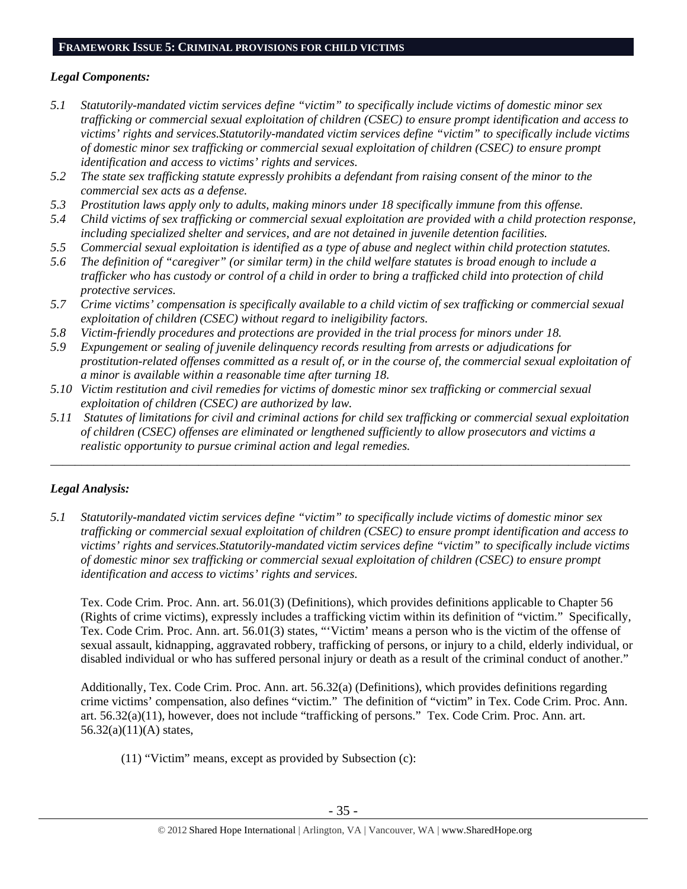## FRAMEWORK ISSUE 5: CRIMINAL PROVISIONS FOR CHILD VICTIMS

### *Legal Components:*

*5.1 Statutorily-mandated victim services define "victim" to specifically include victims of domestic minor sex trafficking or commercial sexual exploitation of children (CSEC) to ensure prompt identification and access to victims' rights and services.Statutorily-mandated victim services define "victim" to specifically include victims of domestic minor sex trafficking or commercial sexual exploitation of children (CSEC) to ensure prompt identification and access to victims' rights and services.*

*5.2 The state sex trafficking statute expressly prohibits a defendant from raising consent of the minor to the commercial sex acts as a defense.*

*5.3 Prostitution laws apply only to adults, making minors under 18 specifically immune from this offense.*

*5.4 Child victims of sex trafficking or commercial sexual exploitation are provided with a child protection response, including specialized shelter and services, and are not detained in juvenile detention facilities.*

*5.5 Commercial sexual exploitation is identified as a type of abuse and neglect within child protection statutes.*

*5.6 The definition of "caregiver" (or similar term) in the child welfare statutes is broad enough to include a trafficker who has custody or control of a child in order to bring a trafficked child into protection of child protective services.*

*5.7 Crime victims' compensation is specifically available to a child victim of sex trafficking or commercial sexual exploitation of children (CSEC) without regard to ineligibility factors.*

*5.8 Victim-friendly procedures and protections are provided in the trial process for minors under 18.*

*5.9 Expungement or sealing of juvenile delinquency records resulting from arrests or adjudications for prostitution-related offenses committed as a result of, or in the course of, the commercial sexual exploitation of a minor is available within a reasonable time after turning 18.*

*5.10 Victim restitution and civil remedies for victims of domestic minor sex trafficking or commercial sexual exploitation of children (CSEC) are authorized by law.*

*5.11 Statutes of limitations for civil and criminal actions for child sex trafficking or commercial sexual exploitation of children (CSEC) offenses are eliminated or lengthened sufficiently to allow prosecutors and victims a realistic opportunity to pursue criminal action and legal remedies.*

---

### *Legal Analysis:*

*5.1 Statutorily-mandated victim services define "victim" to specifically include victims of domestic minor sex trafficking or commercial sexual exploitation of children (CSEC) to ensure prompt identification and access to victims' rights and services.Statutorily-mandated victim services define "victim" to specifically include victims of domestic minor sex trafficking or commercial sexual exploitation of children (CSEC) to ensure prompt identification and access to victims' rights and services.*

Tex. Code Crim. Proc. Ann. art. 56.01(3) (Definitions), which provides definitions applicable to Chapter 56 (Rights of crime victims), expressly includes a trafficking victim within its definition of "victim." Specifically, Tex. Code Crim. Proc. Ann. art. 56.01(3) states, "'Victim' means a person who is the victim of the offense of sexual assault, kidnapping, aggravated robbery, trafficking of persons, or injury to a child, elderly individual, or disabled individual or who has suffered personal injury or death as a result of the criminal conduct of another."

Additionally, Tex. Code Crim. Proc. Ann. art. 56.32(a) (Definitions), which provides definitions regarding crime victims' compensation, also defines "victim." The definition of "victim" in Tex. Code Crim. Proc. Ann. art. 56.32(a)(11), however, does not include "trafficking of persons." Tex. Code Crim. Proc. Ann. art. 56.32(a)(11)(A) states,

> (11) "Victim" means, except as provided by Subsection (c):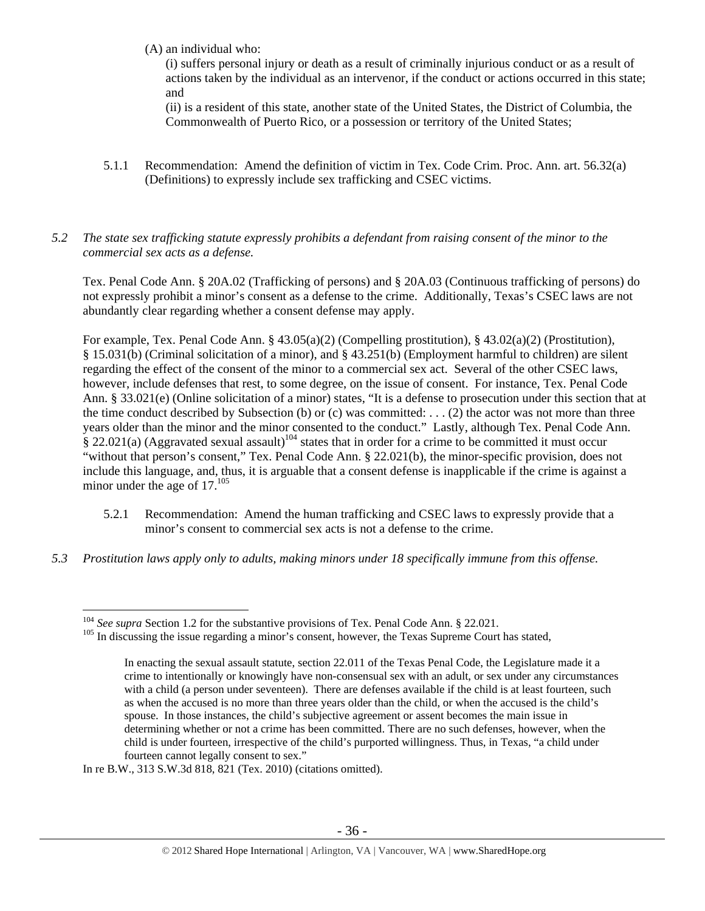(A) an individual who:

(i) suffers personal injury or death as a result of criminally injurious conduct or as a result of actions taken by the individual as an intervenor, if the conduct or actions occurred in this state; and

(ii) is a resident of this state, another state of the United States, the District of Columbia, the Commonwealth of Puerto Rico, or a possession or territory of the United States;

5.1.1 Recommendation: Amend the definition of victim in Tex. Code Crim. Proc. Ann. art. 56.32(a) (Definitions) to expressly include sex trafficking and CSEC victims.

*5.2 The state sex trafficking statute expressly prohibits a defendant from raising consent of the minor to the commercial sex acts as a defense.*

Tex. Penal Code Ann. § 20A.02 (Trafficking of persons) and § 20A.03 (Continuous trafficking of persons) do not expressly prohibit a minor's consent as a defense to the crime. Additionally, Texas's CSEC laws are not abundantly clear regarding whether a consent defense may apply.

For example, Tex. Penal Code Ann. § 43.05(a)(2) (Compelling prostitution), § 43.02(a)(2) (Prostitution), § 15.031(b) (Criminal solicitation of a minor), and § 43.251(b) (Employment harmful to children) are silent regarding the effect of the consent of the minor to a commercial sex act. Several of the other CSEC laws, however, include defenses that rest, to some degree, on the issue of consent. For instance, Tex. Penal Code Ann. § 33.021(e) (Online solicitation of a minor) states, "It is a defense to prosecution under this section that at the time conduct described by Subsection (b) or (c) was committed: . . . (2) the actor was not more than three years older than the minor and the minor consented to the conduct." Lastly, although Tex. Penal Code Ann. § 22.021(a) (Aggravated sexual assault)[104] states that in order for a crime to be committed it must occur "without that person's consent," Tex. Penal Code Ann. § 22.021(b), the minor-specific provision, does not include this language, and, thus, it is arguable that a consent defense is inapplicable if the crime is against a minor under the age of 17.[105]

5.2.1 Recommendation: Amend the human trafficking and CSEC laws to expressly provide that a minor's consent to commercial sex acts is not a defense to the crime.

*5.3 Prostitution laws apply only to adults, making minors under 18 specifically immune from this offense.*

---

[104] *See supra* Section 1.2 for the substantive provisions of Tex. Penal Code Ann. § 22.021.

[105] In discussing the issue regarding a minor's consent, however, the Texas Supreme Court has stated,

> In enacting the sexual assault statute, section 22.011 of the Texas Penal Code, the Legislature made it a crime to intentionally or knowingly have non-consensual sex with an adult, or sex under any circumstances with a child (a person under seventeen). There are defenses available if the child is at least fourteen, such as when the accused is no more than three years older than the child, or when the accused is the child's spouse. In those instances, the child's subjective agreement or assent becomes the main issue in determining whether or not a crime has been committed. There are no such defenses, however, when the child is under fourteen, irrespective of the child's purported willingness. Thus, in Texas, "a child under fourteen cannot legally consent to sex."

In re B.W., 313 S.W.3d 818, 821 (Tex. 2010) (citations omitted).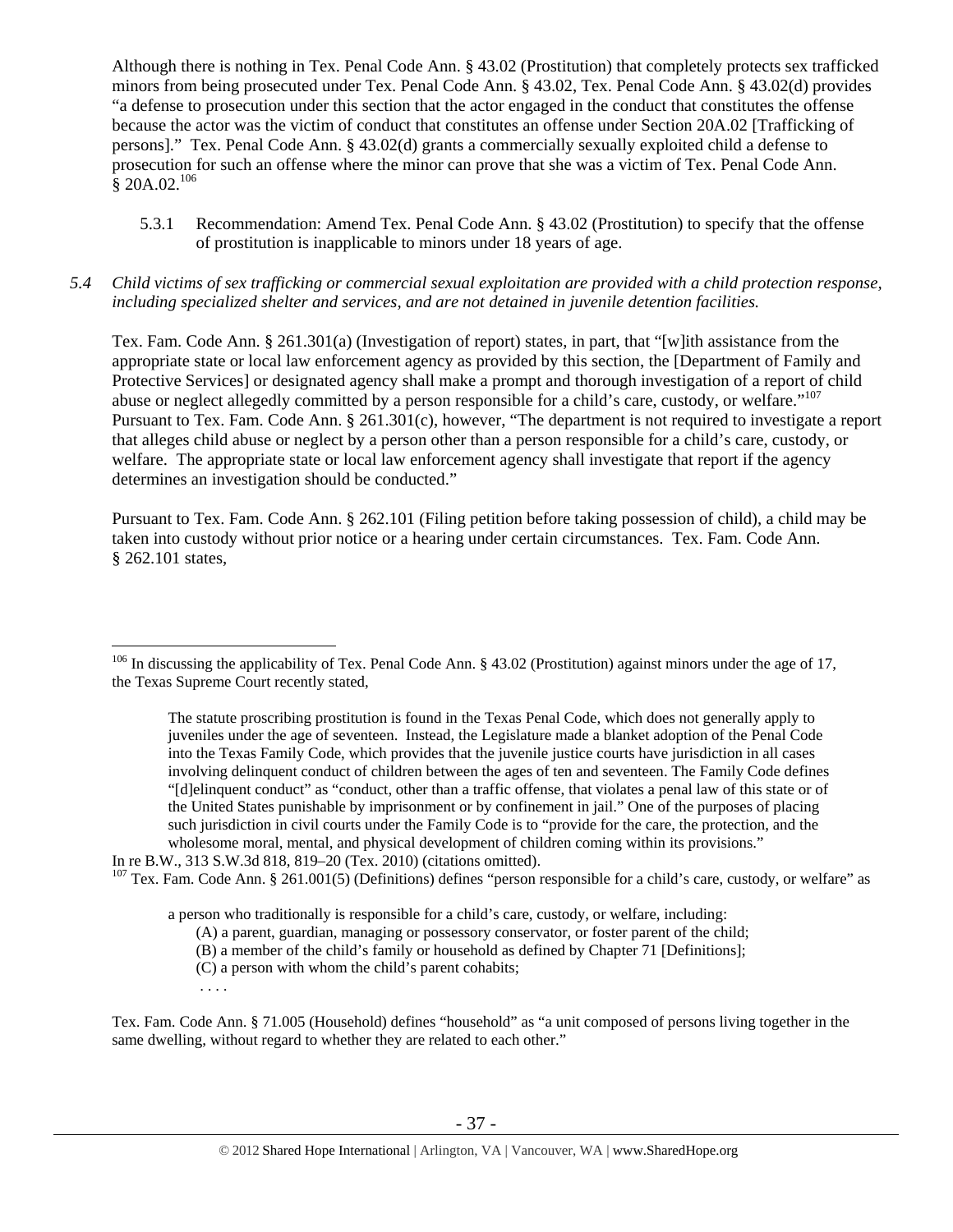Although there is nothing in Tex. Penal Code Ann. § 43.02 (Prostitution) that completely protects sex trafficked minors from being prosecuted under Tex. Penal Code Ann. § 43.02, Tex. Penal Code Ann. § 43.02(d) provides "a defense to prosecution under this section that the actor engaged in the conduct that constitutes the offense because the actor was the victim of conduct that constitutes an offense under Section 20A.02 [Trafficking of persons]." Tex. Penal Code Ann. § 43.02(d) grants a commercially sexually exploited child a defense to prosecution for such an offense where the minor can prove that she was a victim of Tex. Penal Code Ann. § 20A.02.[106]

5.3.1 Recommendation: Amend Tex. Penal Code Ann. § 43.02 (Prostitution) to specify that the offense of prostitution is inapplicable to minors under 18 years of age.

*5.4 Child victims of sex trafficking or commercial sexual exploitation are provided with a child protection response, including specialized shelter and services, and are not detained in juvenile detention facilities.*

Tex. Fam. Code Ann. § 261.301(a) (Investigation of report) states, in part, that "[w]ith assistance from the appropriate state or local law enforcement agency as provided by this section, the [Department of Family and Protective Services] or designated agency shall make a prompt and thorough investigation of a report of child abuse or neglect allegedly committed by a person responsible for a child's care, custody, or welfare."[107] Pursuant to Tex. Fam. Code Ann. § 261.301(c), however, "The department is not required to investigate a report that alleges child abuse or neglect by a person other than a person responsible for a child's care, custody, or welfare. The appropriate state or local law enforcement agency shall investigate that report if the agency determines an investigation should be conducted."

Pursuant to Tex. Fam. Code Ann. § 262.101 (Filing petition before taking possession of child), a child may be taken into custody without prior notice or a hearing under certain circumstances. Tex. Fam. Code Ann. § 262.101 states,

---

[106] In discussing the applicability of Tex. Penal Code Ann. § 43.02 (Prostitution) against minors under the age of 17, the Texas Supreme Court recently stated,

> The statute proscribing prostitution is found in the Texas Penal Code, which does not generally apply to juveniles under the age of seventeen. Instead, the Legislature made a blanket adoption of the Penal Code into the Texas Family Code, which provides that the juvenile justice courts have jurisdiction in all cases involving delinquent conduct of children between the ages of ten and seventeen. The Family Code defines "[d]elinquent conduct" as "conduct, other than a traffic offense, that violates a penal law of this state or of the United States punishable by imprisonment or by confinement in jail." One of the purposes of placing such jurisdiction in civil courts under the Family Code is to "provide for the care, the protection, and the wholesome moral, mental, and physical development of children coming within its provisions."

In re B.W., 313 S.W.3d 818, 819–20 (Tex. 2010) (citations omitted).

[107] Tex. Fam. Code Ann. § 261.001(5) (Definitions) defines "person responsible for a child's care, custody, or welfare" as

> a person who traditionally is responsible for a child's care, custody, or welfare, including:
> (A) a parent, guardian, managing or possessory conservator, or foster parent of the child;
> (B) a member of the child's family or household as defined by Chapter 71 [Definitions];
> (C) a person with whom the child's parent cohabits;
> . . . .

Tex. Fam. Code Ann. § 71.005 (Household) defines "household" as "a unit composed of persons living together in the same dwelling, without regard to whether they are related to each other."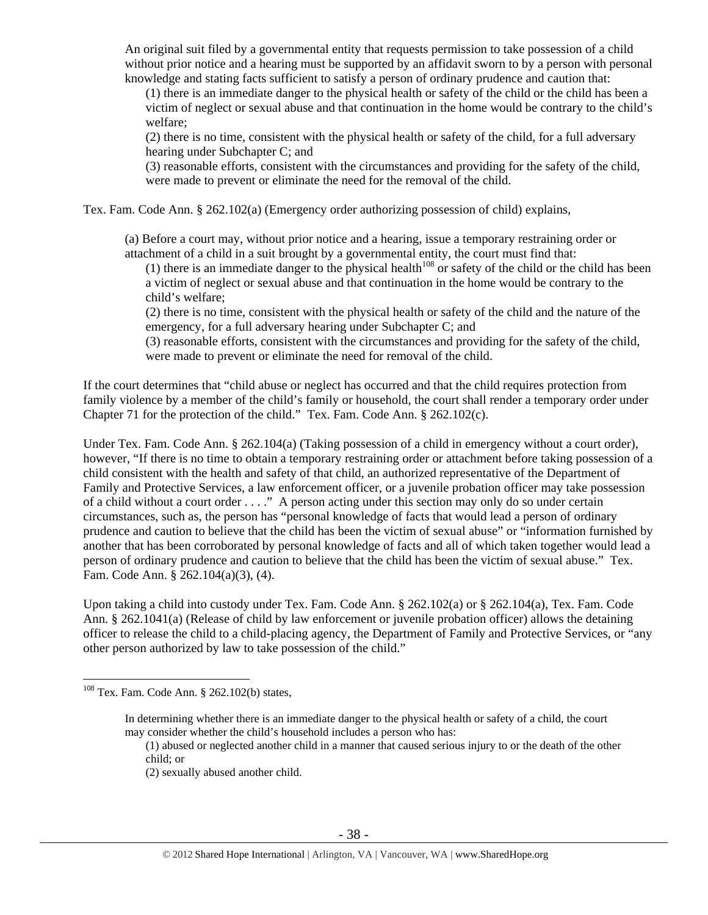An original suit filed by a governmental entity that requests permission to take possession of a child without prior notice and a hearing must be supported by an affidavit sworn to by a person with personal knowledge and stating facts sufficient to satisfy a person of ordinary prudence and caution that:

(1) there is an immediate danger to the physical health or safety of the child or the child has been a victim of neglect or sexual abuse and that continuation in the home would be contrary to the child's welfare;

(2) there is no time, consistent with the physical health or safety of the child, for a full adversary hearing under Subchapter C; and

(3) reasonable efforts, consistent with the circumstances and providing for the safety of the child, were made to prevent or eliminate the need for the removal of the child.

Tex. Fam. Code Ann. § 262.102(a) (Emergency order authorizing possession of child) explains,

> (a) Before a court may, without prior notice and a hearing, issue a temporary restraining order or attachment of a child in a suit brought by a governmental entity, the court must find that:
>
> (1) there is an immediate danger to the physical health[108] or safety of the child or the child has been a victim of neglect or sexual abuse and that continuation in the home would be contrary to the child's welfare;
>
> (2) there is no time, consistent with the physical health or safety of the child and the nature of the emergency, for a full adversary hearing under Subchapter C; and
>
> (3) reasonable efforts, consistent with the circumstances and providing for the safety of the child, were made to prevent or eliminate the need for removal of the child.

If the court determines that "child abuse or neglect has occurred and that the child requires protection from family violence by a member of the child's family or household, the court shall render a temporary order under Chapter 71 for the protection of the child." Tex. Fam. Code Ann. § 262.102(c).

Under Tex. Fam. Code Ann. § 262.104(a) (Taking possession of a child in emergency without a court order), however, "If there is no time to obtain a temporary restraining order or attachment before taking possession of a child consistent with the health and safety of that child, an authorized representative of the Department of Family and Protective Services, a law enforcement officer, or a juvenile probation officer may take possession of a child without a court order . . . ." A person acting under this section may only do so under certain circumstances, such as, the person has "personal knowledge of facts that would lead a person of ordinary prudence and caution to believe that the child has been the victim of sexual abuse" or "information furnished by another that has been corroborated by personal knowledge of facts and all of which taken together would lead a person of ordinary prudence and caution to believe that the child has been the victim of sexual abuse." Tex. Fam. Code Ann. § 262.104(a)(3), (4).

Upon taking a child into custody under Tex. Fam. Code Ann. § 262.102(a) or § 262.104(a), Tex. Fam. Code Ann. § 262.1041(a) (Release of child by law enforcement or juvenile probation officer) allows the detaining officer to release the child to a child-placing agency, the Department of Family and Protective Services, or "any other person authorized by law to take possession of the child."

---

[108] Tex. Fam. Code Ann. § 262.102(b) states,

> In determining whether there is an immediate danger to the physical health or safety of a child, the court may consider whether the child's household includes a person who has:
>
> (1) abused or neglected another child in a manner that caused serious injury to or the death of the other child; or
>
> (2) sexually abused another child.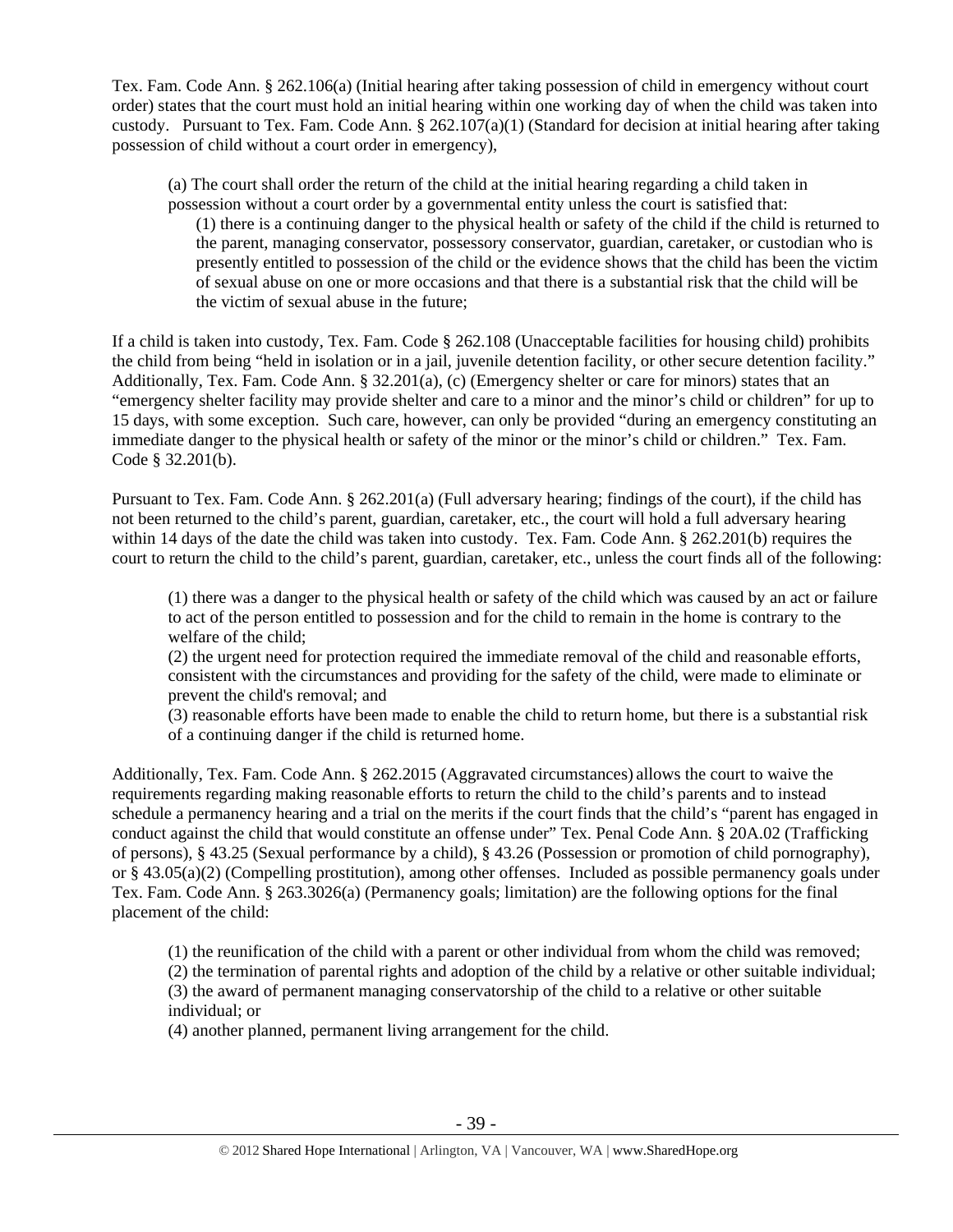Tex. Fam. Code Ann. § 262.106(a) (Initial hearing after taking possession of child in emergency without court order) states that the court must hold an initial hearing within one working day of when the child was taken into custody. Pursuant to Tex. Fam. Code Ann. § 262.107(a)(1) (Standard for decision at initial hearing after taking possession of child without a court order in emergency),

> (a) The court shall order the return of the child at the initial hearing regarding a child taken in possession without a court order by a governmental entity unless the court is satisfied that:
>
> (1) there is a continuing danger to the physical health or safety of the child if the child is returned to the parent, managing conservator, possessory conservator, guardian, caretaker, or custodian who is presently entitled to possession of the child or the evidence shows that the child has been the victim of sexual abuse on one or more occasions and that there is a substantial risk that the child will be the victim of sexual abuse in the future;

If a child is taken into custody, Tex. Fam. Code § 262.108 (Unacceptable facilities for housing child) prohibits the child from being "held in isolation or in a jail, juvenile detention facility, or other secure detention facility." Additionally, Tex. Fam. Code Ann. § 32.201(a), (c) (Emergency shelter or care for minors) states that an "emergency shelter facility may provide shelter and care to a minor and the minor's child or children" for up to 15 days, with some exception. Such care, however, can only be provided "during an emergency constituting an immediate danger to the physical health or safety of the minor or the minor's child or children." Tex. Fam. Code § 32.201(b).

Pursuant to Tex. Fam. Code Ann. § 262.201(a) (Full adversary hearing; findings of the court), if the child has not been returned to the child's parent, guardian, caretaker, etc., the court will hold a full adversary hearing within 14 days of the date the child was taken into custody. Tex. Fam. Code Ann. § 262.201(b) requires the court to return the child to the child's parent, guardian, caretaker, etc., unless the court finds all of the following:

> (1) there was a danger to the physical health or safety of the child which was caused by an act or failure to act of the person entitled to possession and for the child to remain in the home is contrary to the welfare of the child;
>
> (2) the urgent need for protection required the immediate removal of the child and reasonable efforts, consistent with the circumstances and providing for the safety of the child, were made to eliminate or prevent the child's removal; and
>
> (3) reasonable efforts have been made to enable the child to return home, but there is a substantial risk of a continuing danger if the child is returned home.

Additionally, Tex. Fam. Code Ann. § 262.2015 (Aggravated circumstances) allows the court to waive the requirements regarding making reasonable efforts to return the child to the child's parents and to instead schedule a permanency hearing and a trial on the merits if the court finds that the child's "parent has engaged in conduct against the child that would constitute an offense under" Tex. Penal Code Ann. § 20A.02 (Trafficking of persons), § 43.25 (Sexual performance by a child), § 43.26 (Possession or promotion of child pornography), or § 43.05(a)(2) (Compelling prostitution), among other offenses. Included as possible permanency goals under Tex. Fam. Code Ann. § 263.3026(a) (Permanency goals; limitation) are the following options for the final placement of the child:

> (1) the reunification of the child with a parent or other individual from whom the child was removed;
>
> (2) the termination of parental rights and adoption of the child by a relative or other suitable individual;
>
> (3) the award of permanent managing conservatorship of the child to a relative or other suitable individual; or
>
> (4) another planned, permanent living arrangement for the child.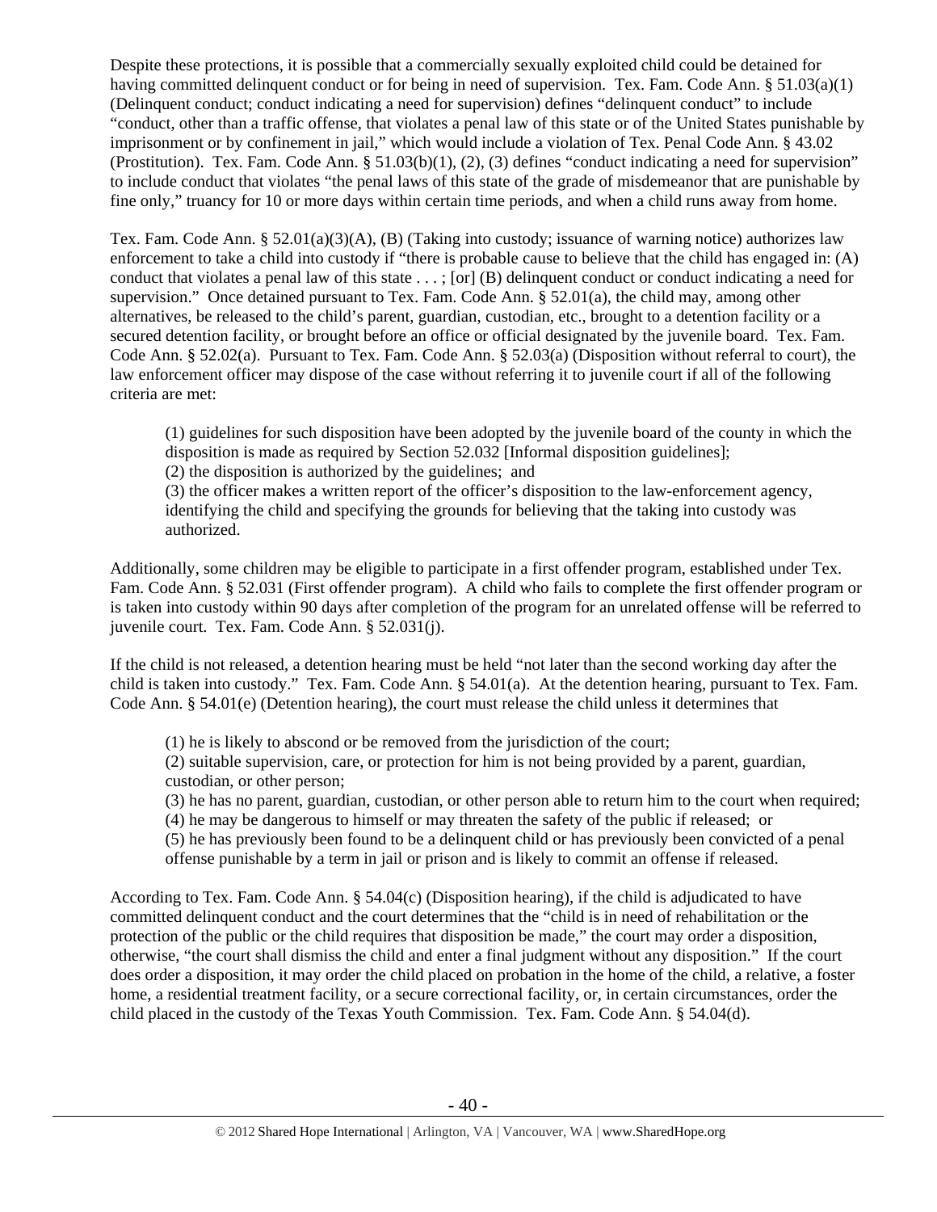Despite these protections, it is possible that a commercially sexually exploited child could be detained for having committed delinquent conduct or for being in need of supervision. Tex. Fam. Code Ann. § 51.03(a)(1) (Delinquent conduct; conduct indicating a need for supervision) defines "delinquent conduct" to include "conduct, other than a traffic offense, that violates a penal law of this state or of the United States punishable by imprisonment or by confinement in jail," which would include a violation of Tex. Penal Code Ann. § 43.02 (Prostitution). Tex. Fam. Code Ann. § 51.03(b)(1), (2), (3) defines "conduct indicating a need for supervision" to include conduct that violates "the penal laws of this state of the grade of misdemeanor that are punishable by fine only," truancy for 10 or more days within certain time periods, and when a child runs away from home.

Tex. Fam. Code Ann. § 52.01(a)(3)(A), (B) (Taking into custody; issuance of warning notice) authorizes law enforcement to take a child into custody if "there is probable cause to believe that the child has engaged in: (A) conduct that violates a penal law of this state . . . ; [or] (B) delinquent conduct or conduct indicating a need for supervision." Once detained pursuant to Tex. Fam. Code Ann. § 52.01(a), the child may, among other alternatives, be released to the child's parent, guardian, custodian, etc., brought to a detention facility or a secured detention facility, or brought before an office or official designated by the juvenile board. Tex. Fam. Code Ann. § 52.02(a). Pursuant to Tex. Fam. Code Ann. § 52.03(a) (Disposition without referral to court), the law enforcement officer may dispose of the case without referring it to juvenile court if all of the following criteria are met:

> (1) guidelines for such disposition have been adopted by the juvenile board of the county in which the disposition is made as required by Section 52.032 [Informal disposition guidelines];
> (2) the disposition is authorized by the guidelines; and
> (3) the officer makes a written report of the officer's disposition to the law-enforcement agency, identifying the child and specifying the grounds for believing that the taking into custody was authorized.

Additionally, some children may be eligible to participate in a first offender program, established under Tex. Fam. Code Ann. § 52.031 (First offender program). A child who fails to complete the first offender program or is taken into custody within 90 days after completion of the program for an unrelated offense will be referred to juvenile court. Tex. Fam. Code Ann. § 52.031(j).

If the child is not released, a detention hearing must be held "not later than the second working day after the child is taken into custody." Tex. Fam. Code Ann. § 54.01(a). At the detention hearing, pursuant to Tex. Fam. Code Ann. § 54.01(e) (Detention hearing), the court must release the child unless it determines that

> (1) he is likely to abscond or be removed from the jurisdiction of the court;
> (2) suitable supervision, care, or protection for him is not being provided by a parent, guardian, custodian, or other person;
> (3) he has no parent, guardian, custodian, or other person able to return him to the court when required;
> (4) he may be dangerous to himself or may threaten the safety of the public if released; or
> (5) he has previously been found to be a delinquent child or has previously been convicted of a penal offense punishable by a term in jail or prison and is likely to commit an offense if released.

According to Tex. Fam. Code Ann. § 54.04(c) (Disposition hearing), if the child is adjudicated to have committed delinquent conduct and the court determines that the "child is in need of rehabilitation or the protection of the public or the child requires that disposition be made," the court may order a disposition, otherwise, "the court shall dismiss the child and enter a final judgment without any disposition." If the court does order a disposition, it may order the child placed on probation in the home of the child, a relative, a foster home, a residential treatment facility, or a secure correctional facility, or, in certain circumstances, order the child placed in the custody of the Texas Youth Commission. Tex. Fam. Code Ann. § 54.04(d).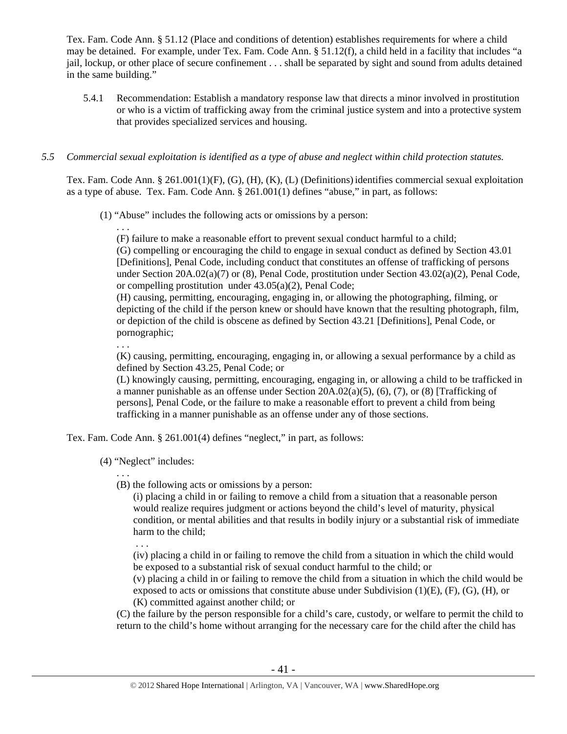Tex. Fam. Code Ann. § 51.12 (Place and conditions of detention) establishes requirements for where a child may be detained. For example, under Tex. Fam. Code Ann. § 51.12(f), a child held in a facility that includes "a jail, lockup, or other place of secure confinement . . . shall be separated by sight and sound from adults detained in the same building."

5.4.1 Recommendation: Establish a mandatory response law that directs a minor involved in prostitution or who is a victim of trafficking away from the criminal justice system and into a protective system that provides specialized services and housing.

*5.5 Commercial sexual exploitation is identified as a type of abuse and neglect within child protection statutes.*

Tex. Fam. Code Ann. § 261.001(1)(F), (G), (H), (K), (L) (Definitions) identifies commercial sexual exploitation as a type of abuse. Tex. Fam. Code Ann. § 261.001(1) defines "abuse," in part, as follows:

(1) "Abuse" includes the following acts or omissions by a person:

. . .

(F) failure to make a reasonable effort to prevent sexual conduct harmful to a child;

(G) compelling or encouraging the child to engage in sexual conduct as defined by Section 43.01 [Definitions], Penal Code, including conduct that constitutes an offense of trafficking of persons under Section 20A.02(a)(7) or (8), Penal Code, prostitution under Section 43.02(a)(2), Penal Code, or compelling prostitution under 43.05(a)(2), Penal Code;

(H) causing, permitting, encouraging, engaging in, or allowing the photographing, filming, or depicting of the child if the person knew or should have known that the resulting photograph, film, or depiction of the child is obscene as defined by Section 43.21 [Definitions], Penal Code, or pornographic;

. . .

(K) causing, permitting, encouraging, engaging in, or allowing a sexual performance by a child as defined by Section 43.25, Penal Code; or

(L) knowingly causing, permitting, encouraging, engaging in, or allowing a child to be trafficked in a manner punishable as an offense under Section 20A.02(a)(5), (6), (7), or (8) [Trafficking of persons], Penal Code, or the failure to make a reasonable effort to prevent a child from being trafficking in a manner punishable as an offense under any of those sections.

Tex. Fam. Code Ann. § 261.001(4) defines "neglect," in part, as follows:

(4) "Neglect" includes:

. . .

(B) the following acts or omissions by a person:

(i) placing a child in or failing to remove a child from a situation that a reasonable person would realize requires judgment or actions beyond the child's level of maturity, physical condition, or mental abilities and that results in bodily injury or a substantial risk of immediate harm to the child;

. . .

(iv) placing a child in or failing to remove the child from a situation in which the child would be exposed to a substantial risk of sexual conduct harmful to the child; or

(v) placing a child in or failing to remove the child from a situation in which the child would be exposed to acts or omissions that constitute abuse under Subdivision (1)(E), (F), (G), (H), or (K) committed against another child; or

(C) the failure by the person responsible for a child's care, custody, or welfare to permit the child to return to the child's home without arranging for the necessary care for the child after the child has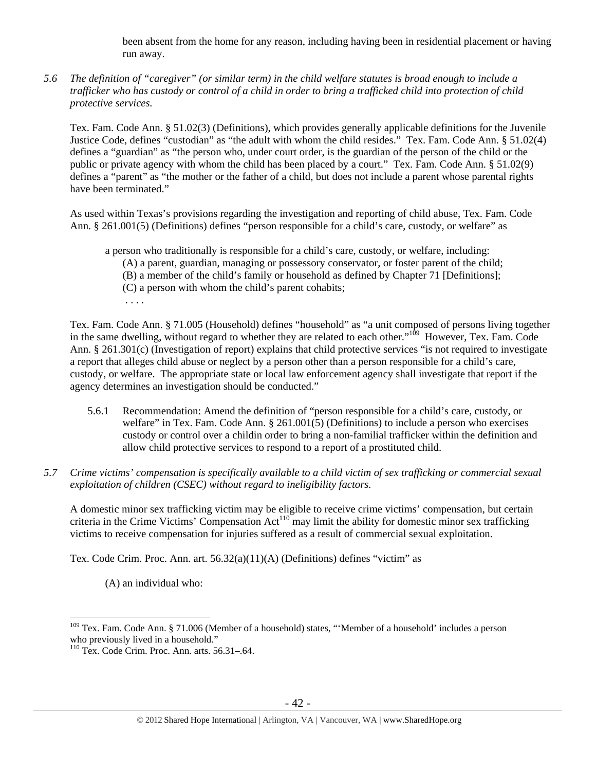been absent from the home for any reason, including having been in residential placement or having run away.

*5.6 The definition of "caregiver" (or similar term) in the child welfare statutes is broad enough to include a trafficker who has custody or control of a child in order to bring a trafficked child into protection of child protective services.*

Tex. Fam. Code Ann. § 51.02(3) (Definitions), which provides generally applicable definitions for the Juvenile Justice Code, defines "custodian" as "the adult with whom the child resides." Tex. Fam. Code Ann. § 51.02(4) defines a "guardian" as "the person who, under court order, is the guardian of the person of the child or the public or private agency with whom the child has been placed by a court." Tex. Fam. Code Ann. § 51.02(9) defines a "parent" as "the mother or the father of a child, but does not include a parent whose parental rights have been terminated."

As used within Texas's provisions regarding the investigation and reporting of child abuse, Tex. Fam. Code Ann. § 261.001(5) (Definitions) defines "person responsible for a child's care, custody, or welfare" as

> a person who traditionally is responsible for a child's care, custody, or welfare, including:
> (A) a parent, guardian, managing or possessory conservator, or foster parent of the child;
> (B) a member of the child's family or household as defined by Chapter 71 [Definitions];
> (C) a person with whom the child's parent cohabits;
> . . . .

Tex. Fam. Code Ann. § 71.005 (Household) defines "household" as "a unit composed of persons living together in the same dwelling, without regard to whether they are related to each other."[109] However, Tex. Fam. Code Ann. § 261.301(c) (Investigation of report) explains that child protective services "is not required to investigate a report that alleges child abuse or neglect by a person other than a person responsible for a child's care, custody, or welfare. The appropriate state or local law enforcement agency shall investigate that report if the agency determines an investigation should be conducted."

5.6.1 Recommendation: Amend the definition of "person responsible for a child's care, custody, or welfare" in Tex. Fam. Code Ann. § 261.001(5) (Definitions) to include a person who exercises custody or control over a childin order to bring a non-familial trafficker within the definition and allow child protective services to respond to a report of a prostituted child.

*5.7 Crime victims' compensation is specifically available to a child victim of sex trafficking or commercial sexual exploitation of children (CSEC) without regard to ineligibility factors.*

A domestic minor sex trafficking victim may be eligible to receive crime victims' compensation, but certain criteria in the Crime Victims' Compensation Act[110] may limit the ability for domestic minor sex trafficking victims to receive compensation for injuries suffered as a result of commercial sexual exploitation.

Tex. Code Crim. Proc. Ann. art. 56.32(a)(11)(A) (Definitions) defines "victim" as

> (A) an individual who:

---

[109] Tex. Fam. Code Ann. § 71.006 (Member of a household) states, "'Member of a household' includes a person who previously lived in a household."

[110] Tex. Code Crim. Proc. Ann. arts. 56.31–.64.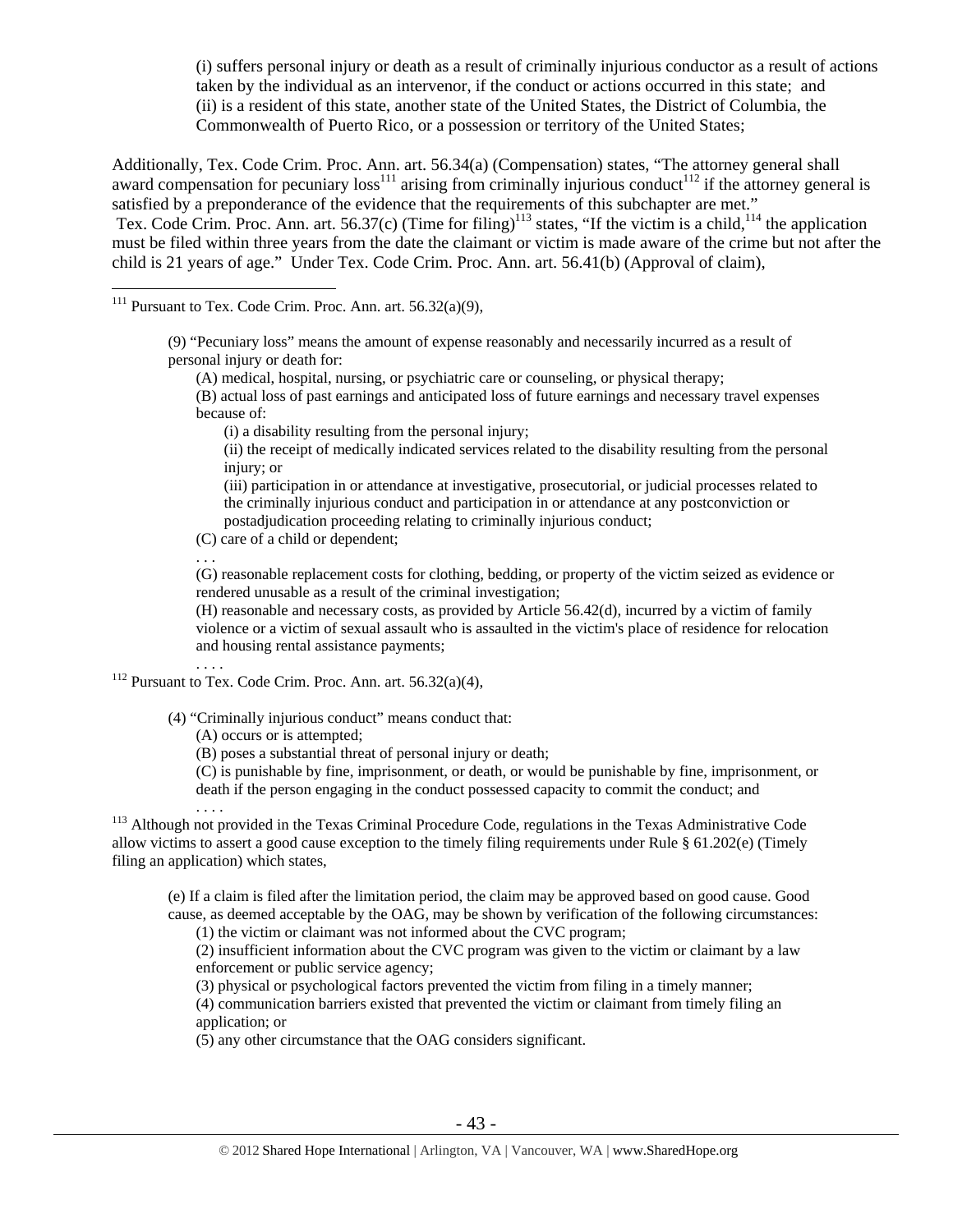(i) suffers personal injury or death as a result of criminally injurious conductor as a result of actions taken by the individual as an intervenor, if the conduct or actions occurred in this state; and
(ii) is a resident of this state, another state of the United States, the District of Columbia, the Commonwealth of Puerto Rico, or a possession or territory of the United States;

Additionally, Tex. Code Crim. Proc. Ann. art. 56.34(a) (Compensation) states, "The attorney general shall award compensation for pecuniary loss[111] arising from criminally injurious conduct[112] if the attorney general is satisfied by a preponderance of the evidence that the requirements of this subchapter are met." Tex. Code Crim. Proc. Ann. art. 56.37(c) (Time for filing)[113] states, "If the victim is a child,[114] the application must be filed within three years from the date the claimant or victim is made aware of the crime but not after the child is 21 years of age." Under Tex. Code Crim. Proc. Ann. art. 56.41(b) (Approval of claim),

---

[111] Pursuant to Tex. Code Crim. Proc. Ann. art. 56.32(a)(9),

> (9) "Pecuniary loss" means the amount of expense reasonably and necessarily incurred as a result of personal injury or death for:
>
> (A) medical, hospital, nursing, or psychiatric care or counseling, or physical therapy;
> (B) actual loss of past earnings and anticipated loss of future earnings and necessary travel expenses because of:
>
> (i) a disability resulting from the personal injury;
> (ii) the receipt of medically indicated services related to the disability resulting from the personal injury; or
> (iii) participation in or attendance at investigative, prosecutorial, or judicial processes related to the criminally injurious conduct and participation in or attendance at any postconviction or postadjudication proceeding relating to criminally injurious conduct;
>
> (C) care of a child or dependent;
> . . .
> (G) reasonable replacement costs for clothing, bedding, or property of the victim seized as evidence or rendered unusable as a result of the criminal investigation;
> (H) reasonable and necessary costs, as provided by Article 56.42(d), incurred by a victim of family violence or a victim of sexual assault who is assaulted in the victim's place of residence for relocation and housing rental assistance payments;
> . . . .

[112] Pursuant to Tex. Code Crim. Proc. Ann. art. 56.32(a)(4),

> (4) "Criminally injurious conduct" means conduct that:
>
> (A) occurs or is attempted;
> (B) poses a substantial threat of personal injury or death;
> (C) is punishable by fine, imprisonment, or death, or would be punishable by fine, imprisonment, or death if the person engaging in the conduct possessed capacity to commit the conduct; and
> . . . .

[113] Although not provided in the Texas Criminal Procedure Code, regulations in the Texas Administrative Code allow victims to assert a good cause exception to the timely filing requirements under Rule § 61.202(e) (Timely filing an application) which states,

> (e) If a claim is filed after the limitation period, the claim may be approved based on good cause. Good cause, as deemed acceptable by the OAG, may be shown by verification of the following circumstances:
>
> (1) the victim or claimant was not informed about the CVC program;
> (2) insufficient information about the CVC program was given to the victim or claimant by a law enforcement or public service agency;
> (3) physical or psychological factors prevented the victim from filing in a timely manner;
> (4) communication barriers existed that prevented the victim or claimant from timely filing an application; or
> (5) any other circumstance that the OAG considers significant.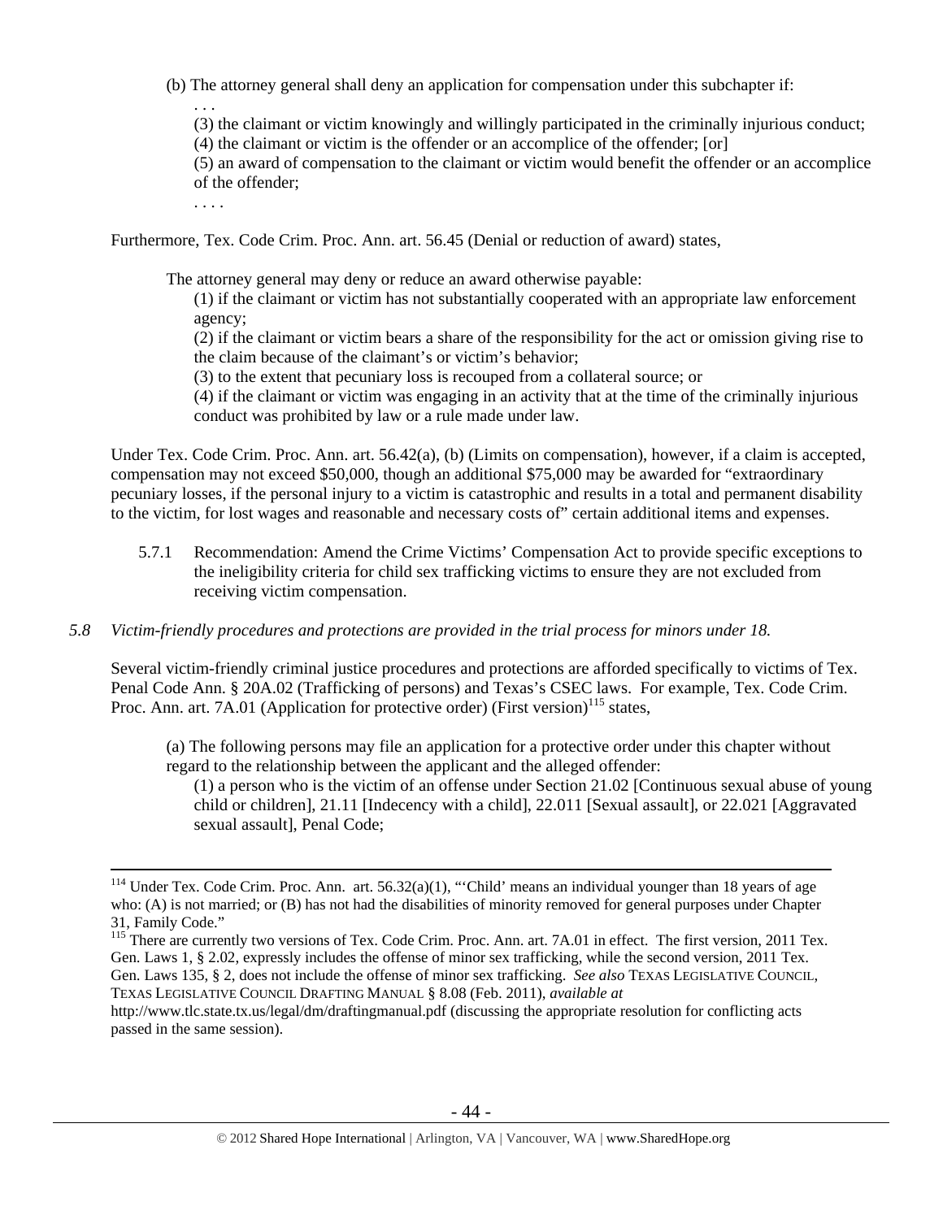(b) The attorney general shall deny an application for compensation under this subchapter if:

. . .

(3) the claimant or victim knowingly and willingly participated in the criminally injurious conduct;

(4) the claimant or victim is the offender or an accomplice of the offender; [or]

(5) an award of compensation to the claimant or victim would benefit the offender or an accomplice of the offender;

. . . .

Furthermore, Tex. Code Crim. Proc. Ann. art. 56.45 (Denial or reduction of award) states,

> The attorney general may deny or reduce an award otherwise payable:
>
> (1) if the claimant or victim has not substantially cooperated with an appropriate law enforcement agency;
>
> (2) if the claimant or victim bears a share of the responsibility for the act or omission giving rise to the claim because of the claimant's or victim's behavior;
>
> (3) to the extent that pecuniary loss is recouped from a collateral source; or
>
> (4) if the claimant or victim was engaging in an activity that at the time of the criminally injurious conduct was prohibited by law or a rule made under law.

Under Tex. Code Crim. Proc. Ann. art. 56.42(a), (b) (Limits on compensation), however, if a claim is accepted, compensation may not exceed $50,000, though an additional $75,000 may be awarded for "extraordinary pecuniary losses, if the personal injury to a victim is catastrophic and results in a total and permanent disability to the victim, for lost wages and reasonable and necessary costs of" certain additional items and expenses.

5.7.1 Recommendation: Amend the Crime Victims' Compensation Act to provide specific exceptions to the ineligibility criteria for child sex trafficking victims to ensure they are not excluded from receiving victim compensation.

*5.8 Victim-friendly procedures and protections are provided in the trial process for minors under 18.*

Several victim-friendly criminal justice procedures and protections are afforded specifically to victims of Tex. Penal Code Ann. § 20A.02 (Trafficking of persons) and Texas's CSEC laws. For example, Tex. Code Crim. Proc. Ann. art. 7A.01 (Application for protective order) (First version)[115] states,

> (a) The following persons may file an application for a protective order under this chapter without regard to the relationship between the applicant and the alleged offender:
>
> (1) a person who is the victim of an offense under Section 21.02 [Continuous sexual abuse of young child or children], 21.11 [Indecency with a child], 22.011 [Sexual assault], or 22.021 [Aggravated sexual assault], Penal Code;

---

[114] Under Tex. Code Crim. Proc. Ann. art. 56.32(a)(1), "'Child' means an individual younger than 18 years of age who: (A) is not married; or (B) has not had the disabilities of minority removed for general purposes under Chapter 31, Family Code."

[115] There are currently two versions of Tex. Code Crim. Proc. Ann. art. 7A.01 in effect. The first version, 2011 Tex. Gen. Laws 1, § 2.02, expressly includes the offense of minor sex trafficking, while the second version, 2011 Tex. Gen. Laws 135, § 2, does not include the offense of minor sex trafficking. *See also* TEXAS LEGISLATIVE COUNCIL, TEXAS LEGISLATIVE COUNCIL DRAFTING MANUAL § 8.08 (Feb. 2011), *available at* http://www.tlc.state.tx.us/legal/dm/draftingmanual.pdf (discussing the appropriate resolution for conflicting acts passed in the same session).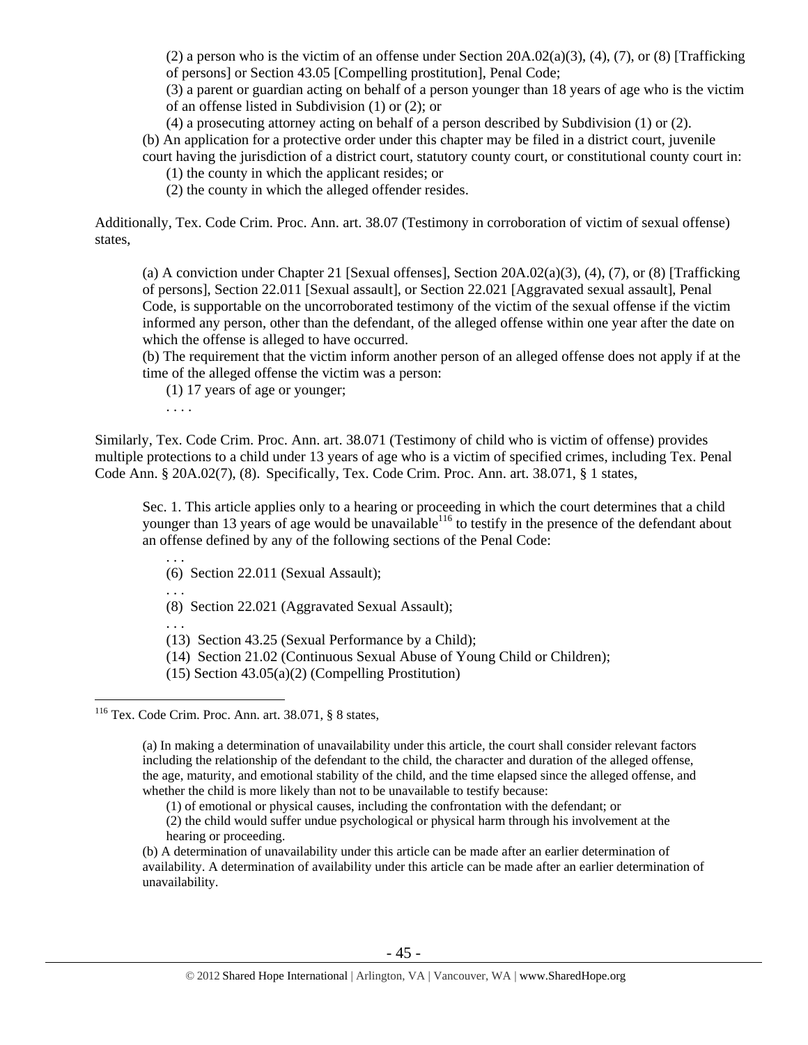(2) a person who is the victim of an offense under Section 20A.02(a)(3), (4), (7), or (8) [Trafficking of persons] or Section 43.05 [Compelling prostitution], Penal Code;

(3) a parent or guardian acting on behalf of a person younger than 18 years of age who is the victim of an offense listed in Subdivision (1) or (2); or

(4) a prosecuting attorney acting on behalf of a person described by Subdivision (1) or (2).

(b) An application for a protective order under this chapter may be filed in a district court, juvenile court having the jurisdiction of a district court, statutory county court, or constitutional county court in:

(1) the county in which the applicant resides; or

(2) the county in which the alleged offender resides.

Additionally, Tex. Code Crim. Proc. Ann. art. 38.07 (Testimony in corroboration of victim of sexual offense) states,

> (a) A conviction under Chapter 21 [Sexual offenses], Section 20A.02(a)(3), (4), (7), or (8) [Trafficking of persons], Section 22.011 [Sexual assault], or Section 22.021 [Aggravated sexual assault], Penal Code, is supportable on the uncorroborated testimony of the victim of the sexual offense if the victim informed any person, other than the defendant, of the alleged offense within one year after the date on which the offense is alleged to have occurred.
>
> (b) The requirement that the victim inform another person of an alleged offense does not apply if at the time of the alleged offense the victim was a person:
>
> (1) 17 years of age or younger;
>
> . . . .

Similarly, Tex. Code Crim. Proc. Ann. art. 38.071 (Testimony of child who is victim of offense) provides multiple protections to a child under 13 years of age who is a victim of specified crimes, including Tex. Penal Code Ann. § 20A.02(7), (8). Specifically, Tex. Code Crim. Proc. Ann. art. 38.071, § 1 states,

> Sec. 1. This article applies only to a hearing or proceeding in which the court determines that a child younger than 13 years of age would be unavailable[116] to testify in the presence of the defendant about an offense defined by any of the following sections of the Penal Code:
>
> . . .
>
> (6) Section 22.011 (Sexual Assault);
>
> . . .
>
> (8) Section 22.021 (Aggravated Sexual Assault);
>
> . . .
>
> (13) Section 43.25 (Sexual Performance by a Child);
>
> (14) Section 21.02 (Continuous Sexual Abuse of Young Child or Children);
>
> (15) Section 43.05(a)(2) (Compelling Prostitution)

---

[116] Tex. Code Crim. Proc. Ann. art. 38.071, § 8 states,

> (a) In making a determination of unavailability under this article, the court shall consider relevant factors including the relationship of the defendant to the child, the character and duration of the alleged offense, the age, maturity, and emotional stability of the child, and the time elapsed since the alleged offense, and whether the child is more likely than not to be unavailable to testify because:
>
> (1) of emotional or physical causes, including the confrontation with the defendant; or
>
> (2) the child would suffer undue psychological or physical harm through his involvement at the hearing or proceeding.
>
> (b) A determination of unavailability under this article can be made after an earlier determination of availability. A determination of availability under this article can be made after an earlier determination of unavailability.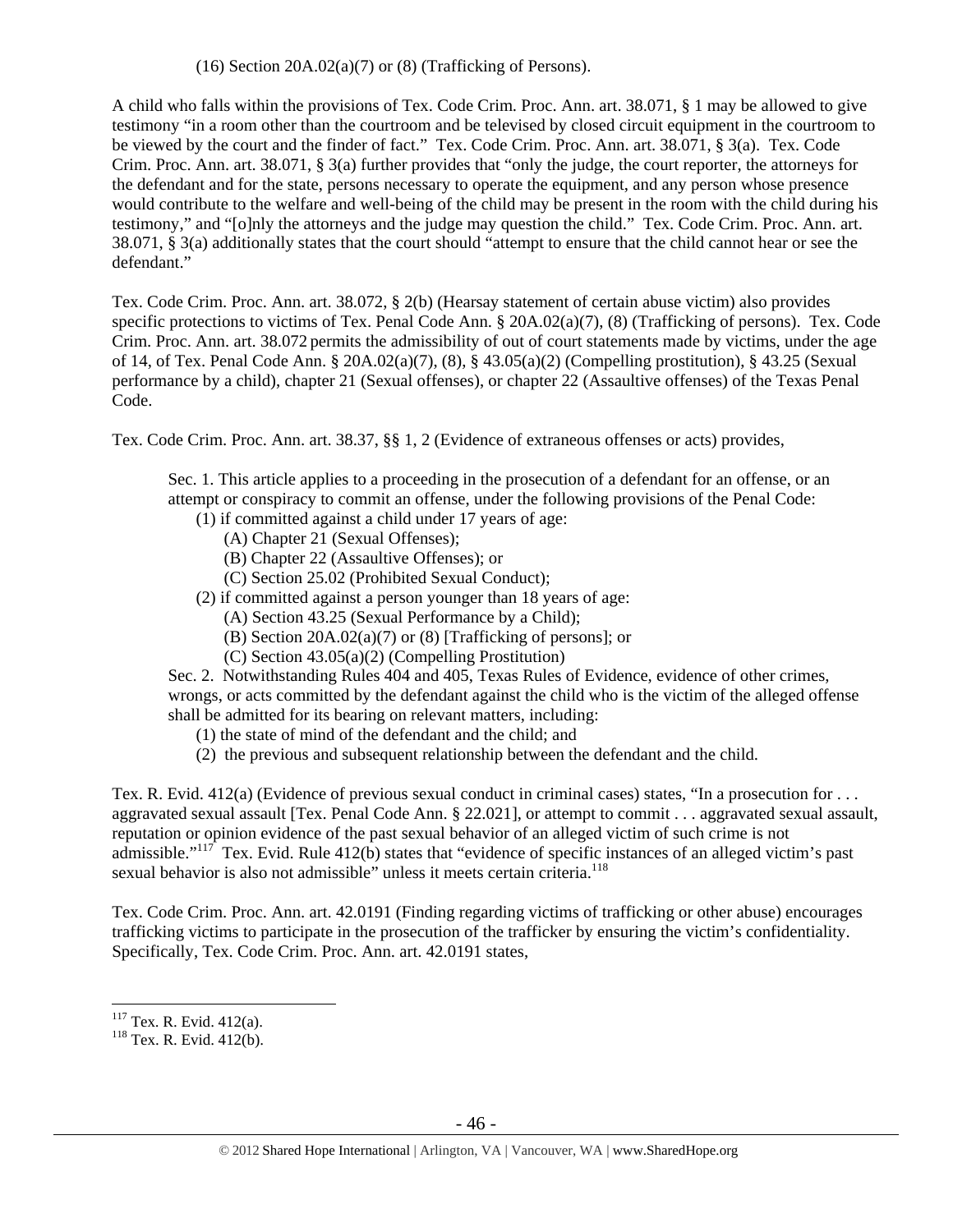(16) Section 20A.02(a)(7) or (8) (Trafficking of Persons).

A child who falls within the provisions of Tex. Code Crim. Proc. Ann. art. 38.071, § 1 may be allowed to give testimony "in a room other than the courtroom and be televised by closed circuit equipment in the courtroom to be viewed by the court and the finder of fact." Tex. Code Crim. Proc. Ann. art. 38.071, § 3(a). Tex. Code Crim. Proc. Ann. art. 38.071, § 3(a) further provides that "only the judge, the court reporter, the attorneys for the defendant and for the state, persons necessary to operate the equipment, and any person whose presence would contribute to the welfare and well-being of the child may be present in the room with the child during his testimony," and "[o]nly the attorneys and the judge may question the child." Tex. Code Crim. Proc. Ann. art. 38.071, § 3(a) additionally states that the court should "attempt to ensure that the child cannot hear or see the defendant."

Tex. Code Crim. Proc. Ann. art. 38.072, § 2(b) (Hearsay statement of certain abuse victim) also provides specific protections to victims of Tex. Penal Code Ann. § 20A.02(a)(7), (8) (Trafficking of persons). Tex. Code Crim. Proc. Ann. art. 38.072 permits the admissibility of out of court statements made by victims, under the age of 14, of Tex. Penal Code Ann. § 20A.02(a)(7), (8), § 43.05(a)(2) (Compelling prostitution), § 43.25 (Sexual performance by a child), chapter 21 (Sexual offenses), or chapter 22 (Assaultive offenses) of the Texas Penal Code.

Tex. Code Crim. Proc. Ann. art. 38.37, §§ 1, 2 (Evidence of extraneous offenses or acts) provides,

> Sec. 1. This article applies to a proceeding in the prosecution of a defendant for an offense, or an attempt or conspiracy to commit an offense, under the following provisions of the Penal Code:
>
> (1) if committed against a child under 17 years of age:
>
> (A) Chapter 21 (Sexual Offenses);
>
> (B) Chapter 22 (Assaultive Offenses); or
>
> (C) Section 25.02 (Prohibited Sexual Conduct);
>
> (2) if committed against a person younger than 18 years of age:
>
> (A) Section 43.25 (Sexual Performance by a Child);
>
> (B) Section 20A.02(a)(7) or (8) [Trafficking of persons]; or
>
> (C) Section 43.05(a)(2) (Compelling Prostitution)
>
> Sec. 2. Notwithstanding Rules 404 and 405, Texas Rules of Evidence, evidence of other crimes, wrongs, or acts committed by the defendant against the child who is the victim of the alleged offense shall be admitted for its bearing on relevant matters, including:
>
> (1) the state of mind of the defendant and the child; and
>
> (2) the previous and subsequent relationship between the defendant and the child.

Tex. R. Evid. 412(a) (Evidence of previous sexual conduct in criminal cases) states, "In a prosecution for . . . aggravated sexual assault [Tex. Penal Code Ann. § 22.021], or attempt to commit . . . aggravated sexual assault, reputation or opinion evidence of the past sexual behavior of an alleged victim of such crime is not admissible."[117] Tex. Evid. Rule 412(b) states that "evidence of specific instances of an alleged victim's past sexual behavior is also not admissible" unless it meets certain criteria.[118]

Tex. Code Crim. Proc. Ann. art. 42.0191 (Finding regarding victims of trafficking or other abuse) encourages trafficking victims to participate in the prosecution of the trafficker by ensuring the victim's confidentiality. Specifically, Tex. Code Crim. Proc. Ann. art. 42.0191 states,

---

[117] Tex. R. Evid. 412(a).

[118] Tex. R. Evid. 412(b).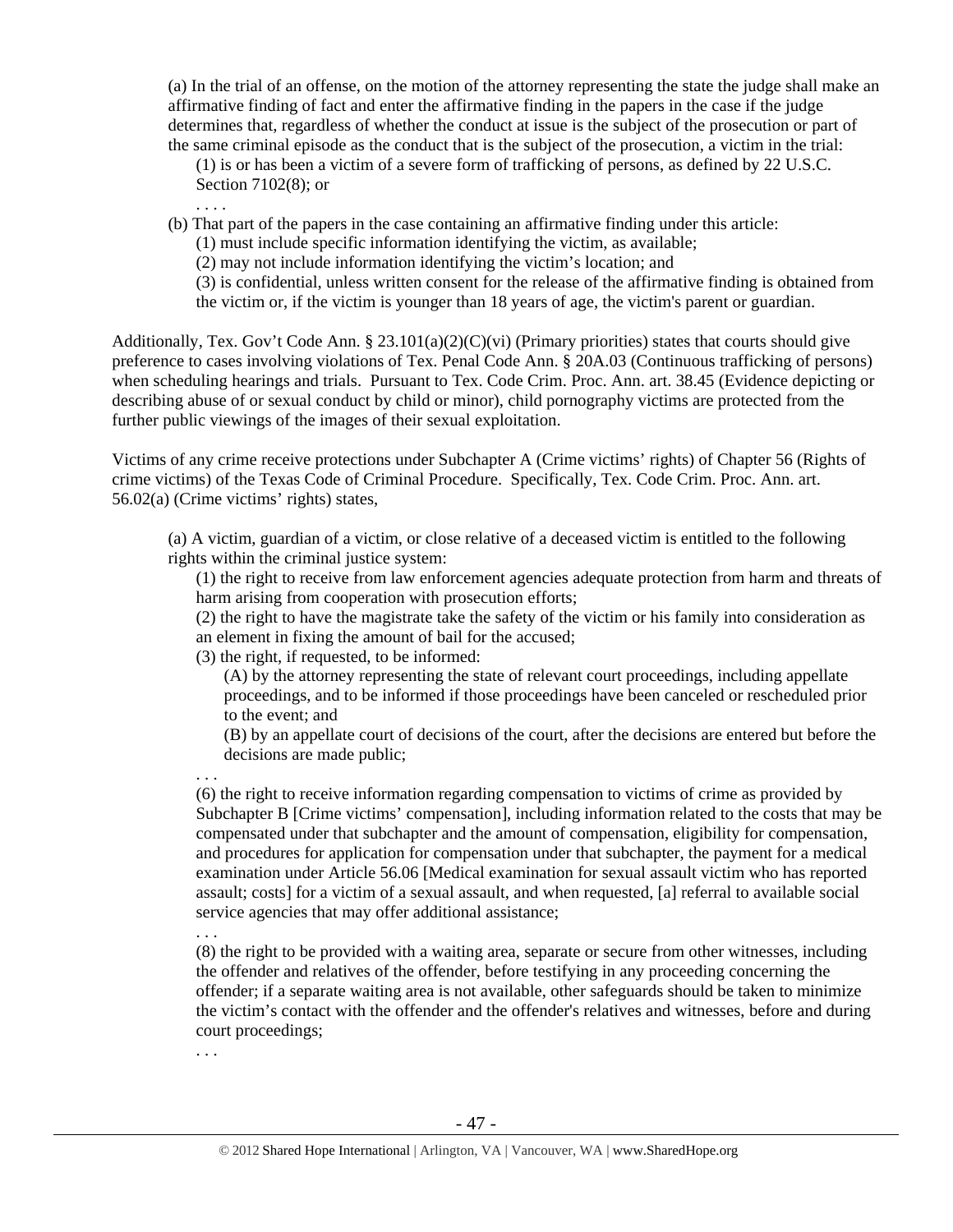(a) In the trial of an offense, on the motion of the attorney representing the state the judge shall make an affirmative finding of fact and enter the affirmative finding in the papers in the case if the judge determines that, regardless of whether the conduct at issue is the subject of the prosecution or part of the same criminal episode as the conduct that is the subject of the prosecution, a victim in the trial:

> (1) is or has been a victim of a severe form of trafficking of persons, as defined by 22 U.S.C. Section 7102(8); or
>
> . . . .

(b) That part of the papers in the case containing an affirmative finding under this article:

> (1) must include specific information identifying the victim, as available;
>
> (2) may not include information identifying the victim's location; and
>
> (3) is confidential, unless written consent for the release of the affirmative finding is obtained from the victim or, if the victim is younger than 18 years of age, the victim's parent or guardian.

Additionally, Tex. Gov't Code Ann. § 23.101(a)(2)(C)(vi) (Primary priorities) states that courts should give preference to cases involving violations of Tex. Penal Code Ann. § 20A.03 (Continuous trafficking of persons) when scheduling hearings and trials. Pursuant to Tex. Code Crim. Proc. Ann. art. 38.45 (Evidence depicting or describing abuse of or sexual conduct by child or minor), child pornography victims are protected from the further public viewings of the images of their sexual exploitation.

Victims of any crime receive protections under Subchapter A (Crime victims' rights) of Chapter 56 (Rights of crime victims) of the Texas Code of Criminal Procedure. Specifically, Tex. Code Crim. Proc. Ann. art. 56.02(a) (Crime victims' rights) states,

(a) A victim, guardian of a victim, or close relative of a deceased victim is entitled to the following rights within the criminal justice system:

> (1) the right to receive from law enforcement agencies adequate protection from harm and threats of harm arising from cooperation with prosecution efforts;
>
> (2) the right to have the magistrate take the safety of the victim or his family into consideration as an element in fixing the amount of bail for the accused;
>
> (3) the right, if requested, to be informed:
>
> > (A) by the attorney representing the state of relevant court proceedings, including appellate proceedings, and to be informed if those proceedings have been canceled or rescheduled prior to the event; and
> >
> > (B) by an appellate court of decisions of the court, after the decisions are entered but before the decisions are made public;
>
> . . .
>
> (6) the right to receive information regarding compensation to victims of crime as provided by Subchapter B [Crime victims' compensation], including information related to the costs that may be compensated under that subchapter and the amount of compensation, eligibility for compensation, and procedures for application for compensation under that subchapter, the payment for a medical examination under Article 56.06 [Medical examination for sexual assault victim who has reported assault; costs] for a victim of a sexual assault, and when requested, [a] referral to available social service agencies that may offer additional assistance;
>
> . . .
>
> (8) the right to be provided with a waiting area, separate or secure from other witnesses, including the offender and relatives of the offender, before testifying in any proceeding concerning the offender; if a separate waiting area is not available, other safeguards should be taken to minimize the victim's contact with the offender and the offender's relatives and witnesses, before and during court proceedings;
>
> . . .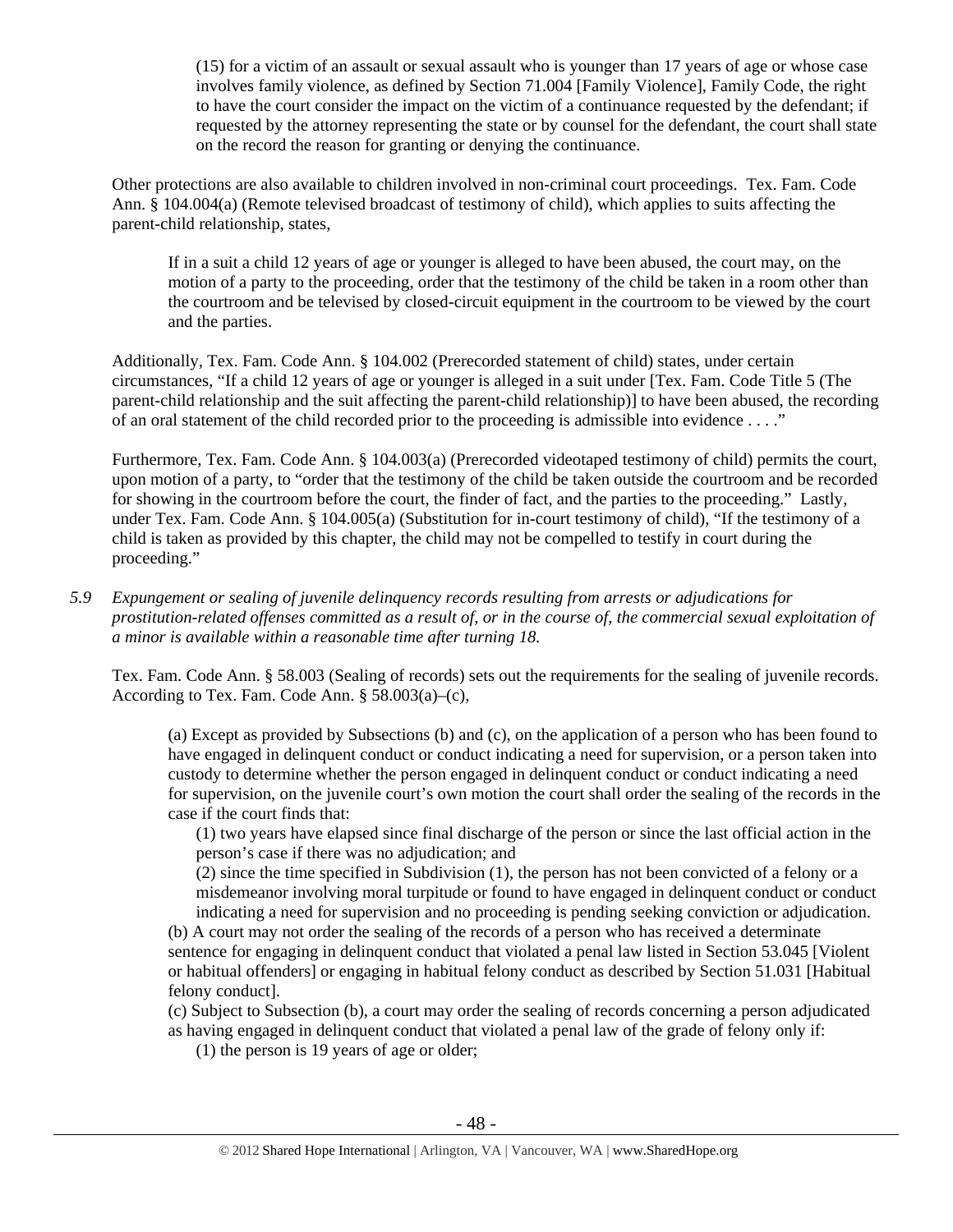(15) for a victim of an assault or sexual assault who is younger than 17 years of age or whose case involves family violence, as defined by Section 71.004 [Family Violence], Family Code, the right to have the court consider the impact on the victim of a continuance requested by the defendant; if requested by the attorney representing the state or by counsel for the defendant, the court shall state on the record the reason for granting or denying the continuance.

Other protections are also available to children involved in non-criminal court proceedings. Tex. Fam. Code Ann. § 104.004(a) (Remote televised broadcast of testimony of child), which applies to suits affecting the parent-child relationship, states,

> If in a suit a child 12 years of age or younger is alleged to have been abused, the court may, on the motion of a party to the proceeding, order that the testimony of the child be taken in a room other than the courtroom and be televised by closed-circuit equipment in the courtroom to be viewed by the court and the parties.

Additionally, Tex. Fam. Code Ann. § 104.002 (Prerecorded statement of child) states, under certain circumstances, "If a child 12 years of age or younger is alleged in a suit under [Tex. Fam. Code Title 5 (The parent-child relationship and the suit affecting the parent-child relationship)] to have been abused, the recording of an oral statement of the child recorded prior to the proceeding is admissible into evidence . . . ."

Furthermore, Tex. Fam. Code Ann. § 104.003(a) (Prerecorded videotaped testimony of child) permits the court, upon motion of a party, to "order that the testimony of the child be taken outside the courtroom and be recorded for showing in the courtroom before the court, the finder of fact, and the parties to the proceeding." Lastly, under Tex. Fam. Code Ann. § 104.005(a) (Substitution for in-court testimony of child), "If the testimony of a child is taken as provided by this chapter, the child may not be compelled to testify in court during the proceeding."

*5.9 Expungement or sealing of juvenile delinquency records resulting from arrests or adjudications for prostitution-related offenses committed as a result of, or in the course of, the commercial sexual exploitation of a minor is available within a reasonable time after turning 18.*

Tex. Fam. Code Ann. § 58.003 (Sealing of records) sets out the requirements for the sealing of juvenile records. According to Tex. Fam. Code Ann. § 58.003(a)–(c),

> (a) Except as provided by Subsections (b) and (c), on the application of a person who has been found to have engaged in delinquent conduct or conduct indicating a need for supervision, or a person taken into custody to determine whether the person engaged in delinquent conduct or conduct indicating a need for supervision, on the juvenile court's own motion the court shall order the sealing of the records in the case if the court finds that:
>
> (1) two years have elapsed since final discharge of the person or since the last official action in the person's case if there was no adjudication; and
>
> (2) since the time specified in Subdivision (1), the person has not been convicted of a felony or a misdemeanor involving moral turpitude or found to have engaged in delinquent conduct or conduct indicating a need for supervision and no proceeding is pending seeking conviction or adjudication.
>
> (b) A court may not order the sealing of the records of a person who has received a determinate sentence for engaging in delinquent conduct that violated a penal law listed in Section 53.045 [Violent or habitual offenders] or engaging in habitual felony conduct as described by Section 51.031 [Habitual felony conduct].
>
> (c) Subject to Subsection (b), a court may order the sealing of records concerning a person adjudicated as having engaged in delinquent conduct that violated a penal law of the grade of felony only if:
>
> (1) the person is 19 years of age or older;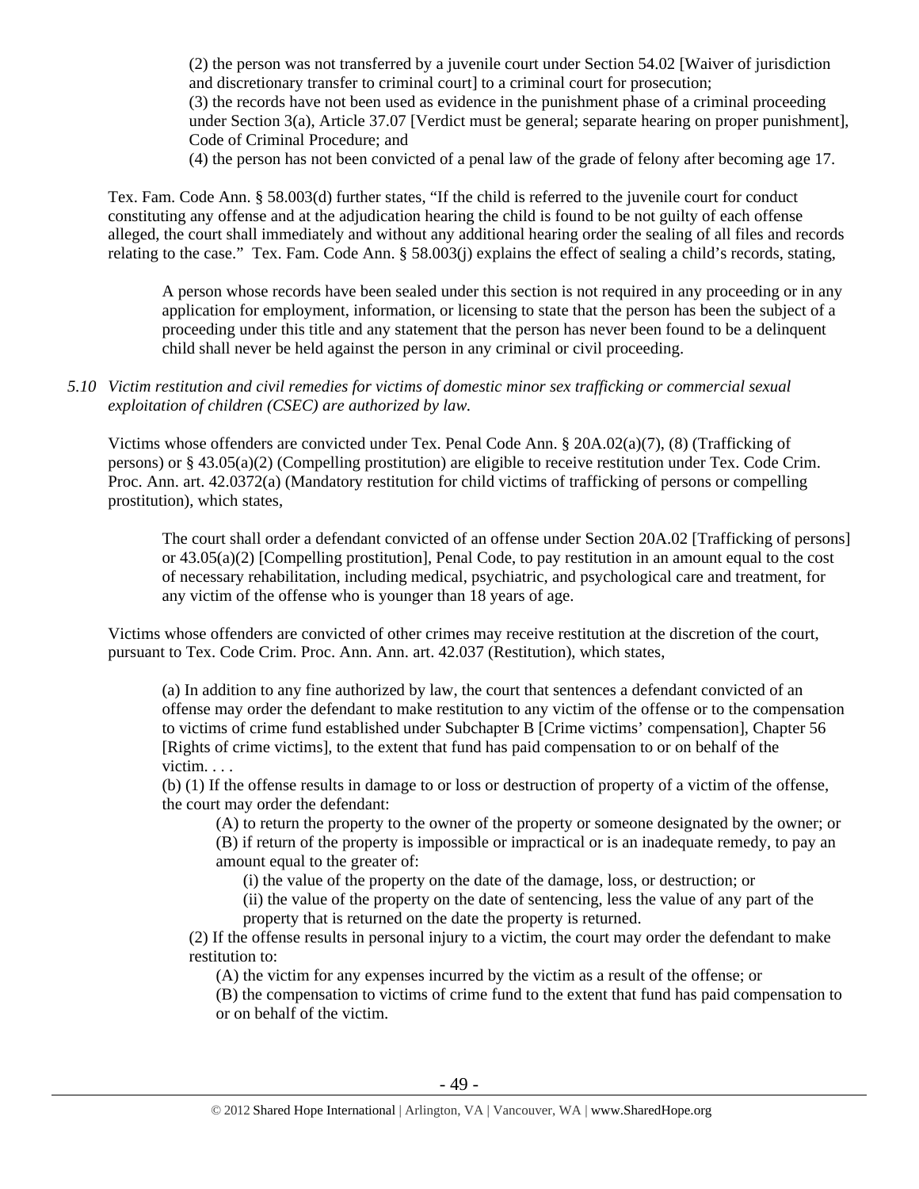> (2) the person was not transferred by a juvenile court under Section 54.02 [Waiver of jurisdiction and discretionary transfer to criminal court] to a criminal court for prosecution;
> (3) the records have not been used as evidence in the punishment phase of a criminal proceeding under Section 3(a), Article 37.07 [Verdict must be general; separate hearing on proper punishment], Code of Criminal Procedure; and
> (4) the person has not been convicted of a penal law of the grade of felony after becoming age 17.

Tex. Fam. Code Ann. § 58.003(d) further states, "If the child is referred to the juvenile court for conduct constituting any offense and at the adjudication hearing the child is found to be not guilty of each offense alleged, the court shall immediately and without any additional hearing order the sealing of all files and records relating to the case." Tex. Fam. Code Ann. § 58.003(j) explains the effect of sealing a child's records, stating,

> A person whose records have been sealed under this section is not required in any proceeding or in any application for employment, information, or licensing to state that the person has been the subject of a proceeding under this title and any statement that the person has never been found to be a delinquent child shall never be held against the person in any criminal or civil proceeding.

*5.10 Victim restitution and civil remedies for victims of domestic minor sex trafficking or commercial sexual exploitation of children (CSEC) are authorized by law.*

Victims whose offenders are convicted under Tex. Penal Code Ann. § 20A.02(a)(7), (8) (Trafficking of persons) or § 43.05(a)(2) (Compelling prostitution) are eligible to receive restitution under Tex. Code Crim. Proc. Ann. art. 42.0372(a) (Mandatory restitution for child victims of trafficking of persons or compelling prostitution), which states,

> The court shall order a defendant convicted of an offense under Section 20A.02 [Trafficking of persons] or 43.05(a)(2) [Compelling prostitution], Penal Code, to pay restitution in an amount equal to the cost of necessary rehabilitation, including medical, psychiatric, and psychological care and treatment, for any victim of the offense who is younger than 18 years of age.

Victims whose offenders are convicted of other crimes may receive restitution at the discretion of the court, pursuant to Tex. Code Crim. Proc. Ann. Ann. art. 42.037 (Restitution), which states,

> (a) In addition to any fine authorized by law, the court that sentences a defendant convicted of an offense may order the defendant to make restitution to any victim of the offense or to the compensation to victims of crime fund established under Subchapter B [Crime victims' compensation], Chapter 56 [Rights of crime victims], to the extent that fund has paid compensation to or on behalf of the victim. . . .
> (b) (1) If the offense results in damage to or loss or destruction of property of a victim of the offense, the court may order the defendant:
>> (A) to return the property to the owner of the property or someone designated by the owner; or
>> (B) if return of the property is impossible or impractical or is an inadequate remedy, to pay an amount equal to the greater of:
>>> (i) the value of the property on the date of the damage, loss, or destruction; or
>>> (ii) the value of the property on the date of sentencing, less the value of any part of the property that is returned on the date the property is returned.
>
> (2) If the offense results in personal injury to a victim, the court may order the defendant to make restitution to:
>> (A) the victim for any expenses incurred by the victim as a result of the offense; or
>> (B) the compensation to victims of crime fund to the extent that fund has paid compensation to or on behalf of the victim.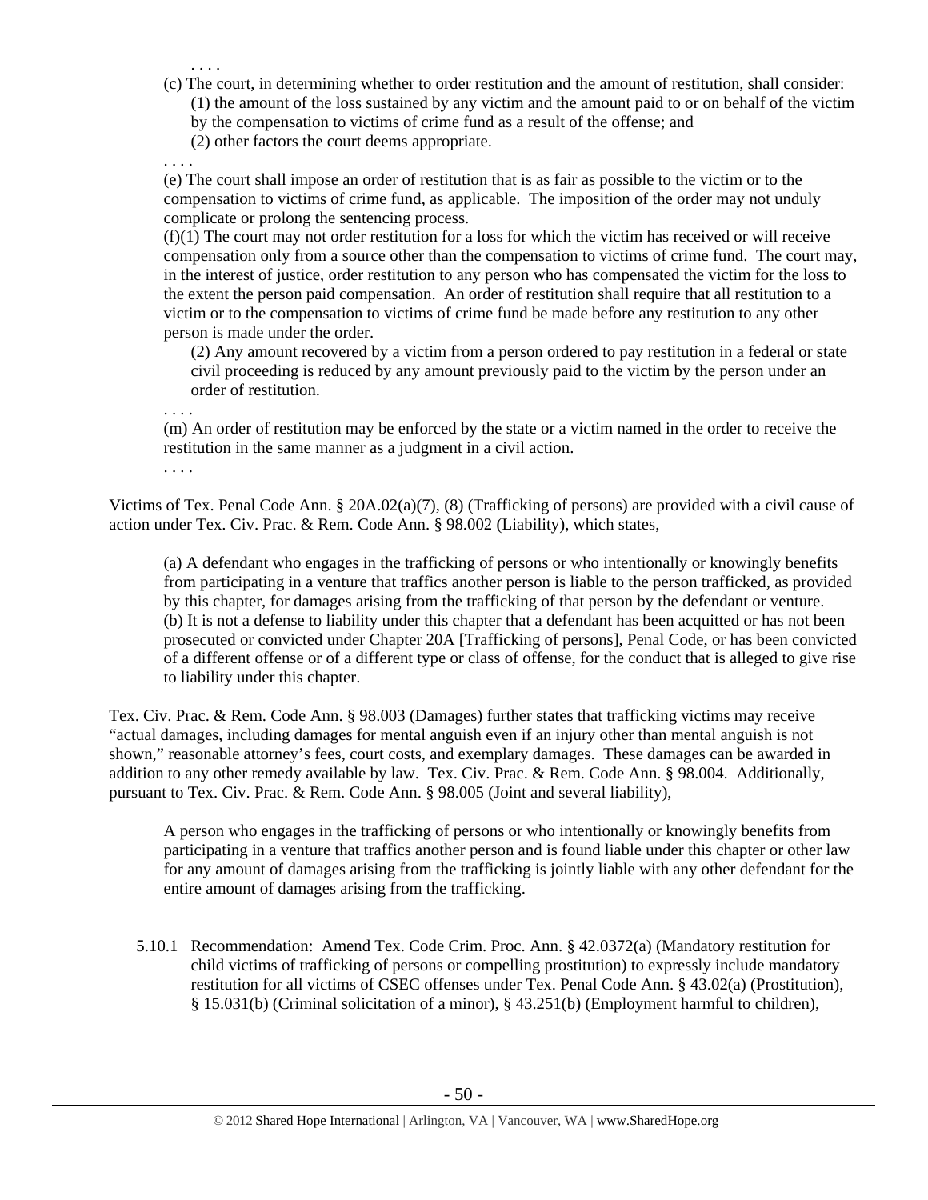. . . .

(c) The court, in determining whether to order restitution and the amount of restitution, shall consider:

(1) the amount of the loss sustained by any victim and the amount paid to or on behalf of the victim by the compensation to victims of crime fund as a result of the offense; and

(2) other factors the court deems appropriate.

. . . .

(e) The court shall impose an order of restitution that is as fair as possible to the victim or to the compensation to victims of crime fund, as applicable. The imposition of the order may not unduly complicate or prolong the sentencing process.

(f)(1) The court may not order restitution for a loss for which the victim has received or will receive compensation only from a source other than the compensation to victims of crime fund. The court may, in the interest of justice, order restitution to any person who has compensated the victim for the loss to the extent the person paid compensation. An order of restitution shall require that all restitution to a victim or to the compensation to victims of crime fund be made before any restitution to any other person is made under the order.

(2) Any amount recovered by a victim from a person ordered to pay restitution in a federal or state civil proceeding is reduced by any amount previously paid to the victim by the person under an order of restitution.

. . . .

(m) An order of restitution may be enforced by the state or a victim named in the order to receive the restitution in the same manner as a judgment in a civil action.

. . . .

Victims of Tex. Penal Code Ann. § 20A.02(a)(7), (8) (Trafficking of persons) are provided with a civil cause of action under Tex. Civ. Prac. & Rem. Code Ann. § 98.002 (Liability), which states,

> (a) A defendant who engages in the trafficking of persons or who intentionally or knowingly benefits from participating in a venture that traffics another person is liable to the person trafficked, as provided by this chapter, for damages arising from the trafficking of that person by the defendant or venture.
> (b) It is not a defense to liability under this chapter that a defendant has been acquitted or has not been prosecuted or convicted under Chapter 20A [Trafficking of persons], Penal Code, or has been convicted of a different offense or of a different type or class of offense, for the conduct that is alleged to give rise to liability under this chapter.

Tex. Civ. Prac. & Rem. Code Ann. § 98.003 (Damages) further states that trafficking victims may receive "actual damages, including damages for mental anguish even if an injury other than mental anguish is not shown," reasonable attorney's fees, court costs, and exemplary damages. These damages can be awarded in addition to any other remedy available by law. Tex. Civ. Prac. & Rem. Code Ann. § 98.004. Additionally, pursuant to Tex. Civ. Prac. & Rem. Code Ann. § 98.005 (Joint and several liability),

> A person who engages in the trafficking of persons or who intentionally or knowingly benefits from participating in a venture that traffics another person and is found liable under this chapter or other law for any amount of damages arising from the trafficking is jointly liable with any other defendant for the entire amount of damages arising from the trafficking.

5.10.1 Recommendation: Amend Tex. Code Crim. Proc. Ann. § 42.0372(a) (Mandatory restitution for child victims of trafficking of persons or compelling prostitution) to expressly include mandatory restitution for all victims of CSEC offenses under Tex. Penal Code Ann. § 43.02(a) (Prostitution), § 15.031(b) (Criminal solicitation of a minor), § 43.251(b) (Employment harmful to children),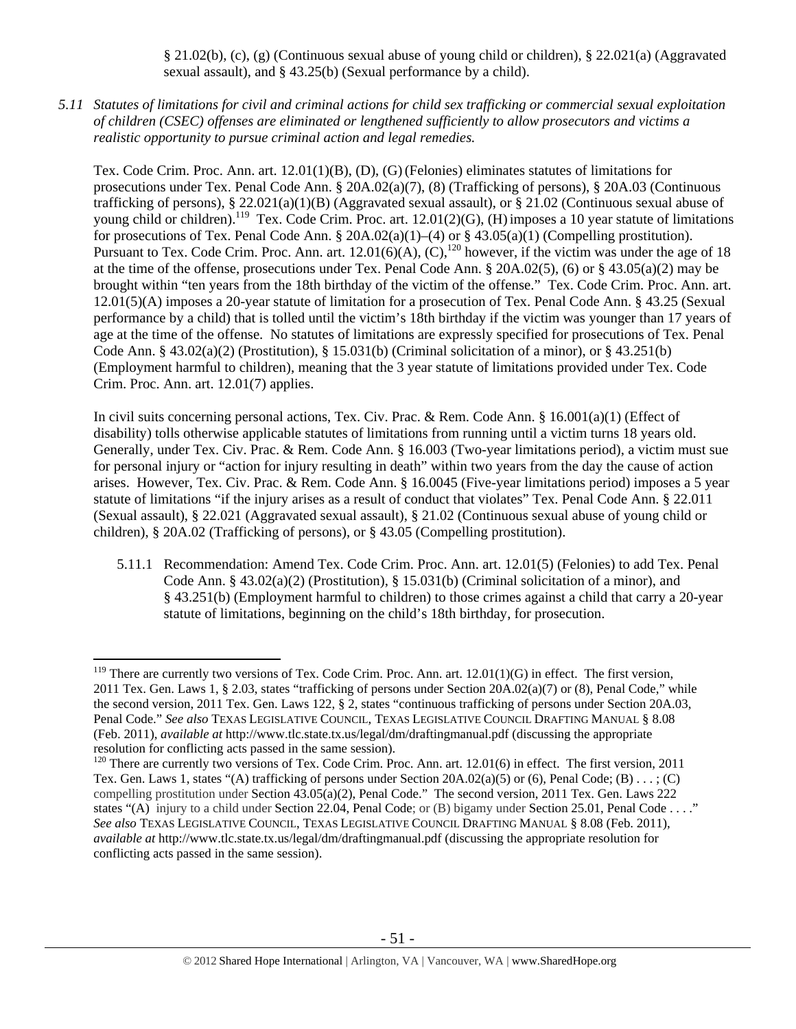§ 21.02(b), (c), (g) (Continuous sexual abuse of young child or children), § 22.021(a) (Aggravated sexual assault), and § 43.25(b) (Sexual performance by a child).

*5.11 Statutes of limitations for civil and criminal actions for child sex trafficking or commercial sexual exploitation of children (CSEC) offenses are eliminated or lengthened sufficiently to allow prosecutors and victims a realistic opportunity to pursue criminal action and legal remedies.*

Tex. Code Crim. Proc. Ann. art. 12.01(1)(B), (D), (G) (Felonies) eliminates statutes of limitations for prosecutions under Tex. Penal Code Ann. § 20A.02(a)(7), (8) (Trafficking of persons), § 20A.03 (Continuous trafficking of persons), § 22.021(a)(1)(B) (Aggravated sexual assault), or § 21.02 (Continuous sexual abuse of young child or children).[119] Tex. Code Crim. Proc. art. 12.01(2)(G), (H) imposes a 10 year statute of limitations for prosecutions of Tex. Penal Code Ann. § 20A.02(a)(1)–(4) or § 43.05(a)(1) (Compelling prostitution). Pursuant to Tex. Code Crim. Proc. Ann. art. 12.01(6)(A), (C),[120] however, if the victim was under the age of 18 at the time of the offense, prosecutions under Tex. Penal Code Ann. § 20A.02(5), (6) or § 43.05(a)(2) may be brought within "ten years from the 18th birthday of the victim of the offense." Tex. Code Crim. Proc. Ann. art. 12.01(5)(A) imposes a 20-year statute of limitation for a prosecution of Tex. Penal Code Ann. § 43.25 (Sexual performance by a child) that is tolled until the victim's 18th birthday if the victim was younger than 17 years of age at the time of the offense. No statutes of limitations are expressly specified for prosecutions of Tex. Penal Code Ann. § 43.02(a)(2) (Prostitution), § 15.031(b) (Criminal solicitation of a minor), or § 43.251(b) (Employment harmful to children), meaning that the 3 year statute of limitations provided under Tex. Code Crim. Proc. Ann. art. 12.01(7) applies.

In civil suits concerning personal actions, Tex. Civ. Prac. & Rem. Code Ann. § 16.001(a)(1) (Effect of disability) tolls otherwise applicable statutes of limitations from running until a victim turns 18 years old. Generally, under Tex. Civ. Prac. & Rem. Code Ann. § 16.003 (Two-year limitations period), a victim must sue for personal injury or "action for injury resulting in death" within two years from the day the cause of action arises. However, Tex. Civ. Prac. & Rem. Code Ann. § 16.0045 (Five-year limitations period) imposes a 5 year statute of limitations "if the injury arises as a result of conduct that violates" Tex. Penal Code Ann. § 22.011 (Sexual assault), § 22.021 (Aggravated sexual assault), § 21.02 (Continuous sexual abuse of young child or children), § 20A.02 (Trafficking of persons), or § 43.05 (Compelling prostitution).

5.11.1 Recommendation: Amend Tex. Code Crim. Proc. Ann. art. 12.01(5) (Felonies) to add Tex. Penal Code Ann. § 43.02(a)(2) (Prostitution), § 15.031(b) (Criminal solicitation of a minor), and § 43.251(b) (Employment harmful to children) to those crimes against a child that carry a 20-year statute of limitations, beginning on the child's 18th birthday, for prosecution.

---

[119] There are currently two versions of Tex. Code Crim. Proc. Ann. art. 12.01(1)(G) in effect. The first version, 2011 Tex. Gen. Laws 1, § 2.03, states "trafficking of persons under Section 20A.02(a)(7) or (8), Penal Code," while the second version, 2011 Tex. Gen. Laws 122, § 2, states "continuous trafficking of persons under Section 20A.03, Penal Code." *See also* TEXAS LEGISLATIVE COUNCIL, TEXAS LEGISLATIVE COUNCIL DRAFTING MANUAL § 8.08 (Feb. 2011), *available at* http://www.tlc.state.tx.us/legal/dm/draftingmanual.pdf (discussing the appropriate resolution for conflicting acts passed in the same session).

[120] There are currently two versions of Tex. Code Crim. Proc. Ann. art. 12.01(6) in effect. The first version, 2011 Tex. Gen. Laws 1, states "(A) trafficking of persons under Section 20A.02(a)(5) or (6), Penal Code; (B) . . . ; (C) compelling prostitution under Section 43.05(a)(2), Penal Code." The second version, 2011 Tex. Gen. Laws 222 states "(A) injury to a child under Section 22.04, Penal Code; or (B) bigamy under Section 25.01, Penal Code . . . ." *See also* TEXAS LEGISLATIVE COUNCIL, TEXAS LEGISLATIVE COUNCIL DRAFTING MANUAL § 8.08 (Feb. 2011), *available at* http://www.tlc.state.tx.us/legal/dm/draftingmanual.pdf (discussing the appropriate resolution for conflicting acts passed in the same session).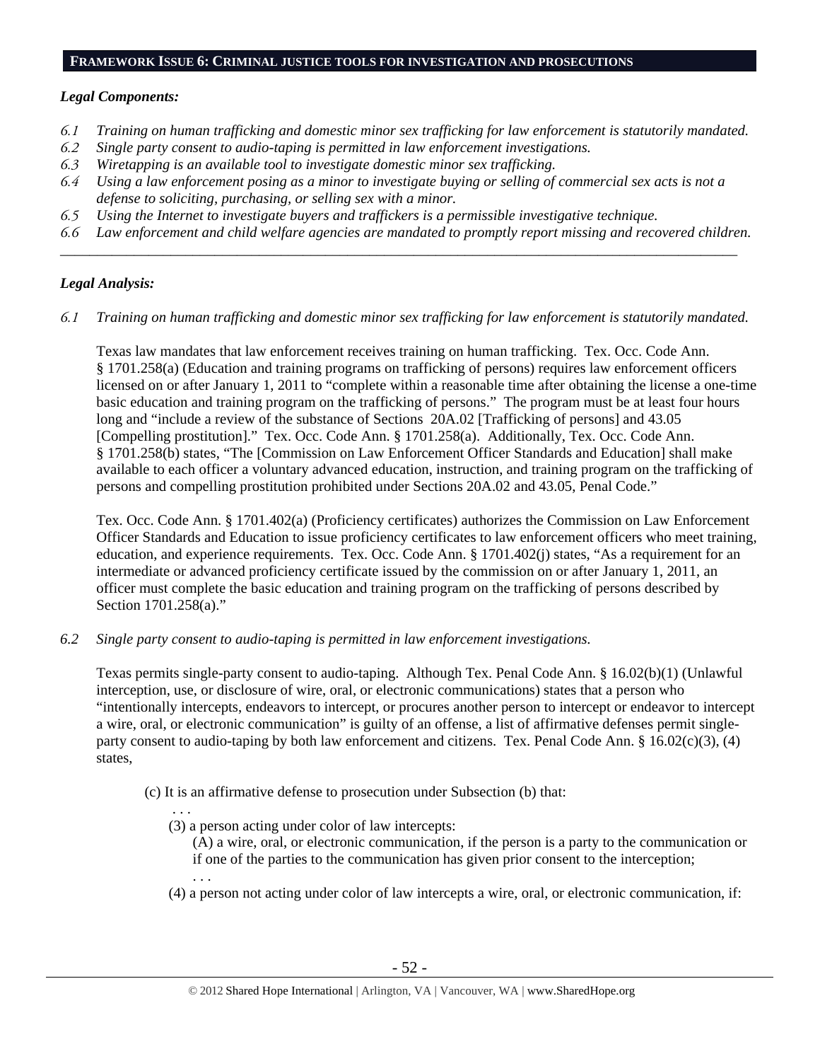## FRAMEWORK ISSUE 6: CRIMINAL JUSTICE TOOLS FOR INVESTIGATION AND PROSECUTIONS

***Legal Components:***

*6.1 Training on human trafficking and domestic minor sex trafficking for law enforcement is statutorily mandated.*
*6.2 Single party consent to audio-taping is permitted in law enforcement investigations.*
*6.3 Wiretapping is an available tool to investigate domestic minor sex trafficking.*
*6.4 Using a law enforcement posing as a minor to investigate buying or selling of commercial sex acts is not a defense to soliciting, purchasing, or selling sex with a minor.*
*6.5 Using the Internet to investigate buyers and traffickers is a permissible investigative technique.*
*6.6 Law enforcement and child welfare agencies are mandated to promptly report missing and recovered children.*

---

***Legal Analysis:***

*6.1 Training on human trafficking and domestic minor sex trafficking for law enforcement is statutorily mandated.*

Texas law mandates that law enforcement receives training on human trafficking. Tex. Occ. Code Ann. § 1701.258(a) (Education and training programs on trafficking of persons) requires law enforcement officers licensed on or after January 1, 2011 to "complete within a reasonable time after obtaining the license a one-time basic education and training program on the trafficking of persons." The program must be at least four hours long and "include a review of the substance of Sections 20A.02 [Trafficking of persons] and 43.05 [Compelling prostitution]." Tex. Occ. Code Ann. § 1701.258(a). Additionally, Tex. Occ. Code Ann. § 1701.258(b) states, "The [Commission on Law Enforcement Officer Standards and Education] shall make available to each officer a voluntary advanced education, instruction, and training program on the trafficking of persons and compelling prostitution prohibited under Sections 20A.02 and 43.05, Penal Code."

Tex. Occ. Code Ann. § 1701.402(a) (Proficiency certificates) authorizes the Commission on Law Enforcement Officer Standards and Education to issue proficiency certificates to law enforcement officers who meet training, education, and experience requirements. Tex. Occ. Code Ann. § 1701.402(j) states, "As a requirement for an intermediate or advanced proficiency certificate issued by the commission on or after January 1, 2011, an officer must complete the basic education and training program on the trafficking of persons described by Section 1701.258(a)."

*6.2 Single party consent to audio-taping is permitted in law enforcement investigations.*

Texas permits single-party consent to audio-taping. Although Tex. Penal Code Ann. § 16.02(b)(1) (Unlawful interception, use, or disclosure of wire, oral, or electronic communications) states that a person who "intentionally intercepts, endeavors to intercept, or procures another person to intercept or endeavor to intercept a wire, oral, or electronic communication" is guilty of an offense, a list of affirmative defenses permit single-party consent to audio-taping by both law enforcement and citizens. Tex. Penal Code Ann. § 16.02(c)(3), (4) states,

> (c) It is an affirmative defense to prosecution under Subsection (b) that:
> . . .
> (3) a person acting under color of law intercepts:
> (A) a wire, oral, or electronic communication, if the person is a party to the communication or if one of the parties to the communication has given prior consent to the interception;
> . . .
> (4) a person not acting under color of law intercepts a wire, oral, or electronic communication, if: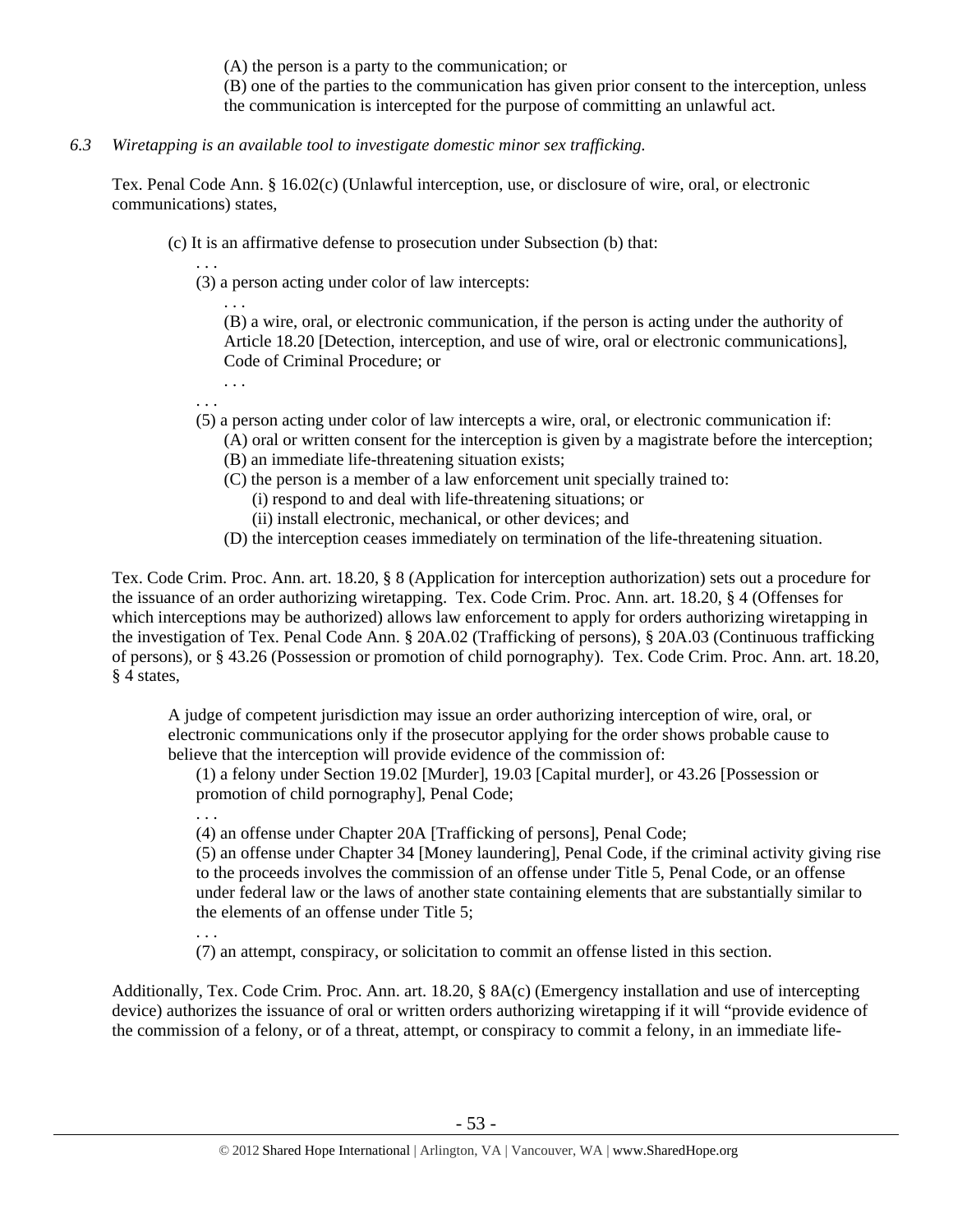(A) the person is a party to the communication; or

(B) one of the parties to the communication has given prior consent to the interception, unless the communication is intercepted for the purpose of committing an unlawful act.

*6.3 Wiretapping is an available tool to investigate domestic minor sex trafficking.*

Tex. Penal Code Ann. § 16.02(c) (Unlawful interception, use, or disclosure of wire, oral, or electronic communications) states,

> (c) It is an affirmative defense to prosecution under Subsection (b) that:
>
> . . .
>
> (3) a person acting under color of law intercepts:
>
> . . .
>
> (B) a wire, oral, or electronic communication, if the person is acting under the authority of Article 18.20 [Detection, interception, and use of wire, oral or electronic communications], Code of Criminal Procedure; or
>
> . . .
>
> . . .
>
> (5) a person acting under color of law intercepts a wire, oral, or electronic communication if:
>
> (A) oral or written consent for the interception is given by a magistrate before the interception;
>
> (B) an immediate life-threatening situation exists;
>
> (C) the person is a member of a law enforcement unit specially trained to:
>
> (i) respond to and deal with life-threatening situations; or
>
> (ii) install electronic, mechanical, or other devices; and
>
> (D) the interception ceases immediately on termination of the life-threatening situation.

Tex. Code Crim. Proc. Ann. art. 18.20, § 8 (Application for interception authorization) sets out a procedure for the issuance of an order authorizing wiretapping. Tex. Code Crim. Proc. Ann. art. 18.20, § 4 (Offenses for which interceptions may be authorized) allows law enforcement to apply for orders authorizing wiretapping in the investigation of Tex. Penal Code Ann. § 20A.02 (Trafficking of persons), § 20A.03 (Continuous trafficking of persons), or § 43.26 (Possession or promotion of child pornography). Tex. Code Crim. Proc. Ann. art. 18.20, § 4 states,

> A judge of competent jurisdiction may issue an order authorizing interception of wire, oral, or electronic communications only if the prosecutor applying for the order shows probable cause to believe that the interception will provide evidence of the commission of:
>
> (1) a felony under Section 19.02 [Murder], 19.03 [Capital murder], or 43.26 [Possession or promotion of child pornography], Penal Code;
>
> . . .
>
> (4) an offense under Chapter 20A [Trafficking of persons], Penal Code;
>
> (5) an offense under Chapter 34 [Money laundering], Penal Code, if the criminal activity giving rise to the proceeds involves the commission of an offense under Title 5, Penal Code, or an offense under federal law or the laws of another state containing elements that are substantially similar to the elements of an offense under Title 5;
>
> . . .
>
> (7) an attempt, conspiracy, or solicitation to commit an offense listed in this section.

Additionally, Tex. Code Crim. Proc. Ann. art. 18.20, § 8A(c) (Emergency installation and use of intercepting device) authorizes the issuance of oral or written orders authorizing wiretapping if it will "provide evidence of the commission of a felony, or of a threat, attempt, or conspiracy to commit a felony, in an immediate life-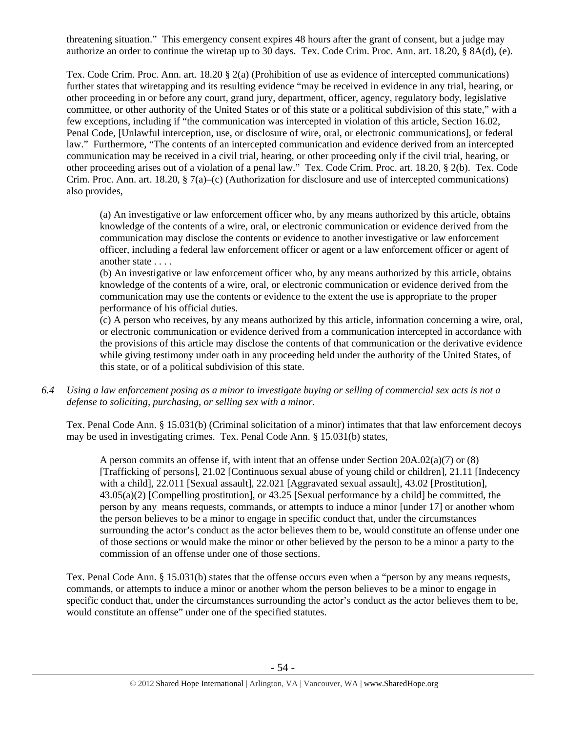threatening situation." This emergency consent expires 48 hours after the grant of consent, but a judge may authorize an order to continue the wiretap up to 30 days. Tex. Code Crim. Proc. Ann. art. 18.20, § 8A(d), (e).

Tex. Code Crim. Proc. Ann. art. 18.20 § 2(a) (Prohibition of use as evidence of intercepted communications) further states that wiretapping and its resulting evidence "may be received in evidence in any trial, hearing, or other proceeding in or before any court, grand jury, department, officer, agency, regulatory body, legislative committee, or other authority of the United States or of this state or a political subdivision of this state," with a few exceptions, including if "the communication was intercepted in violation of this article, Section 16.02, Penal Code, [Unlawful interception, use, or disclosure of wire, oral, or electronic communications], or federal law." Furthermore, "The contents of an intercepted communication and evidence derived from an intercepted communication may be received in a civil trial, hearing, or other proceeding only if the civil trial, hearing, or other proceeding arises out of a violation of a penal law." Tex. Code Crim. Proc. art. 18.20, § 2(b). Tex. Code Crim. Proc. Ann. art. 18.20, § 7(a)–(c) (Authorization for disclosure and use of intercepted communications) also provides,

> (a) An investigative or law enforcement officer who, by any means authorized by this article, obtains knowledge of the contents of a wire, oral, or electronic communication or evidence derived from the communication may disclose the contents or evidence to another investigative or law enforcement officer, including a federal law enforcement officer or agent or a law enforcement officer or agent of another state . . . .
> (b) An investigative or law enforcement officer who, by any means authorized by this article, obtains knowledge of the contents of a wire, oral, or electronic communication or evidence derived from the communication may use the contents or evidence to the extent the use is appropriate to the proper performance of his official duties.
> (c) A person who receives, by any means authorized by this article, information concerning a wire, oral, or electronic communication or evidence derived from a communication intercepted in accordance with the provisions of this article may disclose the contents of that communication or the derivative evidence while giving testimony under oath in any proceeding held under the authority of the United States, of this state, or of a political subdivision of this state.

*6.4 Using a law enforcement posing as a minor to investigate buying or selling of commercial sex acts is not a defense to soliciting, purchasing, or selling sex with a minor.*

Tex. Penal Code Ann. § 15.031(b) (Criminal solicitation of a minor) intimates that that law enforcement decoys may be used in investigating crimes. Tex. Penal Code Ann. § 15.031(b) states,

> A person commits an offense if, with intent that an offense under Section 20A.02(a)(7) or (8) [Trafficking of persons], 21.02 [Continuous sexual abuse of young child or children], 21.11 [Indecency with a child], 22.011 [Sexual assault], 22.021 [Aggravated sexual assault], 43.02 [Prostitution], 43.05(a)(2) [Compelling prostitution], or 43.25 [Sexual performance by a child] be committed, the person by any means requests, commands, or attempts to induce a minor [under 17] or another whom the person believes to be a minor to engage in specific conduct that, under the circumstances surrounding the actor's conduct as the actor believes them to be, would constitute an offense under one of those sections or would make the minor or other believed by the person to be a minor a party to the commission of an offense under one of those sections.

Tex. Penal Code Ann. § 15.031(b) states that the offense occurs even when a "person by any means requests, commands, or attempts to induce a minor or another whom the person believes to be a minor to engage in specific conduct that, under the circumstances surrounding the actor's conduct as the actor believes them to be, would constitute an offense" under one of the specified statutes.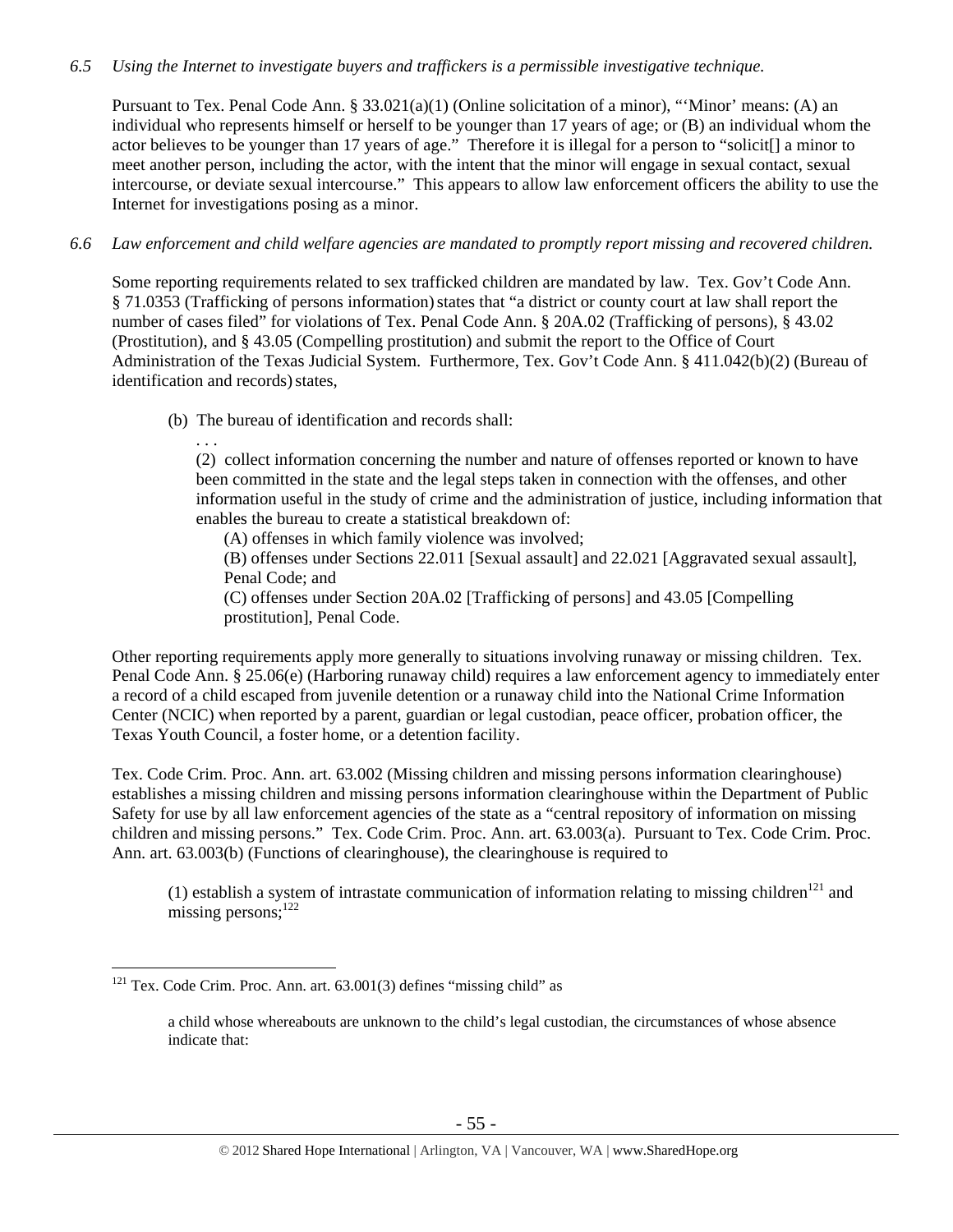*6.5 Using the Internet to investigate buyers and traffickers is a permissible investigative technique.*

Pursuant to Tex. Penal Code Ann. § 33.021(a)(1) (Online solicitation of a minor), "'Minor' means: (A) an individual who represents himself or herself to be younger than 17 years of age; or (B) an individual whom the actor believes to be younger than 17 years of age." Therefore it is illegal for a person to "solicit[] a minor to meet another person, including the actor, with the intent that the minor will engage in sexual contact, sexual intercourse, or deviate sexual intercourse." This appears to allow law enforcement officers the ability to use the Internet for investigations posing as a minor.

*6.6 Law enforcement and child welfare agencies are mandated to promptly report missing and recovered children.*

Some reporting requirements related to sex trafficked children are mandated by law. Tex. Gov't Code Ann. § 71.0353 (Trafficking of persons information) states that "a district or county court at law shall report the number of cases filed" for violations of Tex. Penal Code Ann. § 20A.02 (Trafficking of persons), § 43.02 (Prostitution), and § 43.05 (Compelling prostitution) and submit the report to the Office of Court Administration of the Texas Judicial System. Furthermore, Tex. Gov't Code Ann. § 411.042(b)(2) (Bureau of identification and records) states,

> (b) The bureau of identification and records shall:
>
> . . .
>
> (2) collect information concerning the number and nature of offenses reported or known to have been committed in the state and the legal steps taken in connection with the offenses, and other information useful in the study of crime and the administration of justice, including information that enables the bureau to create a statistical breakdown of:
>
> (A) offenses in which family violence was involved;
>
> (B) offenses under Sections 22.011 [Sexual assault] and 22.021 [Aggravated sexual assault], Penal Code; and
>
> (C) offenses under Section 20A.02 [Trafficking of persons] and 43.05 [Compelling prostitution], Penal Code.

Other reporting requirements apply more generally to situations involving runaway or missing children. Tex. Penal Code Ann. § 25.06(e) (Harboring runaway child) requires a law enforcement agency to immediately enter a record of a child escaped from juvenile detention or a runaway child into the National Crime Information Center (NCIC) when reported by a parent, guardian or legal custodian, peace officer, probation officer, the Texas Youth Council, a foster home, or a detention facility.

Tex. Code Crim. Proc. Ann. art. 63.002 (Missing children and missing persons information clearinghouse) establishes a missing children and missing persons information clearinghouse within the Department of Public Safety for use by all law enforcement agencies of the state as a "central repository of information on missing children and missing persons." Tex. Code Crim. Proc. Ann. art. 63.003(a). Pursuant to Tex. Code Crim. Proc. Ann. art. 63.003(b) (Functions of clearinghouse), the clearinghouse is required to

> (1) establish a system of intrastate communication of information relating to missing children[121] and missing persons;[122]

---

[121] Tex. Code Crim. Proc. Ann. art. 63.001(3) defines "missing child" as

> a child whose whereabouts are unknown to the child's legal custodian, the circumstances of whose absence indicate that: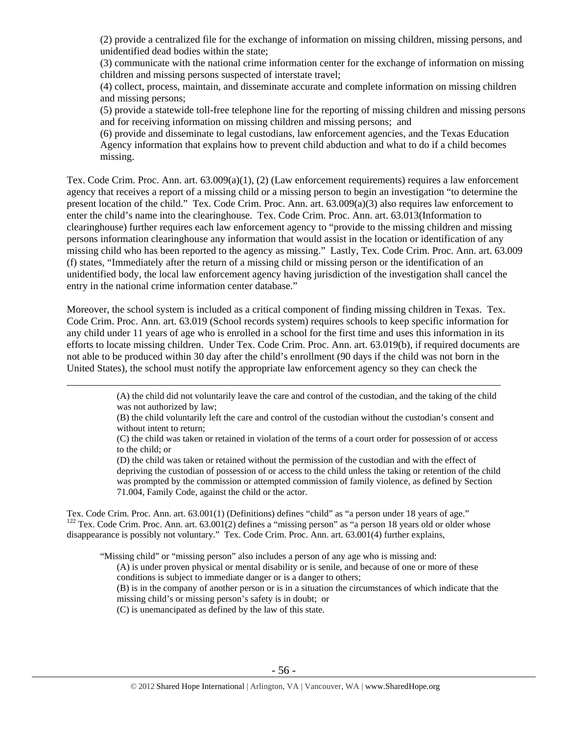(2) provide a centralized file for the exchange of information on missing children, missing persons, and unidentified dead bodies within the state;
(3) communicate with the national crime information center for the exchange of information on missing children and missing persons suspected of interstate travel;
(4) collect, process, maintain, and disseminate accurate and complete information on missing children and missing persons;
(5) provide a statewide toll-free telephone line for the reporting of missing children and missing persons and for receiving information on missing children and missing persons; and
(6) provide and disseminate to legal custodians, law enforcement agencies, and the Texas Education Agency information that explains how to prevent child abduction and what to do if a child becomes missing.

Tex. Code Crim. Proc. Ann. art. 63.009(a)(1), (2) (Law enforcement requirements) requires a law enforcement agency that receives a report of a missing child or a missing person to begin an investigation "to determine the present location of the child." Tex. Code Crim. Proc. Ann. art. 63.009(a)(3) also requires law enforcement to enter the child's name into the clearinghouse. Tex. Code Crim. Proc. Ann. art. 63.013(Information to clearinghouse) further requires each law enforcement agency to "provide to the missing children and missing persons information clearinghouse any information that would assist in the location or identification of any missing child who has been reported to the agency as missing." Lastly, Tex. Code Crim. Proc. Ann. art. 63.009 (f) states, "Immediately after the return of a missing child or missing person or the identification of an unidentified body, the local law enforcement agency having jurisdiction of the investigation shall cancel the entry in the national crime information center database."

Moreover, the school system is included as a critical component of finding missing children in Texas. Tex. Code Crim. Proc. Ann. art. 63.019 (School records system) requires schools to keep specific information for any child under 11 years of age who is enrolled in a school for the first time and uses this information in its efforts to locate missing children. Under Tex. Code Crim. Proc. Ann. art. 63.019(b), if required documents are not able to be produced within 30 day after the child's enrollment (90 days if the child was not born in the United States), the school must notify the appropriate law enforcement agency so they can check the

---

(A) the child did not voluntarily leave the care and control of the custodian, and the taking of the child was not authorized by law;
(B) the child voluntarily left the care and control of the custodian without the custodian's consent and without intent to return;
(C) the child was taken or retained in violation of the terms of a court order for possession of or access to the child; or
(D) the child was taken or retained without the permission of the custodian and with the effect of depriving the custodian of possession of or access to the child unless the taking or retention of the child was prompted by the commission or attempted commission of family violence, as defined by Section 71.004, Family Code, against the child or the actor.

Tex. Code Crim. Proc. Ann. art. 63.001(1) (Definitions) defines "child" as "a person under 18 years of age."

[122] Tex. Code Crim. Proc. Ann. art. 63.001(2) defines a "missing person" as "a person 18 years old or older whose disappearance is possibly not voluntary." Tex. Code Crim. Proc. Ann. art. 63.001(4) further explains,

"Missing child" or "missing person" also includes a person of any age who is missing and:
(A) is under proven physical or mental disability or is senile, and because of one or more of these conditions is subject to immediate danger or is a danger to others;
(B) is in the company of another person or is in a situation the circumstances of which indicate that the missing child's or missing person's safety is in doubt; or
(C) is unemancipated as defined by the law of this state.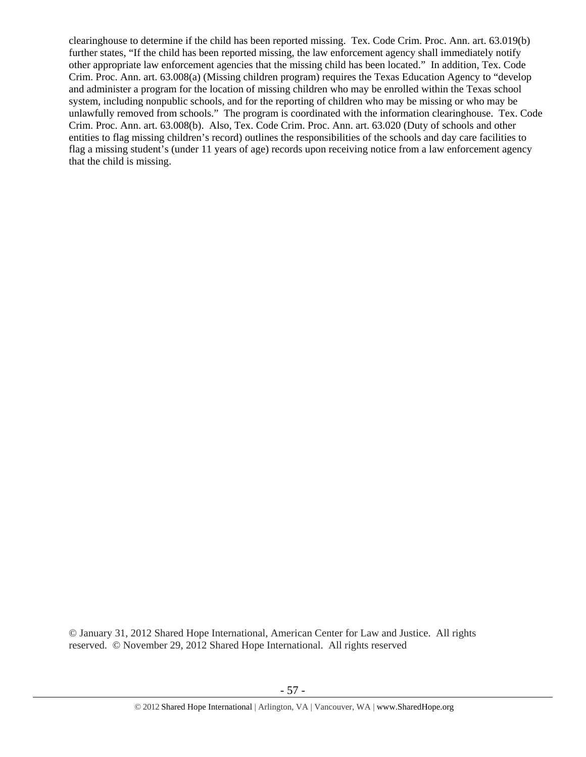clearinghouse to determine if the child has been reported missing. Tex. Code Crim. Proc. Ann. art. 63.019(b) further states, "If the child has been reported missing, the law enforcement agency shall immediately notify other appropriate law enforcement agencies that the missing child has been located." In addition, Tex. Code Crim. Proc. Ann. art. 63.008(a) (Missing children program) requires the Texas Education Agency to "develop and administer a program for the location of missing children who may be enrolled within the Texas school system, including nonpublic schools, and for the reporting of children who may be missing or who may be unlawfully removed from schools." The program is coordinated with the information clearinghouse. Tex. Code Crim. Proc. Ann. art. 63.008(b). Also, Tex. Code Crim. Proc. Ann. art. 63.020 (Duty of schools and other entities to flag missing children's record) outlines the responsibilities of the schools and day care facilities to flag a missing student's (under 11 years of age) records upon receiving notice from a law enforcement agency that the child is missing.

© January 31, 2012 Shared Hope International, American Center for Law and Justice. All rights reserved. © November 29, 2012 Shared Hope International. All rights reserved